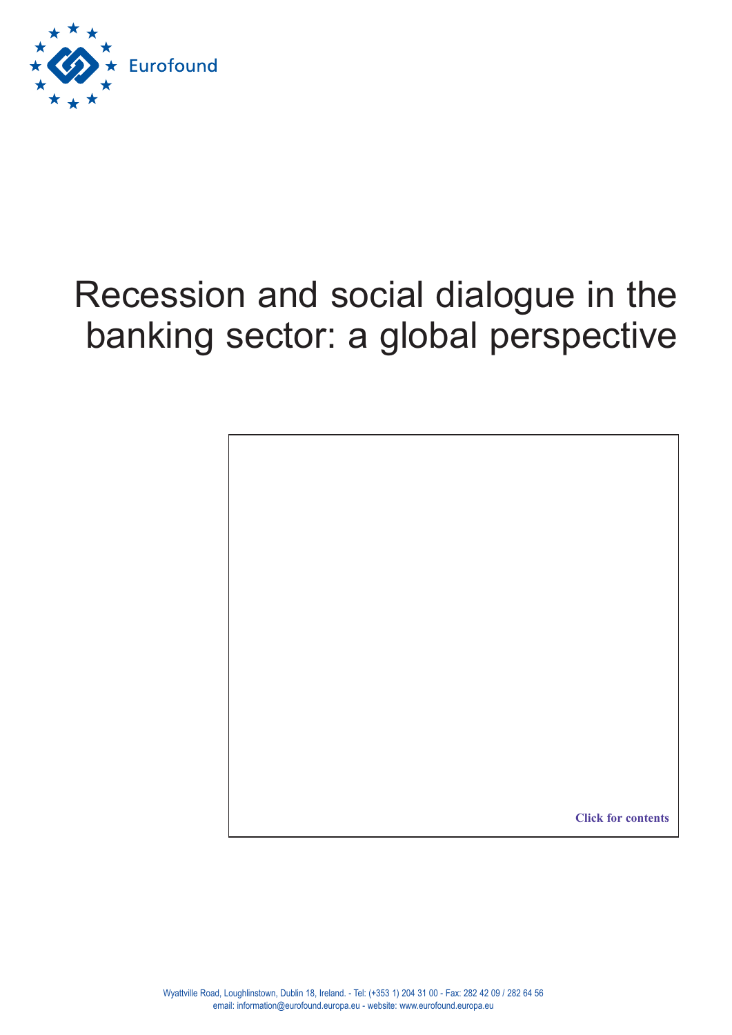Eurofound

# Recession and social dialogue in the banking sector: a global perspective

Click for contents

Wyattville Road, Loughlinstown, Dublin 18, Ireland. - Tel: (+353 1) 204 31 00 - Fax: 282 42 09 / 282 64 56
email: information@eurofound.europa.eu - website: www.eurofound.europa.eu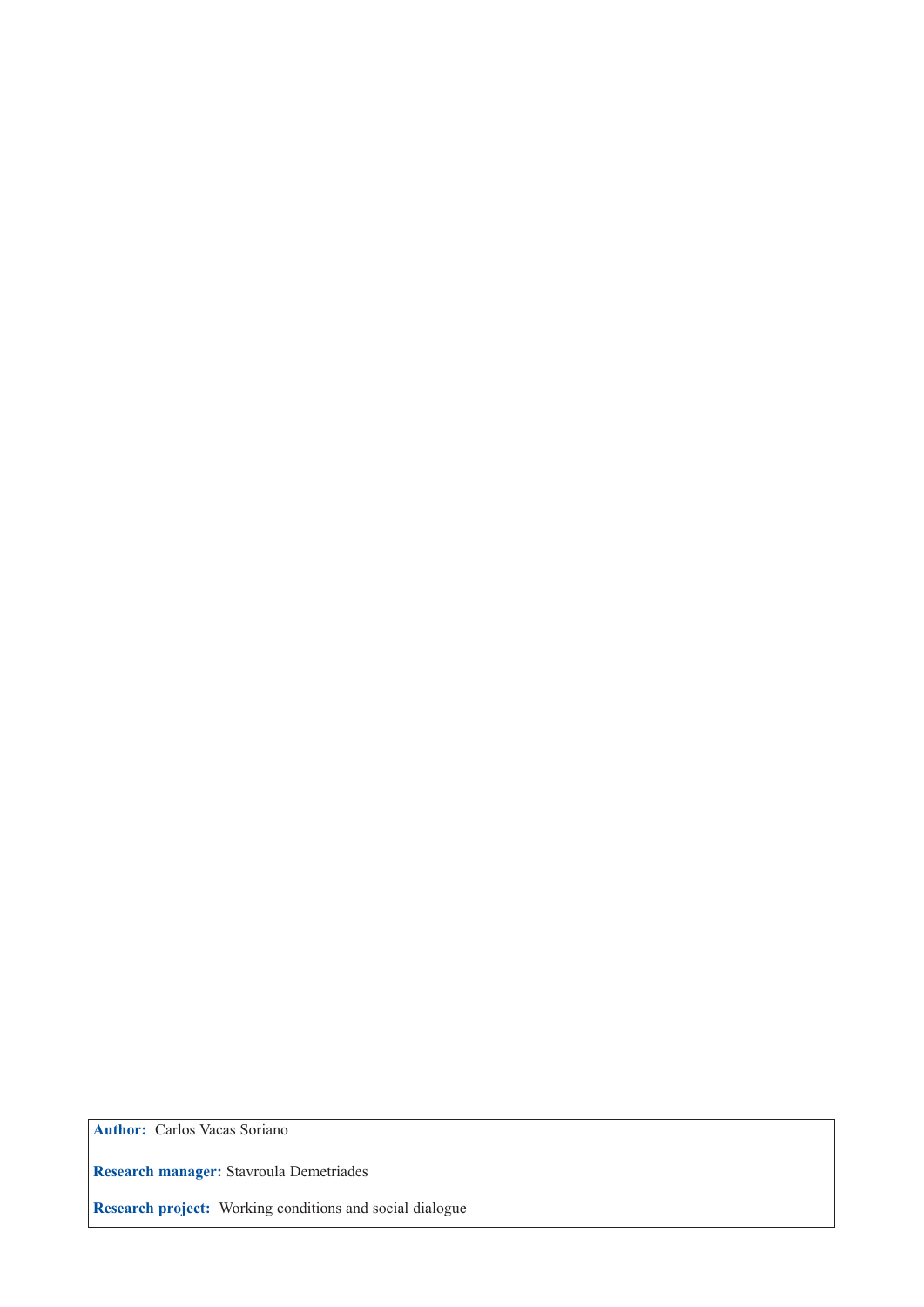**Author:** Carlos Vacas Soriano

**Research manager:** Stavroula Demetriades

**Research project:** Working conditions and social dialogue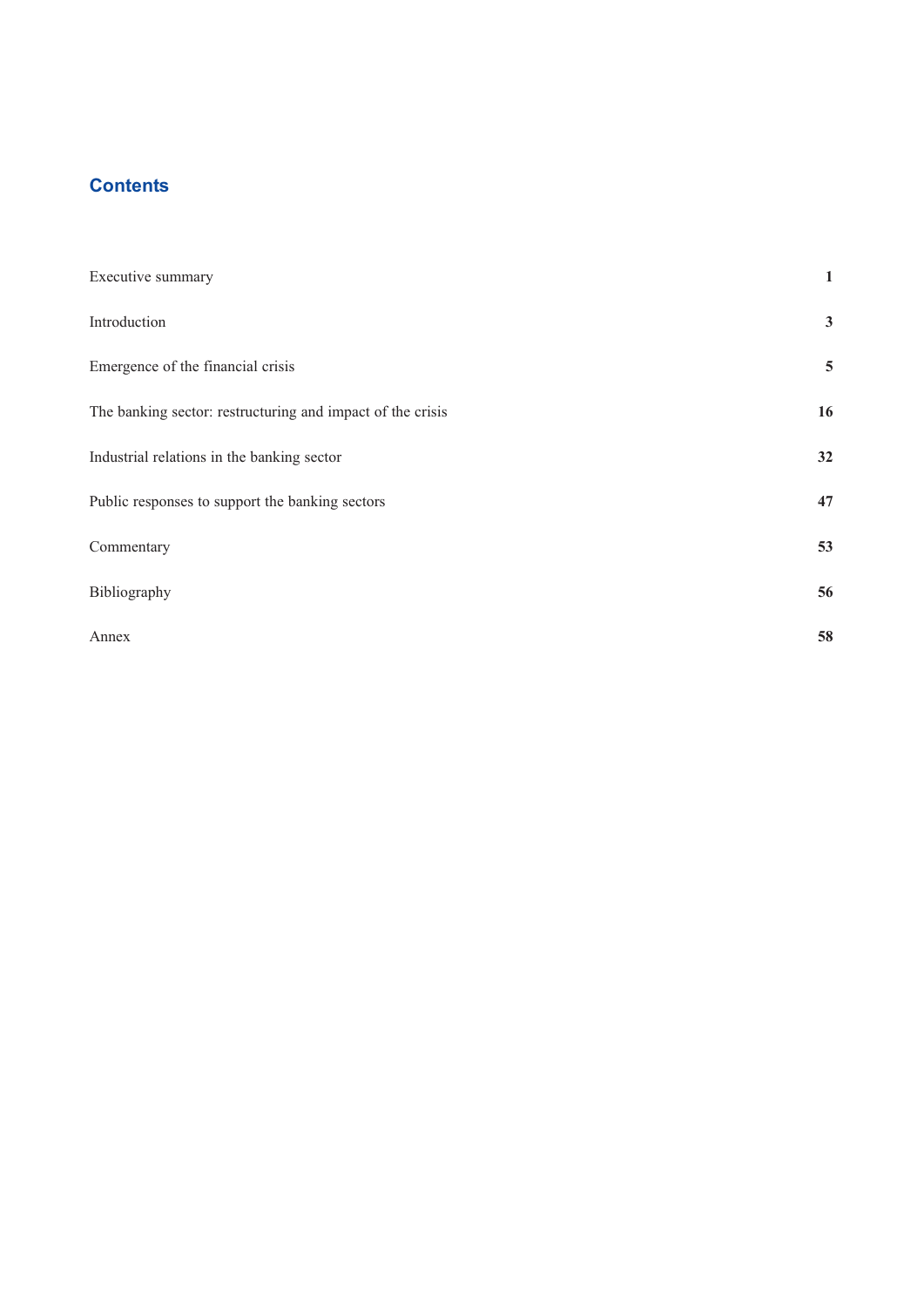## Contents

| | |
|---|---|
| Executive summary | **1** |
| Introduction | **3** |
| Emergence of the financial crisis | **5** |
| The banking sector: restructuring and impact of the crisis | **16** |
| Industrial relations in the banking sector | **32** |
| Public responses to support the banking sectors | **47** |
| Commentary | **53** |
| Bibliography | **56** |
| Annex | **58** |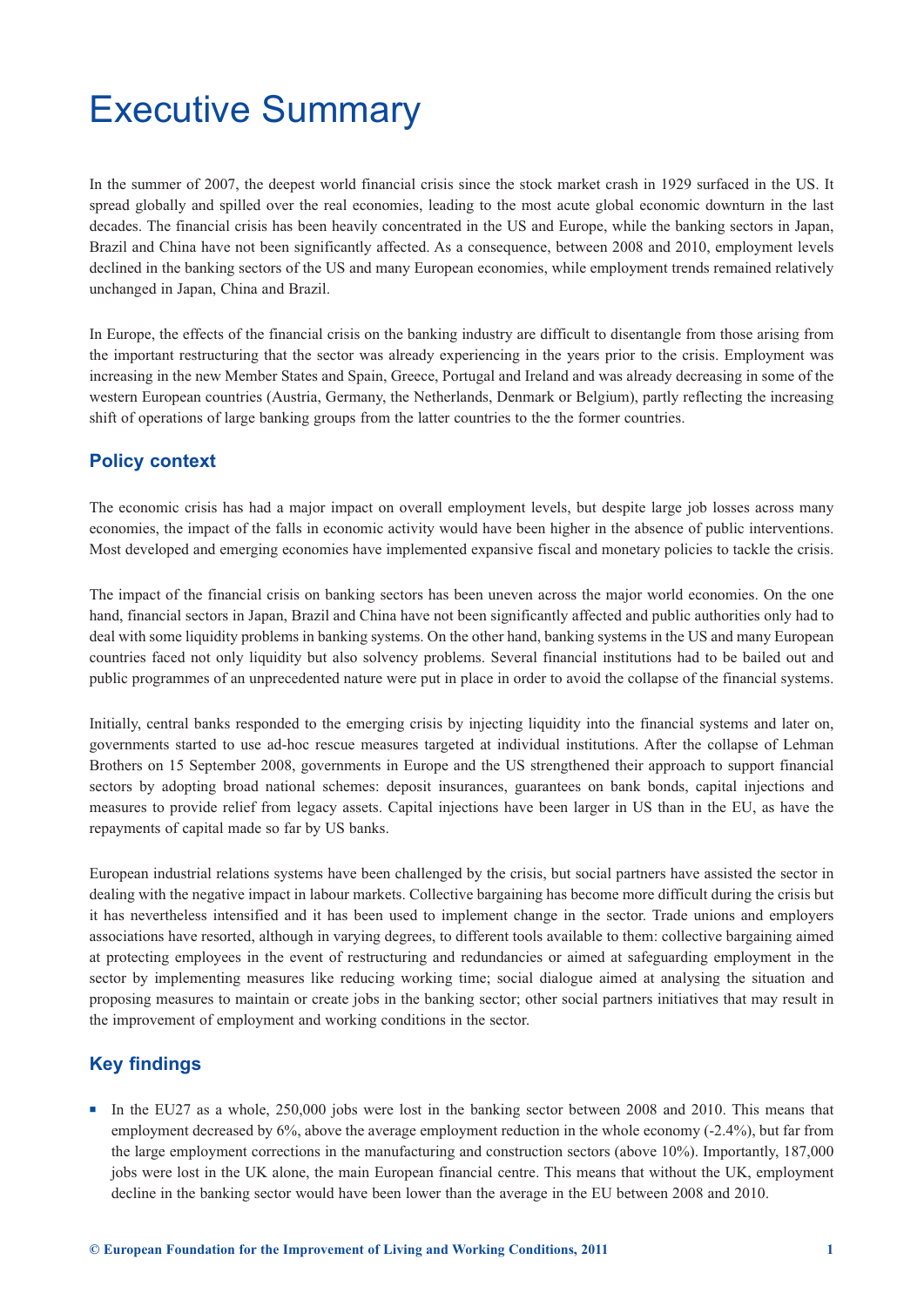# Executive Summary

In the summer of 2007, the deepest world financial crisis since the stock market crash in 1929 surfaced in the US. It spread globally and spilled over the real economies, leading to the most acute global economic downturn in the last decades. The financial crisis has been heavily concentrated in the US and Europe, while the banking sectors in Japan, Brazil and China have not been significantly affected. As a consequence, between 2008 and 2010, employment levels declined in the banking sectors of the US and many European economies, while employment trends remained relatively unchanged in Japan, China and Brazil.

In Europe, the effects of the financial crisis on the banking industry are difficult to disentangle from those arising from the important restructuring that the sector was already experiencing in the years prior to the crisis. Employment was increasing in the new Member States and Spain, Greece, Portugal and Ireland and was already decreasing in some of the western European countries (Austria, Germany, the Netherlands, Denmark or Belgium), partly reflecting the increasing shift of operations of large banking groups from the latter countries to the the former countries.

## Policy context

The economic crisis has had a major impact on overall employment levels, but despite large job losses across many economies, the impact of the falls in economic activity would have been higher in the absence of public interventions. Most developed and emerging economies have implemented expansive fiscal and monetary policies to tackle the crisis.

The impact of the financial crisis on banking sectors has been uneven across the major world economies. On the one hand, financial sectors in Japan, Brazil and China have not been significantly affected and public authorities only had to deal with some liquidity problems in banking systems. On the other hand, banking systems in the US and many European countries faced not only liquidity but also solvency problems. Several financial institutions had to be bailed out and public programmes of an unprecedented nature were put in place in order to avoid the collapse of the financial systems.

Initially, central banks responded to the emerging crisis by injecting liquidity into the financial systems and later on, governments started to use ad-hoc rescue measures targeted at individual institutions. After the collapse of Lehman Brothers on 15 September 2008, governments in Europe and the US strengthened their approach to support financial sectors by adopting broad national schemes: deposit insurances, guarantees on bank bonds, capital injections and measures to provide relief from legacy assets. Capital injections have been larger in US than in the EU, as have the repayments of capital made so far by US banks.

European industrial relations systems have been challenged by the crisis, but social partners have assisted the sector in dealing with the negative impact in labour markets. Collective bargaining has become more difficult during the crisis but it has nevertheless intensified and it has been used to implement change in the sector. Trade unions and employers associations have resorted, although in varying degrees, to different tools available to them: collective bargaining aimed at protecting employees in the event of restructuring and redundancies or aimed at safeguarding employment in the sector by implementing measures like reducing working time; social dialogue aimed at analysing the situation and proposing measures to maintain or create jobs in the banking sector; other social partners initiatives that may result in the improvement of employment and working conditions in the sector.

## Key findings

- In the EU27 as a whole, 250,000 jobs were lost in the banking sector between 2008 and 2010. This means that employment decreased by 6%, above the average employment reduction in the whole economy (-2.4%), but far from the large employment corrections in the manufacturing and construction sectors (above 10%). Importantly, 187,000 jobs were lost in the UK alone, the main European financial centre. This means that without the UK, employment decline in the banking sector would have been lower than the average in the EU between 2008 and 2010.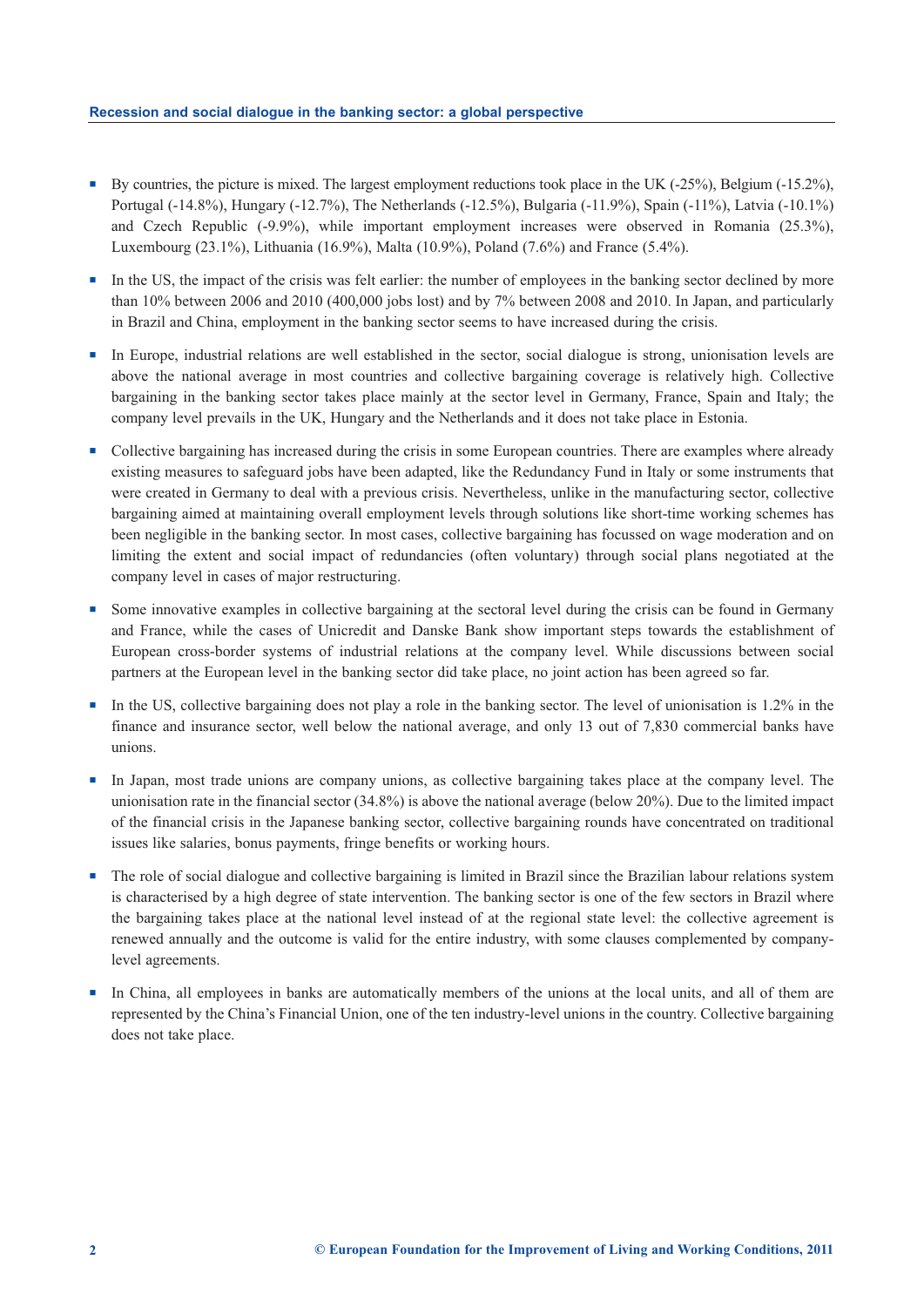- By countries, the picture is mixed. The largest employment reductions took place in the UK (-25%), Belgium (-15.2%), Portugal (-14.8%), Hungary (-12.7%), The Netherlands (-12.5%), Bulgaria (-11.9%), Spain (-11%), Latvia (-10.1%) and Czech Republic (-9.9%), while important employment increases were observed in Romania (25.3%), Luxembourg (23.1%), Lithuania (16.9%), Malta (10.9%), Poland (7.6%) and France (5.4%).
- In the US, the impact of the crisis was felt earlier: the number of employees in the banking sector declined by more than 10% between 2006 and 2010 (400,000 jobs lost) and by 7% between 2008 and 2010. In Japan, and particularly in Brazil and China, employment in the banking sector seems to have increased during the crisis.
- In Europe, industrial relations are well established in the sector, social dialogue is strong, unionisation levels are above the national average in most countries and collective bargaining coverage is relatively high. Collective bargaining in the banking sector takes place mainly at the sector level in Germany, France, Spain and Italy; the company level prevails in the UK, Hungary and the Netherlands and it does not take place in Estonia.
- Collective bargaining has increased during the crisis in some European countries. There are examples where already existing measures to safeguard jobs have been adapted, like the Redundancy Fund in Italy or some instruments that were created in Germany to deal with a previous crisis. Nevertheless, unlike in the manufacturing sector, collective bargaining aimed at maintaining overall employment levels through solutions like short-time working schemes has been negligible in the banking sector. In most cases, collective bargaining has focussed on wage moderation and on limiting the extent and social impact of redundancies (often voluntary) through social plans negotiated at the company level in cases of major restructuring.
- Some innovative examples in collective bargaining at the sectoral level during the crisis can be found in Germany and France, while the cases of Unicredit and Danske Bank show important steps towards the establishment of European cross-border systems of industrial relations at the company level. While discussions between social partners at the European level in the banking sector did take place, no joint action has been agreed so far.
- In the US, collective bargaining does not play a role in the banking sector. The level of unionisation is 1.2% in the finance and insurance sector, well below the national average, and only 13 out of 7,830 commercial banks have unions.
- In Japan, most trade unions are company unions, as collective bargaining takes place at the company level. The unionisation rate in the financial sector (34.8%) is above the national average (below 20%). Due to the limited impact of the financial crisis in the Japanese banking sector, collective bargaining rounds have concentrated on traditional issues like salaries, bonus payments, fringe benefits or working hours.
- The role of social dialogue and collective bargaining is limited in Brazil since the Brazilian labour relations system is characterised by a high degree of state intervention. The banking sector is one of the few sectors in Brazil where the bargaining takes place at the national level instead of at the regional state level: the collective agreement is renewed annually and the outcome is valid for the entire industry, with some clauses complemented by company-level agreements.
- In China, all employees in banks are automatically members of the unions at the local units, and all of them are represented by the China's Financial Union, one of the ten industry-level unions in the country. Collective bargaining does not take place.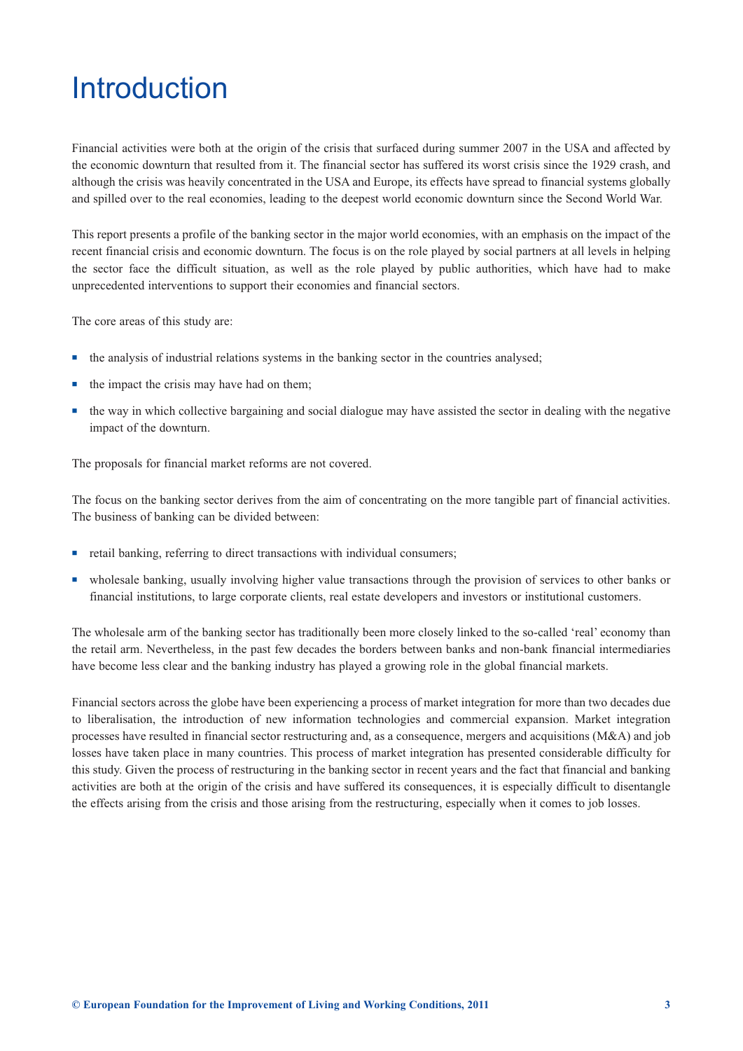# Introduction

Financial activities were both at the origin of the crisis that surfaced during summer 2007 in the USA and affected by the economic downturn that resulted from it. The financial sector has suffered its worst crisis since the 1929 crash, and although the crisis was heavily concentrated in the USA and Europe, its effects have spread to financial systems globally and spilled over to the real economies, leading to the deepest world economic downturn since the Second World War.

This report presents a profile of the banking sector in the major world economies, with an emphasis on the impact of the recent financial crisis and economic downturn. The focus is on the role played by social partners at all levels in helping the sector face the difficult situation, as well as the role played by public authorities, which have had to make unprecedented interventions to support their economies and financial sectors.

The core areas of this study are:

- the analysis of industrial relations systems in the banking sector in the countries analysed;
- the impact the crisis may have had on them;
- the way in which collective bargaining and social dialogue may have assisted the sector in dealing with the negative impact of the downturn.

The proposals for financial market reforms are not covered.

The focus on the banking sector derives from the aim of concentrating on the more tangible part of financial activities. The business of banking can be divided between:

- retail banking, referring to direct transactions with individual consumers;
- wholesale banking, usually involving higher value transactions through the provision of services to other banks or financial institutions, to large corporate clients, real estate developers and investors or institutional customers.

The wholesale arm of the banking sector has traditionally been more closely linked to the so-called 'real' economy than the retail arm. Nevertheless, in the past few decades the borders between banks and non-bank financial intermediaries have become less clear and the banking industry has played a growing role in the global financial markets.

Financial sectors across the globe have been experiencing a process of market integration for more than two decades due to liberalisation, the introduction of new information technologies and commercial expansion. Market integration processes have resulted in financial sector restructuring and, as a consequence, mergers and acquisitions (M&A) and job losses have taken place in many countries. This process of market integration has presented considerable difficulty for this study. Given the process of restructuring in the banking sector in recent years and the fact that financial and banking activities are both at the origin of the crisis and have suffered its consequences, it is especially difficult to disentangle the effects arising from the crisis and those arising from the restructuring, especially when it comes to job losses.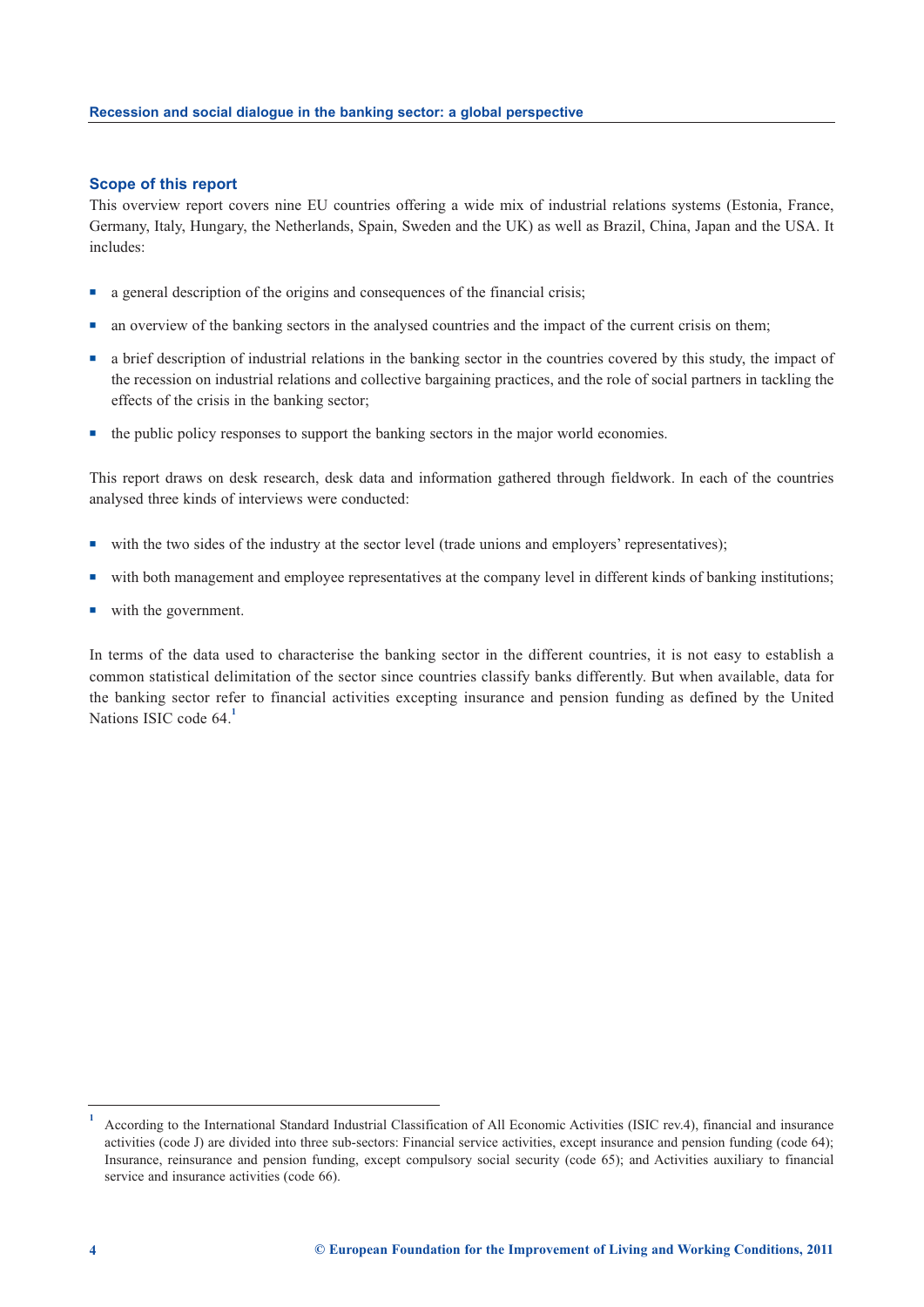## Scope of this report

This overview report covers nine EU countries offering a wide mix of industrial relations systems (Estonia, France, Germany, Italy, Hungary, the Netherlands, Spain, Sweden and the UK) as well as Brazil, China, Japan and the USA. It includes:

- a general description of the origins and consequences of the financial crisis;
- an overview of the banking sectors in the analysed countries and the impact of the current crisis on them;
- a brief description of industrial relations in the banking sector in the countries covered by this study, the impact of the recession on industrial relations and collective bargaining practices, and the role of social partners in tackling the effects of the crisis in the banking sector;
- the public policy responses to support the banking sectors in the major world economies.

This report draws on desk research, desk data and information gathered through fieldwork. In each of the countries analysed three kinds of interviews were conducted:

- with the two sides of the industry at the sector level (trade unions and employers' representatives);
- with both management and employee representatives at the company level in different kinds of banking institutions;
- with the government.

In terms of the data used to characterise the banking sector in the different countries, it is not easy to establish a common statistical delimitation of the sector since countries classify banks differently. But when available, data for the banking sector refer to financial activities excepting insurance and pension funding as defined by the United Nations ISIC code 64.[1]

---

[1] According to the International Standard Industrial Classification of All Economic Activities (ISIC rev.4), financial and insurance activities (code J) are divided into three sub-sectors: Financial service activities, except insurance and pension funding (code 64); Insurance, reinsurance and pension funding, except compulsory social security (code 65); and Activities auxiliary to financial service and insurance activities (code 66).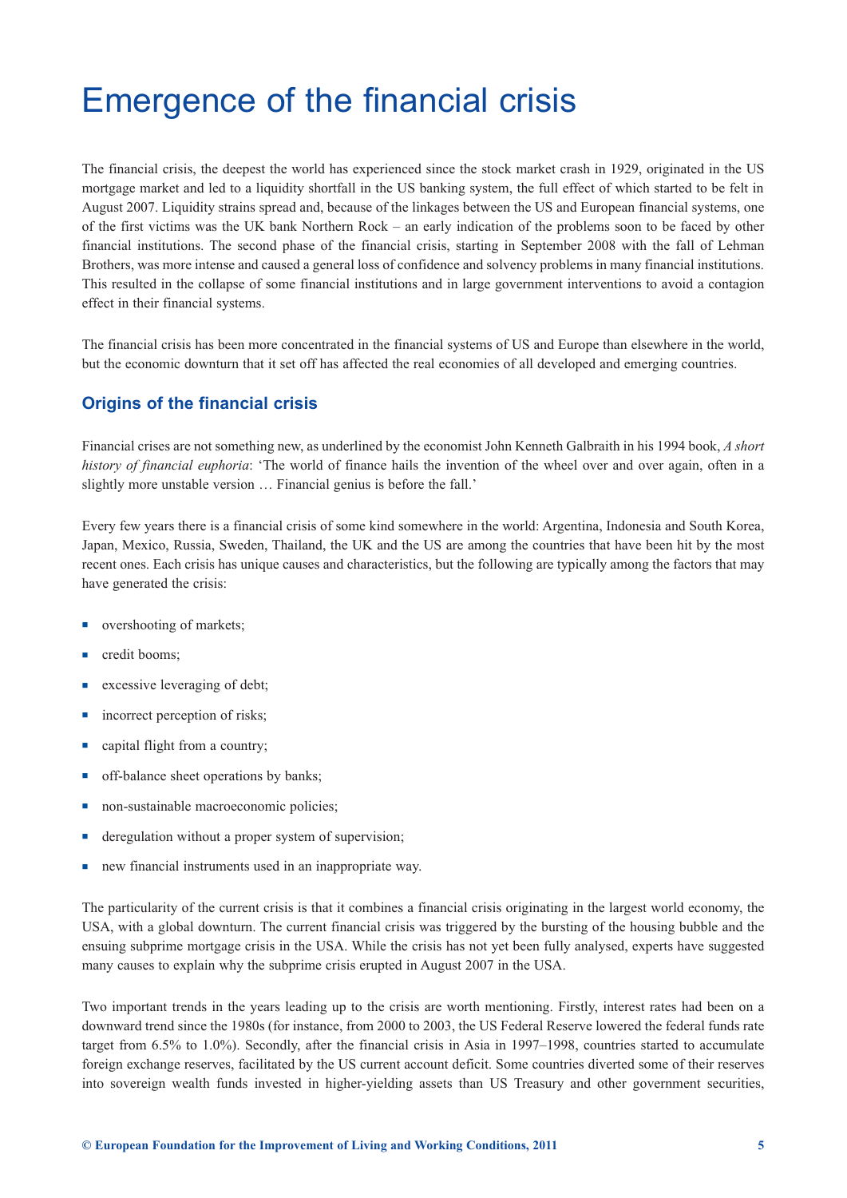# Emergence of the financial crisis

The financial crisis, the deepest the world has experienced since the stock market crash in 1929, originated in the US mortgage market and led to a liquidity shortfall in the US banking system, the full effect of which started to be felt in August 2007. Liquidity strains spread and, because of the linkages between the US and European financial systems, one of the first victims was the UK bank Northern Rock – an early indication of the problems soon to be faced by other financial institutions. The second phase of the financial crisis, starting in September 2008 with the fall of Lehman Brothers, was more intense and caused a general loss of confidence and solvency problems in many financial institutions. This resulted in the collapse of some financial institutions and in large government interventions to avoid a contagion effect in their financial systems.

The financial crisis has been more concentrated in the financial systems of US and Europe than elsewhere in the world, but the economic downturn that it set off has affected the real economies of all developed and emerging countries.

## Origins of the financial crisis

Financial crises are not something new, as underlined by the economist John Kenneth Galbraith in his 1994 book, *A short history of financial euphoria*: 'The world of finance hails the invention of the wheel over and over again, often in a slightly more unstable version … Financial genius is before the fall.'

Every few years there is a financial crisis of some kind somewhere in the world: Argentina, Indonesia and South Korea, Japan, Mexico, Russia, Sweden, Thailand, the UK and the US are among the countries that have been hit by the most recent ones. Each crisis has unique causes and characteristics, but the following are typically among the factors that may have generated the crisis:

- overshooting of markets;
- credit booms;
- excessive leveraging of debt;
- incorrect perception of risks;
- capital flight from a country;
- off-balance sheet operations by banks;
- non-sustainable macroeconomic policies;
- deregulation without a proper system of supervision;
- new financial instruments used in an inappropriate way.

The particularity of the current crisis is that it combines a financial crisis originating in the largest world economy, the USA, with a global downturn. The current financial crisis was triggered by the bursting of the housing bubble and the ensuing subprime mortgage crisis in the USA. While the crisis has not yet been fully analysed, experts have suggested many causes to explain why the subprime crisis erupted in August 2007 in the USA.

Two important trends in the years leading up to the crisis are worth mentioning. Firstly, interest rates had been on a downward trend since the 1980s (for instance, from 2000 to 2003, the US Federal Reserve lowered the federal funds rate target from 6.5% to 1.0%). Secondly, after the financial crisis in Asia in 1997–1998, countries started to accumulate foreign exchange reserves, facilitated by the US current account deficit. Some countries diverted some of their reserves into sovereign wealth funds invested in higher-yielding assets than US Treasury and other government securities,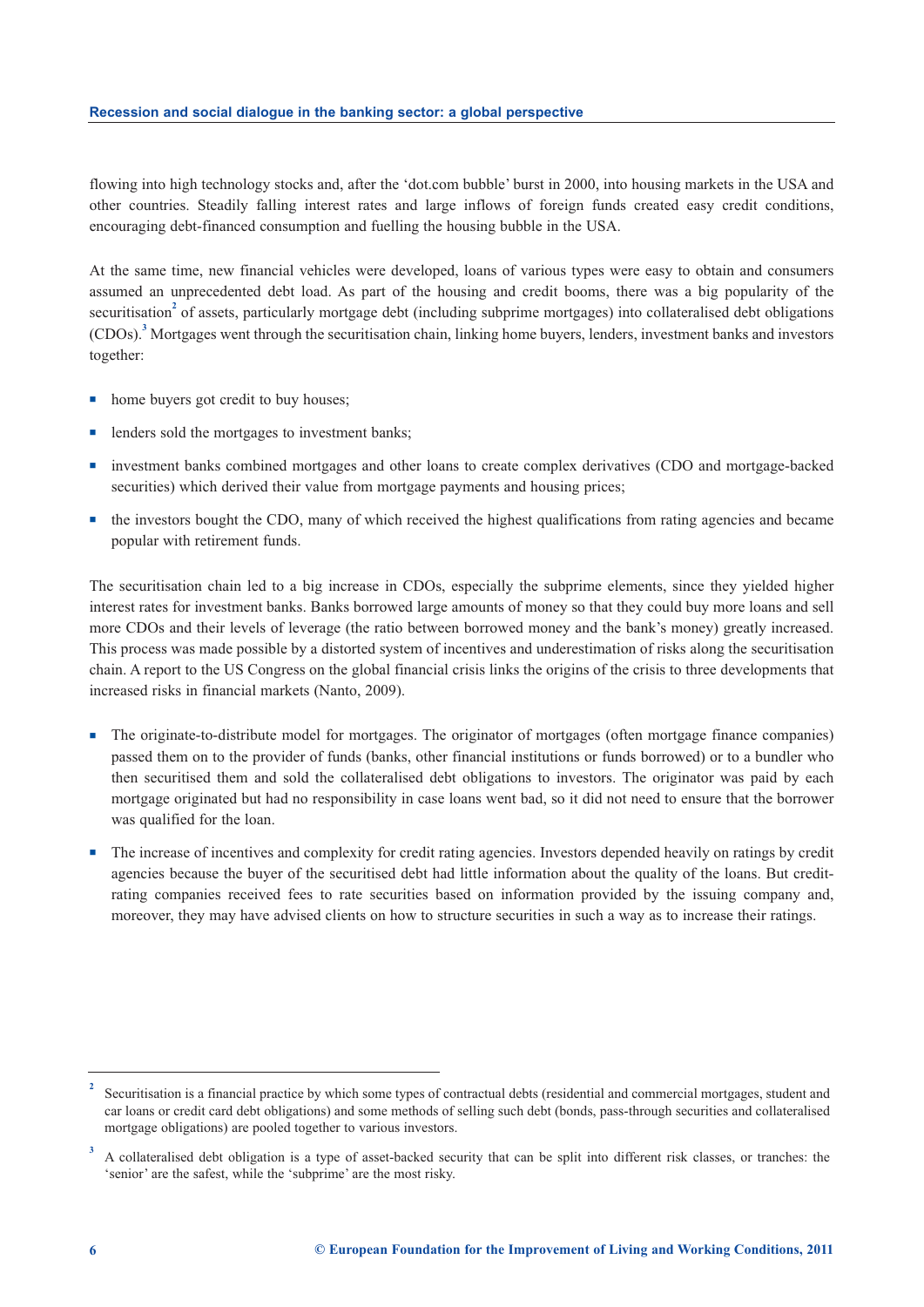flowing into high technology stocks and, after the 'dot.com bubble' burst in 2000, into housing markets in the USA and other countries. Steadily falling interest rates and large inflows of foreign funds created easy credit conditions, encouraging debt-financed consumption and fuelling the housing bubble in the USA.

At the same time, new financial vehicles were developed, loans of various types were easy to obtain and consumers assumed an unprecedented debt load. As part of the housing and credit booms, there was a big popularity of the securitisation[2] of assets, particularly mortgage debt (including subprime mortgages) into collateralised debt obligations (CDOs).[3] Mortgages went through the securitisation chain, linking home buyers, lenders, investment banks and investors together:

- home buyers got credit to buy houses;
- lenders sold the mortgages to investment banks;
- investment banks combined mortgages and other loans to create complex derivatives (CDO and mortgage-backed securities) which derived their value from mortgage payments and housing prices;
- the investors bought the CDO, many of which received the highest qualifications from rating agencies and became popular with retirement funds.

The securitisation chain led to a big increase in CDOs, especially the subprime elements, since they yielded higher interest rates for investment banks. Banks borrowed large amounts of money so that they could buy more loans and sell more CDOs and their levels of leverage (the ratio between borrowed money and the bank's money) greatly increased. This process was made possible by a distorted system of incentives and underestimation of risks along the securitisation chain. A report to the US Congress on the global financial crisis links the origins of the crisis to three developments that increased risks in financial markets (Nanto, 2009).

- The originate-to-distribute model for mortgages. The originator of mortgages (often mortgage finance companies) passed them on to the provider of funds (banks, other financial institutions or funds borrowed) or to a bundler who then securitised them and sold the collateralised debt obligations to investors. The originator was paid by each mortgage originated but had no responsibility in case loans went bad, so it did not need to ensure that the borrower was qualified for the loan.
- The increase of incentives and complexity for credit rating agencies. Investors depended heavily on ratings by credit agencies because the buyer of the securitised debt had little information about the quality of the loans. But credit-rating companies received fees to rate securities based on information provided by the issuing company and, moreover, they may have advised clients on how to structure securities in such a way as to increase their ratings.

---

[2] Securitisation is a financial practice by which some types of contractual debts (residential and commercial mortgages, student and car loans or credit card debt obligations) and some methods of selling such debt (bonds, pass-through securities and collateralised mortgage obligations) are pooled together to various investors.

[3] A collateralised debt obligation is a type of asset-backed security that can be split into different risk classes, or tranches: the 'senior' are the safest, while the 'subprime' are the most risky.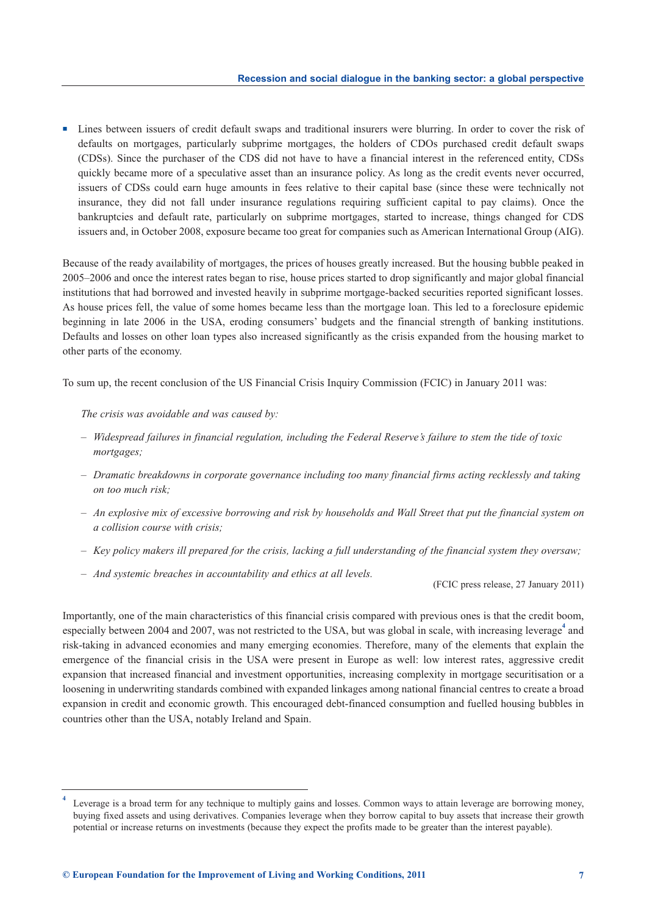- Lines between issuers of credit default swaps and traditional insurers were blurring. In order to cover the risk of defaults on mortgages, particularly subprime mortgages, the holders of CDOs purchased credit default swaps (CDSs). Since the purchaser of the CDS did not have to have a financial interest in the referenced entity, CDSs quickly became more of a speculative asset than an insurance policy. As long as the credit events never occurred, issuers of CDSs could earn huge amounts in fees relative to their capital base (since these were technically not insurance, they did not fall under insurance regulations requiring sufficient capital to pay claims). Once the bankruptcies and default rate, particularly on subprime mortgages, started to increase, things changed for CDS issuers and, in October 2008, exposure became too great for companies such as American International Group (AIG).

Because of the ready availability of mortgages, the prices of houses greatly increased. But the housing bubble peaked in 2005–2006 and once the interest rates began to rise, house prices started to drop significantly and major global financial institutions that had borrowed and invested heavily in subprime mortgage-backed securities reported significant losses. As house prices fell, the value of some homes became less than the mortgage loan. This led to a foreclosure epidemic beginning in late 2006 in the USA, eroding consumers' budgets and the financial strength of banking institutions. Defaults and losses on other loan types also increased significantly as the crisis expanded from the housing market to other parts of the economy.

To sum up, the recent conclusion of the US Financial Crisis Inquiry Commission (FCIC) in January 2011 was:

> *The crisis was avoidable and was caused by:*
>
> – *Widespread failures in financial regulation, including the Federal Reserve's failure to stem the tide of toxic mortgages;*
>
> – *Dramatic breakdowns in corporate governance including too many financial firms acting recklessly and taking on too much risk;*
>
> – *An explosive mix of excessive borrowing and risk by households and Wall Street that put the financial system on a collision course with crisis;*
>
> – *Key policy makers ill prepared for the crisis, lacking a full understanding of the financial system they oversaw;*
>
> – *And systemic breaches in accountability and ethics at all levels.*
>
> (FCIC press release, 27 January 2011)

Importantly, one of the main characteristics of this financial crisis compared with previous ones is that the credit boom, especially between 2004 and 2007, was not restricted to the USA, but was global in scale, with increasing leverage[4] and risk-taking in advanced economies and many emerging economies. Therefore, many of the elements that explain the emergence of the financial crisis in the USA were present in Europe as well: low interest rates, aggressive credit expansion that increased financial and investment opportunities, increasing complexity in mortgage securitisation or a loosening in underwriting standards combined with expanded linkages among national financial centres to create a broad expansion in credit and economic growth. This encouraged debt-financed consumption and fuelled housing bubbles in countries other than the USA, notably Ireland and Spain.

---

[4] Leverage is a broad term for any technique to multiply gains and losses. Common ways to attain leverage are borrowing money, buying fixed assets and using derivatives. Companies leverage when they borrow capital to buy assets that increase their growth potential or increase returns on investments (because they expect the profits made to be greater than the interest payable).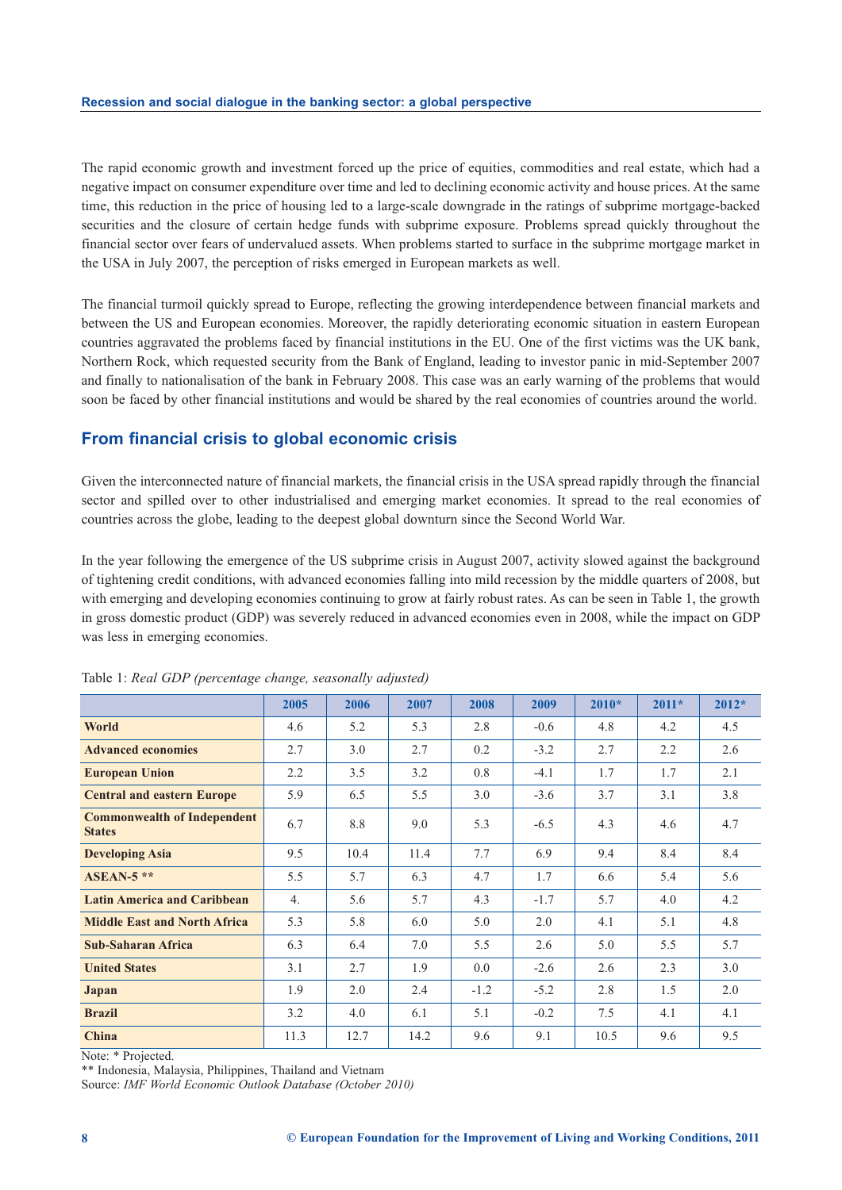The rapid economic growth and investment forced up the price of equities, commodities and real estate, which had a negative impact on consumer expenditure over time and led to declining economic activity and house prices. At the same time, this reduction in the price of housing led to a large-scale downgrade in the ratings of subprime mortgage-backed securities and the closure of certain hedge funds with subprime exposure. Problems spread quickly throughout the financial sector over fears of undervalued assets. When problems started to surface in the subprime mortgage market in the USA in July 2007, the perception of risks emerged in European markets as well.

The financial turmoil quickly spread to Europe, reflecting the growing interdependence between financial markets and between the US and European economies. Moreover, the rapidly deteriorating economic situation in eastern European countries aggravated the problems faced by financial institutions in the EU. One of the first victims was the UK bank, Northern Rock, which requested security from the Bank of England, leading to investor panic in mid-September 2007 and finally to nationalisation of the bank in February 2008. This case was an early warning of the problems that would soon be faced by other financial institutions and would be shared by the real economies of countries around the world.

## From financial crisis to global economic crisis

Given the interconnected nature of financial markets, the financial crisis in the USA spread rapidly through the financial sector and spilled over to other industrialised and emerging market economies. It spread to the real economies of countries across the globe, leading to the deepest global downturn since the Second World War.

In the year following the emergence of the US subprime crisis in August 2007, activity slowed against the background of tightening credit conditions, with advanced economies falling into mild recession by the middle quarters of 2008, but with emerging and developing economies continuing to grow at fairly robust rates. As can be seen in Table 1, the growth in gross domestic product (GDP) was severely reduced in advanced economies even in 2008, while the impact on GDP was less in emerging economies.

Table 1: *Real GDP (percentage change, seasonally adjusted)*

| | 2005 | 2006 | 2007 | 2008 | 2009 | 2010* | 2011* | 2012* |
|---|---|---|---|---|---|---|---|---|
| **World** | 4.6 | 5.2 | 5.3 | 2.8 | -0.6 | 4.8 | 4.2 | 4.5 |
| **Advanced economies** | 2.7 | 3.0 | 2.7 | 0.2 | -3.2 | 2.7 | 2.2 | 2.6 |
| **European Union** | 2.2 | 3.5 | 3.2 | 0.8 | -4.1 | 1.7 | 1.7 | 2.1 |
| **Central and eastern Europe** | 5.9 | 6.5 | 5.5 | 3.0 | -3.6 | 3.7 | 3.1 | 3.8 |
| **Commonwealth of Independent States** | 6.7 | 8.8 | 9.0 | 5.3 | -6.5 | 4.3 | 4.6 | 4.7 |
| **Developing Asia** | 9.5 | 10.4 | 11.4 | 7.7 | 6.9 | 9.4 | 8.4 | 8.4 |
| **ASEAN-5 \*\*** | 5.5 | 5.7 | 6.3 | 4.7 | 1.7 | 6.6 | 5.4 | 5.6 |
| **Latin America and Caribbean** | 4. | 5.6 | 5.7 | 4.3 | -1.7 | 5.7 | 4.0 | 4.2 |
| **Middle East and North Africa** | 5.3 | 5.8 | 6.0 | 5.0 | 2.0 | 4.1 | 5.1 | 4.8 |
| **Sub-Saharan Africa** | 6.3 | 6.4 | 7.0 | 5.5 | 2.6 | 5.0 | 5.5 | 5.7 |
| **United States** | 3.1 | 2.7 | 1.9 | 0.0 | -2.6 | 2.6 | 2.3 | 3.0 |
| **Japan** | 1.9 | 2.0 | 2.4 | -1.2 | -5.2 | 2.8 | 1.5 | 2.0 |
| **Brazil** | 3.2 | 4.0 | 6.1 | 5.1 | -0.2 | 7.5 | 4.1 | 4.1 |
| **China** | 11.3 | 12.7 | 14.2 | 9.6 | 9.1 | 10.5 | 9.6 | 9.5 |

Note: * Projected.
** Indonesia, Malaysia, Philippines, Thailand and Vietnam
Source: *IMF World Economic Outlook Database (October 2010)*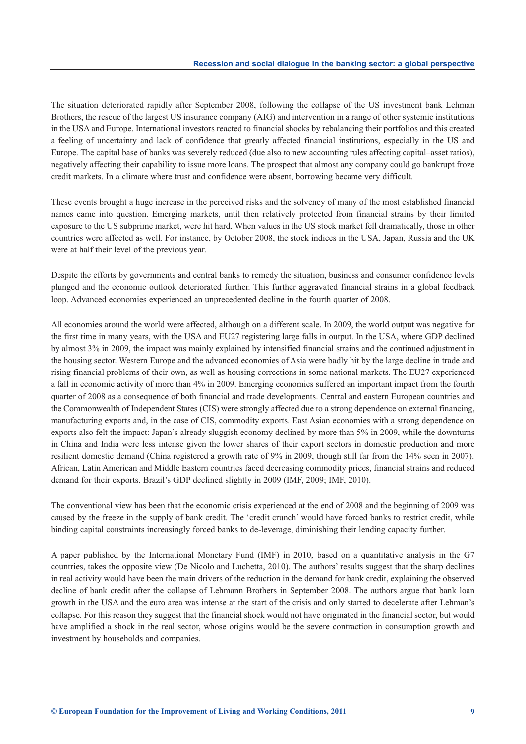The situation deteriorated rapidly after September 2008, following the collapse of the US investment bank Lehman Brothers, the rescue of the largest US insurance company (AIG) and intervention in a range of other systemic institutions in the USA and Europe. International investors reacted to financial shocks by rebalancing their portfolios and this created a feeling of uncertainty and lack of confidence that greatly affected financial institutions, especially in the US and Europe. The capital base of banks was severely reduced (due also to new accounting rules affecting capital–asset ratios), negatively affecting their capability to issue more loans. The prospect that almost any company could go bankrupt froze credit markets. In a climate where trust and confidence were absent, borrowing became very difficult.

These events brought a huge increase in the perceived risks and the solvency of many of the most established financial names came into question. Emerging markets, until then relatively protected from financial strains by their limited exposure to the US subprime market, were hit hard. When values in the US stock market fell dramatically, those in other countries were affected as well. For instance, by October 2008, the stock indices in the USA, Japan, Russia and the UK were at half their level of the previous year.

Despite the efforts by governments and central banks to remedy the situation, business and consumer confidence levels plunged and the economic outlook deteriorated further. This further aggravated financial strains in a global feedback loop. Advanced economies experienced an unprecedented decline in the fourth quarter of 2008.

All economies around the world were affected, although on a different scale. In 2009, the world output was negative for the first time in many years, with the USA and EU27 registering large falls in output. In the USA, where GDP declined by almost 3% in 2009, the impact was mainly explained by intensified financial strains and the continued adjustment in the housing sector. Western Europe and the advanced economies of Asia were badly hit by the large decline in trade and rising financial problems of their own, as well as housing corrections in some national markets. The EU27 experienced a fall in economic activity of more than 4% in 2009. Emerging economies suffered an important impact from the fourth quarter of 2008 as a consequence of both financial and trade developments. Central and eastern European countries and the Commonwealth of Independent States (CIS) were strongly affected due to a strong dependence on external financing, manufacturing exports and, in the case of CIS, commodity exports. East Asian economies with a strong dependence on exports also felt the impact: Japan's already sluggish economy declined by more than 5% in 2009, while the downturns in China and India were less intense given the lower shares of their export sectors in domestic production and more resilient domestic demand (China registered a growth rate of 9% in 2009, though still far from the 14% seen in 2007). African, Latin American and Middle Eastern countries faced decreasing commodity prices, financial strains and reduced demand for their exports. Brazil's GDP declined slightly in 2009 (IMF, 2009; IMF, 2010).

The conventional view has been that the economic crisis experienced at the end of 2008 and the beginning of 2009 was caused by the freeze in the supply of bank credit. The 'credit crunch' would have forced banks to restrict credit, while binding capital constraints increasingly forced banks to de-leverage, diminishing their lending capacity further.

A paper published by the International Monetary Fund (IMF) in 2010, based on a quantitative analysis in the G7 countries, takes the opposite view (De Nicolo and Luchetta, 2010). The authors' results suggest that the sharp declines in real activity would have been the main drivers of the reduction in the demand for bank credit, explaining the observed decline of bank credit after the collapse of Lehmann Brothers in September 2008. The authors argue that bank loan growth in the USA and the euro area was intense at the start of the crisis and only started to decelerate after Lehman's collapse. For this reason they suggest that the financial shock would not have originated in the financial sector, but would have amplified a shock in the real sector, whose origins would be the severe contraction in consumption growth and investment by households and companies.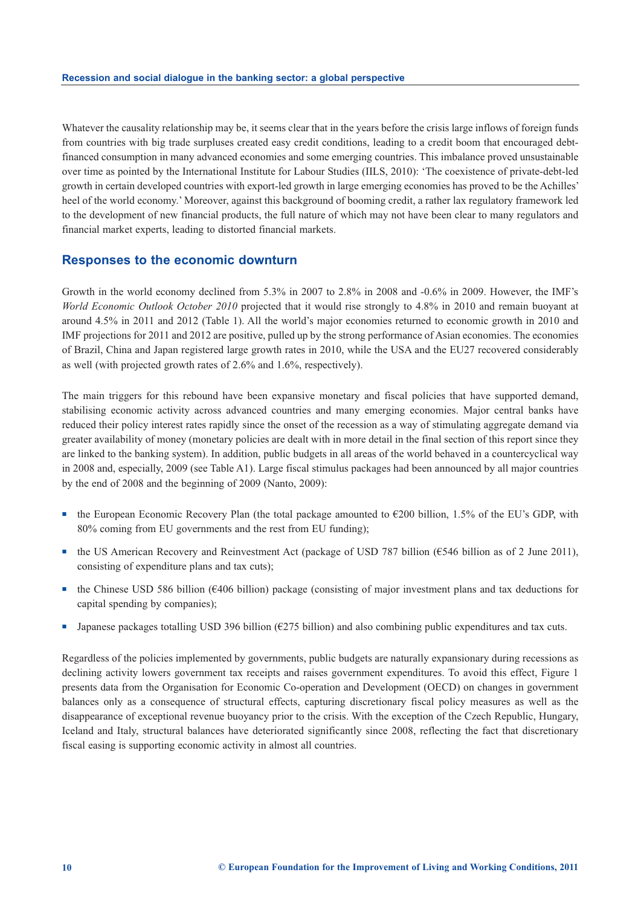Whatever the causality relationship may be, it seems clear that in the years before the crisis large inflows of foreign funds from countries with big trade surpluses created easy credit conditions, leading to a credit boom that encouraged debt-financed consumption in many advanced economies and some emerging countries. This imbalance proved unsustainable over time as pointed by the International Institute for Labour Studies (IILS, 2010): 'The coexistence of private-debt-led growth in certain developed countries with export-led growth in large emerging economies has proved to be the Achilles' heel of the world economy.' Moreover, against this background of booming credit, a rather lax regulatory framework led to the development of new financial products, the full nature of which may not have been clear to many regulators and financial market experts, leading to distorted financial markets.

## Responses to the economic downturn

Growth in the world economy declined from 5.3% in 2007 to 2.8% in 2008 and -0.6% in 2009. However, the IMF's *World Economic Outlook October 2010* projected that it would rise strongly to 4.8% in 2010 and remain buoyant at around 4.5% in 2011 and 2012 (Table 1). All the world's major economies returned to economic growth in 2010 and IMF projections for 2011 and 2012 are positive, pulled up by the strong performance of Asian economies. The economies of Brazil, China and Japan registered large growth rates in 2010, while the USA and the EU27 recovered considerably as well (with projected growth rates of 2.6% and 1.6%, respectively).

The main triggers for this rebound have been expansive monetary and fiscal policies that have supported demand, stabilising economic activity across advanced countries and many emerging economies. Major central banks have reduced their policy interest rates rapidly since the onset of the recession as a way of stimulating aggregate demand via greater availability of money (monetary policies are dealt with in more detail in the final section of this report since they are linked to the banking system). In addition, public budgets in all areas of the world behaved in a countercyclical way in 2008 and, especially, 2009 (see Table A1). Large fiscal stimulus packages had been announced by all major countries by the end of 2008 and the beginning of 2009 (Nanto, 2009):

- the European Economic Recovery Plan (the total package amounted to €200 billion, 1.5% of the EU's GDP, with 80% coming from EU governments and the rest from EU funding);
- the US American Recovery and Reinvestment Act (package of USD 787 billion (€546 billion as of 2 June 2011), consisting of expenditure plans and tax cuts);
- the Chinese USD 586 billion (€406 billion) package (consisting of major investment plans and tax deductions for capital spending by companies);
- Japanese packages totalling USD 396 billion (€275 billion) and also combining public expenditures and tax cuts.

Regardless of the policies implemented by governments, public budgets are naturally expansionary during recessions as declining activity lowers government tax receipts and raises government expenditures. To avoid this effect, Figure 1 presents data from the Organisation for Economic Co-operation and Development (OECD) on changes in government balances only as a consequence of structural effects, capturing discretionary fiscal policy measures as well as the disappearance of exceptional revenue buoyancy prior to the crisis. With the exception of the Czech Republic, Hungary, Iceland and Italy, structural balances have deteriorated significantly since 2008, reflecting the fact that discretionary fiscal easing is supporting economic activity in almost all countries.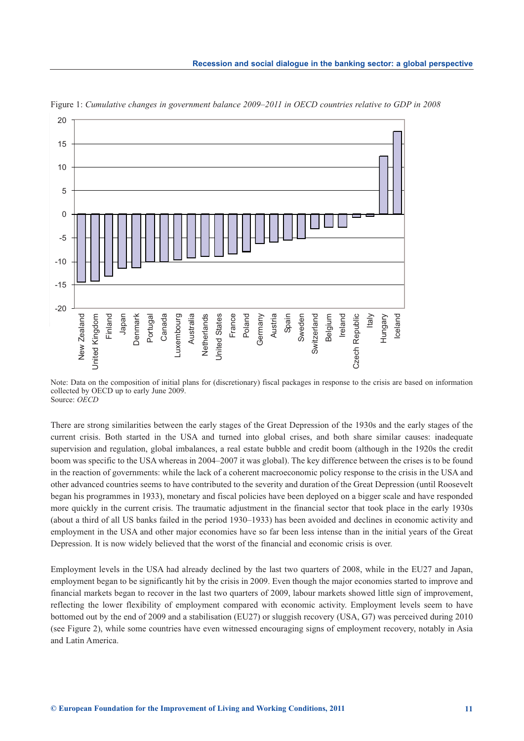Figure 1: *Cumulative changes in government balance 2009–2011 in OECD countries relative to GDP in 2008*

Note: Data on the composition of initial plans for (discretionary) fiscal packages in response to the crisis are based on information collected by OECD up to early June 2009.
Source: *OECD*

There are strong similarities between the early stages of the Great Depression of the 1930s and the early stages of the current crisis. Both started in the USA and turned into global crises, and both share similar causes: inadequate supervision and regulation, global imbalances, a real estate bubble and credit boom (although in the 1920s the credit boom was specific to the USA whereas in 2004–2007 it was global). The key difference between the crises is to be found in the reaction of governments: while the lack of a coherent macroeconomic policy response to the crisis in the USA and other advanced countries seems to have contributed to the severity and duration of the Great Depression (until Roosevelt began his programmes in 1933), monetary and fiscal policies have been deployed on a bigger scale and have responded more quickly in the current crisis. The traumatic adjustment in the financial sector that took place in the early 1930s (about a third of all US banks failed in the period 1930–1933) has been avoided and declines in economic activity and employment in the USA and other major economies have so far been less intense than in the initial years of the Great Depression. It is now widely believed that the worst of the financial and economic crisis is over.

Employment levels in the USA had already declined by the last two quarters of 2008, while in the EU27 and Japan, employment began to be significantly hit by the crisis in 2009. Even though the major economies started to improve and financial markets began to recover in the last two quarters of 2009, labour markets showed little sign of improvement, reflecting the lower flexibility of employment compared with economic activity. Employment levels seem to have bottomed out by the end of 2009 and a stabilisation (EU27) or sluggish recovery (USA, G7) was perceived during 2010 (see Figure 2), while some countries have even witnessed encouraging signs of employment recovery, notably in Asia and Latin America.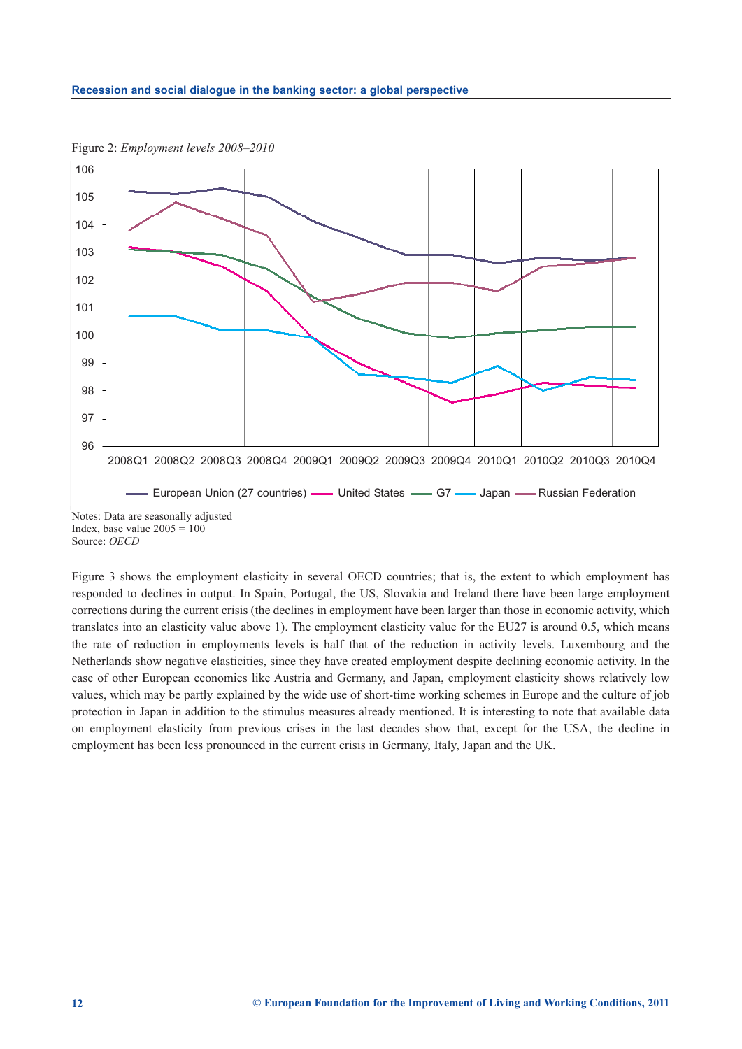Figure 2: *Employment levels 2008–2010*

Notes: Data are seasonally adjusted
Index, base value 2005 = 100
Source: *OECD*

Figure 3 shows the employment elasticity in several OECD countries; that is, the extent to which employment has responded to declines in output. In Spain, Portugal, the US, Slovakia and Ireland there have been large employment corrections during the current crisis (the declines in employment have been larger than those in economic activity, which translates into an elasticity value above 1). The employment elasticity value for the EU27 is around 0.5, which means the rate of reduction in employments levels is half that of the reduction in activity levels. Luxembourg and the Netherlands show negative elasticities, since they have created employment despite declining economic activity. In the case of other European economies like Austria and Germany, and Japan, employment elasticity shows relatively low values, which may be partly explained by the wide use of short-time working schemes in Europe and the culture of job protection in Japan in addition to the stimulus measures already mentioned. It is interesting to note that available data on employment elasticity from previous crises in the last decades show that, except for the USA, the decline in employment has been less pronounced in the current crisis in Germany, Italy, Japan and the UK.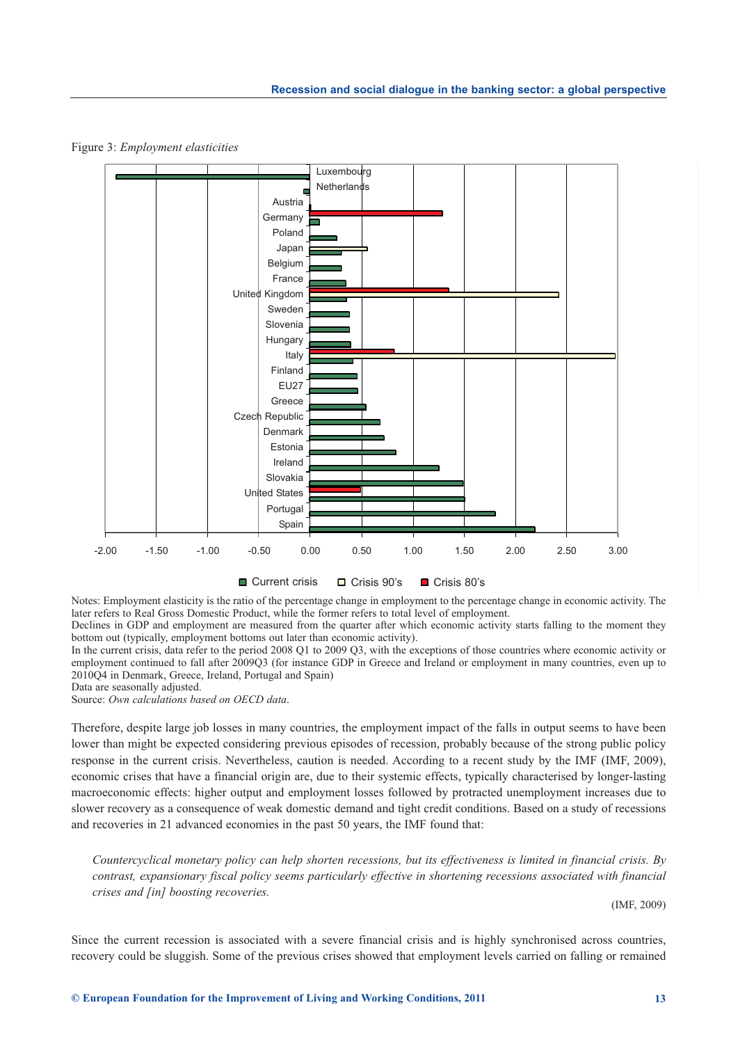Figure 3: *Employment elasticities*

Notes: Employment elasticity is the ratio of the percentage change in employment to the percentage change in economic activity. The later refers to Real Gross Domestic Product, while the former refers to total level of employment.
Declines in GDP and employment are measured from the quarter after which economic activity starts falling to the moment they bottom out (typically, employment bottoms out later than economic activity).
In the current crisis, data refer to the period 2008 Q1 to 2009 Q3, with the exceptions of those countries where economic activity or employment continued to fall after 2009Q3 (for instance GDP in Greece and Ireland or employment in many countries, even up to 2010Q4 in Denmark, Greece, Ireland, Portugal and Spain)
Data are seasonally adjusted.
Source: *Own calculations based on OECD data*.

Therefore, despite large job losses in many countries, the employment impact of the falls in output seems to have been lower than might be expected considering previous episodes of recession, probably because of the strong public policy response in the current crisis. Nevertheless, caution is needed. According to a recent study by the IMF (IMF, 2009), economic crises that have a financial origin are, due to their systemic effects, typically characterised by longer-lasting macroeconomic effects: higher output and employment losses followed by protracted unemployment increases due to slower recovery as a consequence of weak domestic demand and tight credit conditions. Based on a study of recessions and recoveries in 21 advanced economies in the past 50 years, the IMF found that:

> *Countercyclical monetary policy can help shorten recessions, but its effectiveness is limited in financial crisis. By contrast, expansionary fiscal policy seems particularly effective in shortening recessions associated with financial crises and [in] boosting recoveries.*
>
> (IMF, 2009)

Since the current recession is associated with a severe financial crisis and is highly synchronised across countries, recovery could be sluggish. Some of the previous crises showed that employment levels carried on falling or remained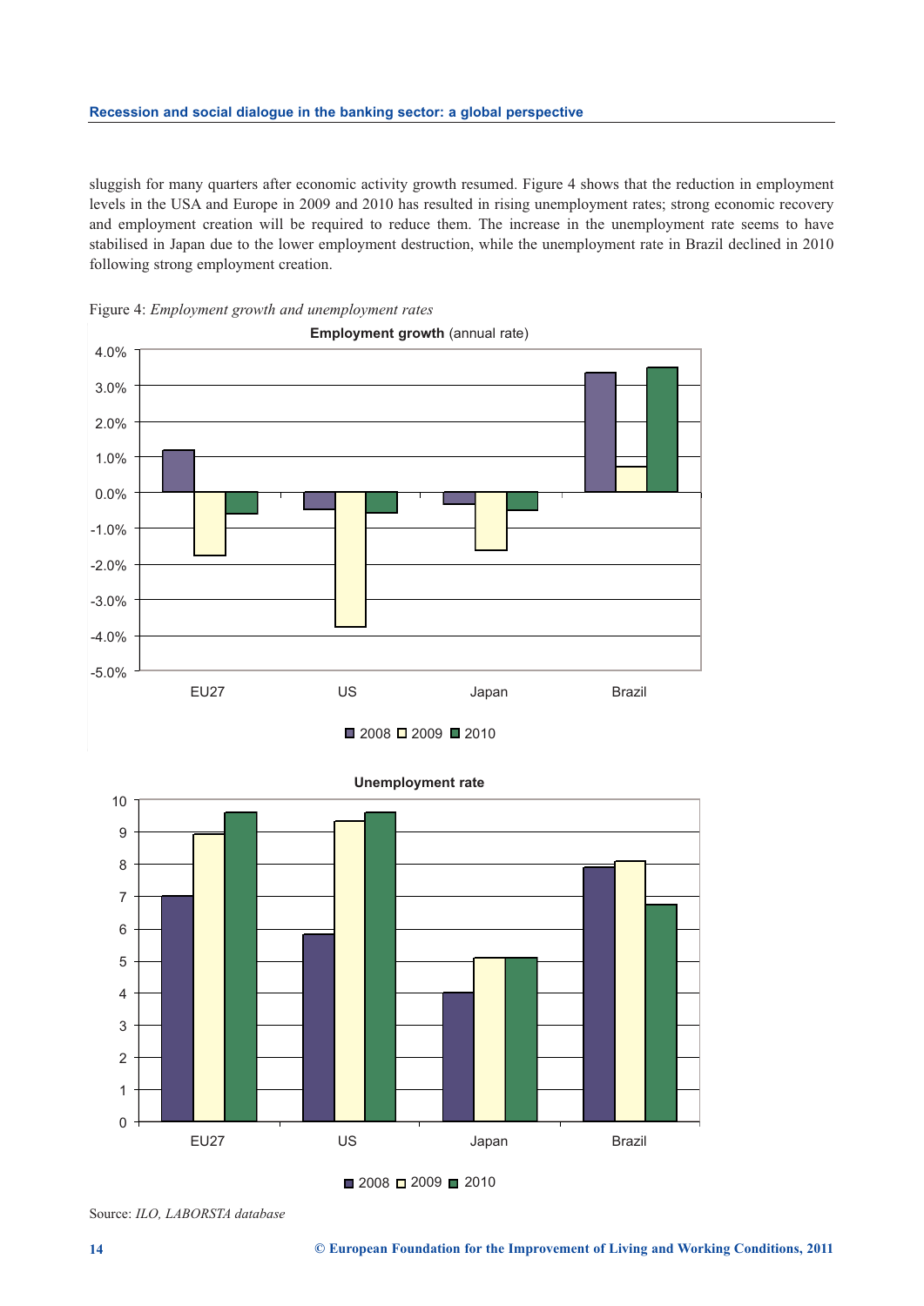sluggish for many quarters after economic activity growth resumed. Figure 4 shows that the reduction in employment levels in the USA and Europe in 2009 and 2010 has resulted in rising unemployment rates; strong economic recovery and employment creation will be required to reduce them. The increase in the unemployment rate seems to have stabilised in Japan due to the lower employment destruction, while the unemployment rate in Brazil declined in 2010 following strong employment creation.

Figure 4: *Employment growth and unemployment rates*

**Employment growth** (annual rate)

Unemployment rate

Source: *ILO, LABORSTA database*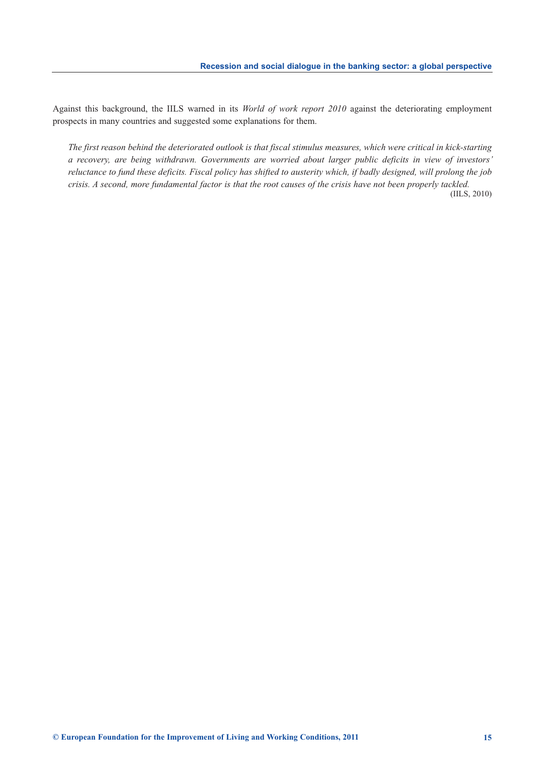Against this background, the IILS warned in its *World of work report 2010* against the deteriorating employment prospects in many countries and suggested some explanations for them.

> *The first reason behind the deteriorated outlook is that fiscal stimulus measures, which were critical in kick-starting a recovery, are being withdrawn. Governments are worried about larger public deficits in view of investors' reluctance to fund these deficits. Fiscal policy has shifted to austerity which, if badly designed, will prolong the job crisis. A second, more fundamental factor is that the root causes of the crisis have not been properly tackled.*
>
> (IILS, 2010)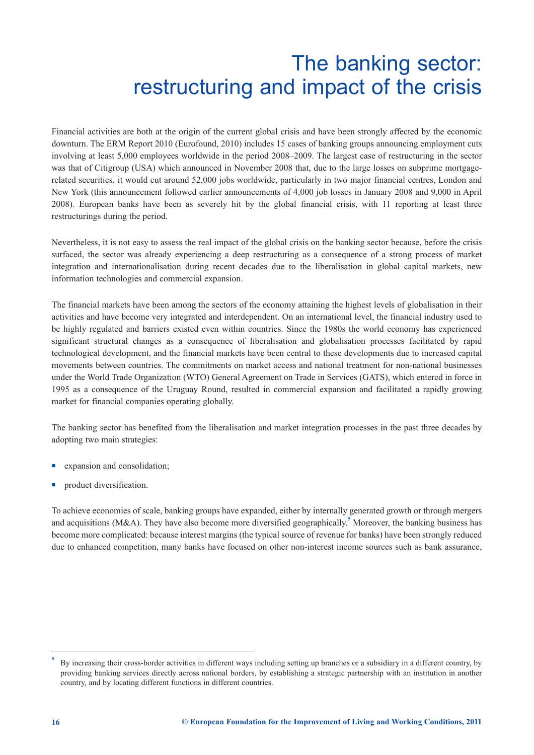# The banking sector: restructuring and impact of the crisis

Financial activities are both at the origin of the current global crisis and have been strongly affected by the economic downturn. The ERM Report 2010 (Eurofound, 2010) includes 15 cases of banking groups announcing employment cuts involving at least 5,000 employees worldwide in the period 2008–2009. The largest case of restructuring in the sector was that of Citigroup (USA) which announced in November 2008 that, due to the large losses on subprime mortgage-related securities, it would cut around 52,000 jobs worldwide, particularly in two major financial centres, London and New York (this announcement followed earlier announcements of 4,000 job losses in January 2008 and 9,000 in April 2008). European banks have been as severely hit by the global financial crisis, with 11 reporting at least three restructurings during the period.

Nevertheless, it is not easy to assess the real impact of the global crisis on the banking sector because, before the crisis surfaced, the sector was already experiencing a deep restructuring as a consequence of a strong process of market integration and internationalisation during recent decades due to the liberalisation in global capital markets, new information technologies and commercial expansion.

The financial markets have been among the sectors of the economy attaining the highest levels of globalisation in their activities and have become very integrated and interdependent. On an international level, the financial industry used to be highly regulated and barriers existed even within countries. Since the 1980s the world economy has experienced significant structural changes as a consequence of liberalisation and globalisation processes facilitated by rapid technological development, and the financial markets have been central to these developments due to increased capital movements between countries. The commitments on market access and national treatment for non-national businesses under the World Trade Organization (WTO) General Agreement on Trade in Services (GATS), which entered in force in 1995 as a consequence of the Uruguay Round, resulted in commercial expansion and facilitated a rapidly growing market for financial companies operating globally.

The banking sector has benefited from the liberalisation and market integration processes in the past three decades by adopting two main strategies:

- expansion and consolidation;
- product diversification.

To achieve economies of scale, banking groups have expanded, either by internally generated growth or through mergers and acquisitions (M&A). They have also become more diversified geographically.[5] Moreover, the banking business has become more complicated: because interest margins (the typical source of revenue for banks) have been strongly reduced due to enhanced competition, many banks have focused on other non-interest income sources such as bank assurance,

[5] By increasing their cross-border activities in different ways including setting up branches or a subsidiary in a different country, by providing banking services directly across national borders, by establishing a strategic partnership with an institution in another country, and by locating different functions in different countries.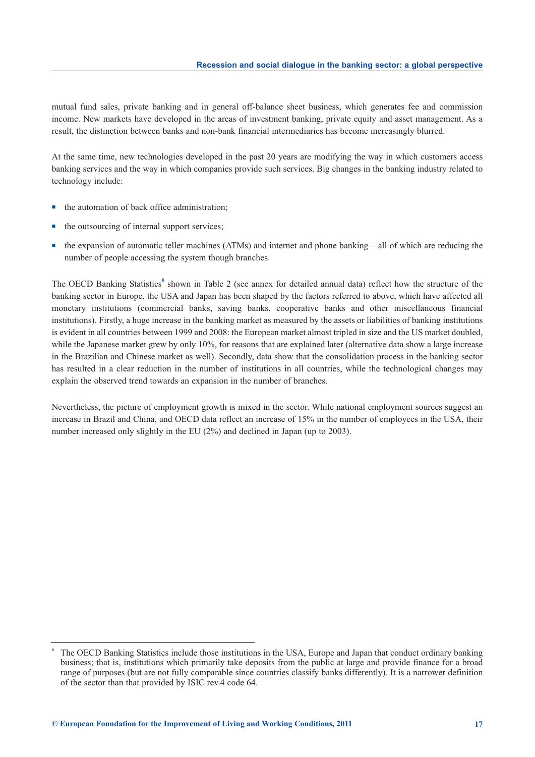mutual fund sales, private banking and in general off-balance sheet business, which generates fee and commission income. New markets have developed in the areas of investment banking, private equity and asset management. As a result, the distinction between banks and non-bank financial intermediaries has become increasingly blurred.

At the same time, new technologies developed in the past 20 years are modifying the way in which customers access banking services and the way in which companies provide such services. Big changes in the banking industry related to technology include:

- the automation of back office administration;
- the outsourcing of internal support services;
- the expansion of automatic teller machines (ATMs) and internet and phone banking – all of which are reducing the number of people accessing the system though branches.

The OECD Banking Statistics[6] shown in Table 2 (see annex for detailed annual data) reflect how the structure of the banking sector in Europe, the USA and Japan has been shaped by the factors referred to above, which have affected all monetary institutions (commercial banks, saving banks, cooperative banks and other miscellaneous financial institutions). Firstly, a huge increase in the banking market as measured by the assets or liabilities of banking institutions is evident in all countries between 1999 and 2008: the European market almost tripled in size and the US market doubled, while the Japanese market grew by only 10%, for reasons that are explained later (alternative data show a large increase in the Brazilian and Chinese market as well). Secondly, data show that the consolidation process in the banking sector has resulted in a clear reduction in the number of institutions in all countries, while the technological changes may explain the observed trend towards an expansion in the number of branches.

Nevertheless, the picture of employment growth is mixed in the sector. While national employment sources suggest an increase in Brazil and China, and OECD data reflect an increase of 15% in the number of employees in the USA, their number increased only slightly in the EU (2%) and declined in Japan (up to 2003).

---

[6] The OECD Banking Statistics include those institutions in the USA, Europe and Japan that conduct ordinary banking business; that is, institutions which primarily take deposits from the public at large and provide finance for a broad range of purposes (but are not fully comparable since countries classify banks differently). It is a narrower definition of the sector than that provided by ISIC rev.4 code 64.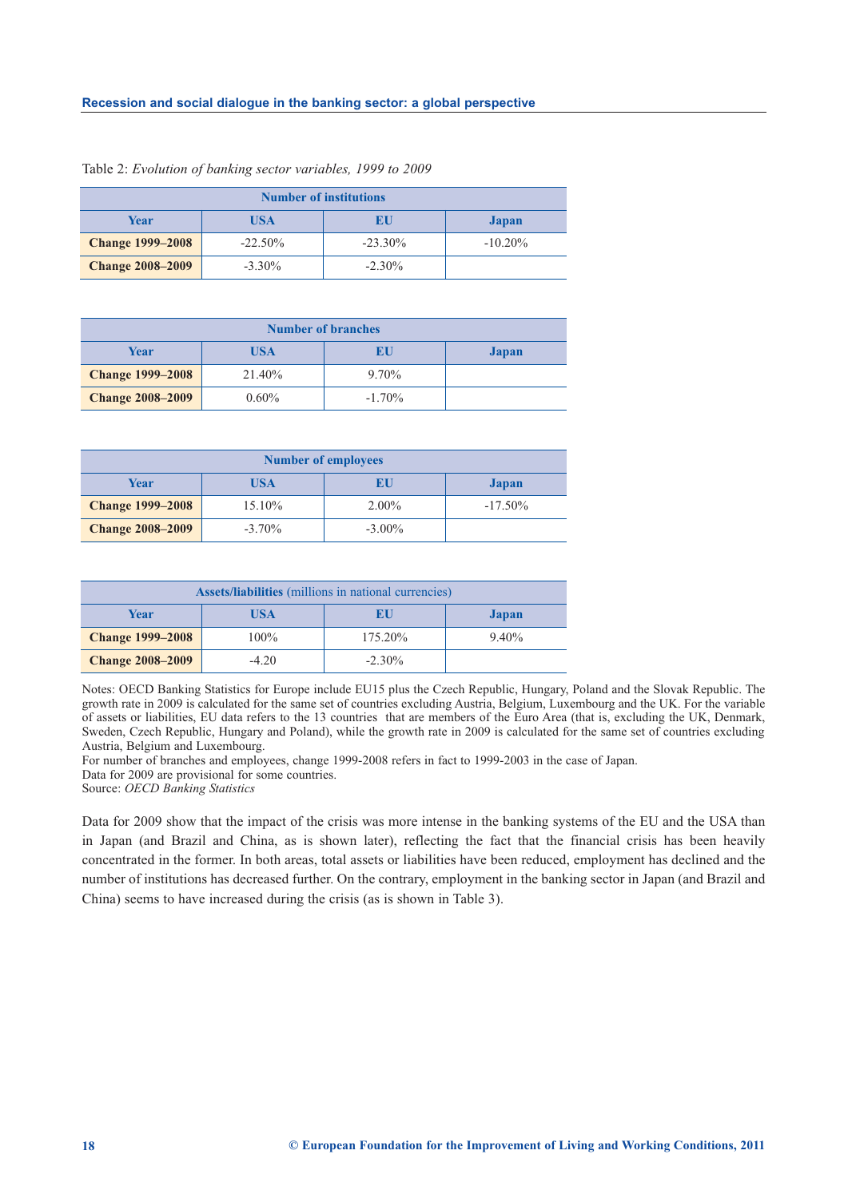Table 2: *Evolution of banking sector variables, 1999 to 2009*

| Number of institutions | | | |
|---|---|---|---|
| **Year** | **USA** | **EU** | **Japan** |
| **Change 1999–2008** | -22.50% | -23.30% | -10.20% |
| **Change 2008–2009** | -3.30% | -2.30% | |

| Number of branches | | | |
|---|---|---|---|
| **Year** | **USA** | **EU** | **Japan** |
| **Change 1999–2008** | 21.40% | 9.70% | |
| **Change 2008–2009** | 0.60% | -1.70% | |

| Number of employees | | | |
|---|---|---|---|
| **Year** | **USA** | **EU** | **Japan** |
| **Change 1999–2008** | 15.10% | 2.00% | -17.50% |
| **Change 2008–2009** | -3.70% | -3.00% | |

| **Assets/liabilities** (millions in national currencies) | | | |
|---|---|---|---|
| **Year** | **USA** | **EU** | **Japan** |
| **Change 1999–2008** | 100% | 175.20% | 9.40% |
| **Change 2008–2009** | -4.20 | -2.30% | |

Notes: OECD Banking Statistics for Europe include EU15 plus the Czech Republic, Hungary, Poland and the Slovak Republic. The growth rate in 2009 is calculated for the same set of countries excluding Austria, Belgium, Luxembourg and the UK. For the variable of assets or liabilities, EU data refers to the 13 countries that are members of the Euro Area (that is, excluding the UK, Denmark, Sweden, Czech Republic, Hungary and Poland), while the growth rate in 2009 is calculated for the same set of countries excluding Austria, Belgium and Luxembourg.
For number of branches and employees, change 1999-2008 refers in fact to 1999-2003 in the case of Japan.
Data for 2009 are provisional for some countries.
Source: *OECD Banking Statistics*

Data for 2009 show that the impact of the crisis was more intense in the banking systems of the EU and the USA than in Japan (and Brazil and China, as is shown later), reflecting the fact that the financial crisis has been heavily concentrated in the former. In both areas, total assets or liabilities have been reduced, employment has declined and the number of institutions has decreased further. On the contrary, employment in the banking sector in Japan (and Brazil and China) seems to have increased during the crisis (as is shown in Table 3).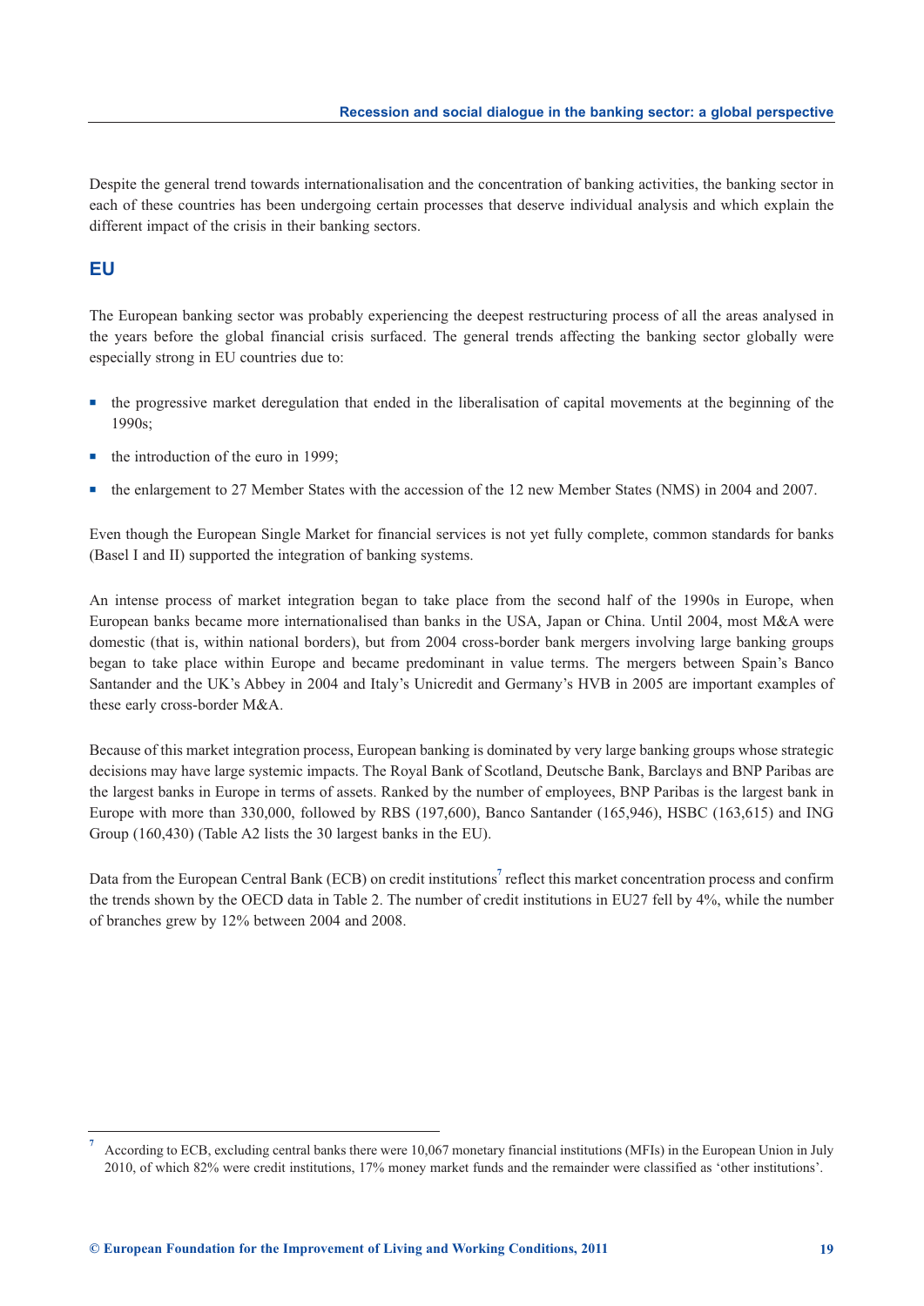Despite the general trend towards internationalisation and the concentration of banking activities, the banking sector in each of these countries has been undergoing certain processes that deserve individual analysis and which explain the different impact of the crisis in their banking sectors.

## EU

The European banking sector was probably experiencing the deepest restructuring process of all the areas analysed in the years before the global financial crisis surfaced. The general trends affecting the banking sector globally were especially strong in EU countries due to:

- the progressive market deregulation that ended in the liberalisation of capital movements at the beginning of the 1990s;
- the introduction of the euro in 1999;
- the enlargement to 27 Member States with the accession of the 12 new Member States (NMS) in 2004 and 2007.

Even though the European Single Market for financial services is not yet fully complete, common standards for banks (Basel I and II) supported the integration of banking systems.

An intense process of market integration began to take place from the second half of the 1990s in Europe, when European banks became more internationalised than banks in the USA, Japan or China. Until 2004, most M&A were domestic (that is, within national borders), but from 2004 cross-border bank mergers involving large banking groups began to take place within Europe and became predominant in value terms. The mergers between Spain's Banco Santander and the UK's Abbey in 2004 and Italy's Unicredit and Germany's HVB in 2005 are important examples of these early cross-border M&A.

Because of this market integration process, European banking is dominated by very large banking groups whose strategic decisions may have large systemic impacts. The Royal Bank of Scotland, Deutsche Bank, Barclays and BNP Paribas are the largest banks in Europe in terms of assets. Ranked by the number of employees, BNP Paribas is the largest bank in Europe with more than 330,000, followed by RBS (197,600), Banco Santander (165,946), HSBC (163,615) and ING Group (160,430) (Table A2 lists the 30 largest banks in the EU).

Data from the European Central Bank (ECB) on credit institutions[7] reflect this market concentration process and confirm the trends shown by the OECD data in Table 2. The number of credit institutions in EU27 fell by 4%, while the number of branches grew by 12% between 2004 and 2008.

---

[7] According to ECB, excluding central banks there were 10,067 monetary financial institutions (MFIs) in the European Union in July 2010, of which 82% were credit institutions, 17% money market funds and the remainder were classified as 'other institutions'.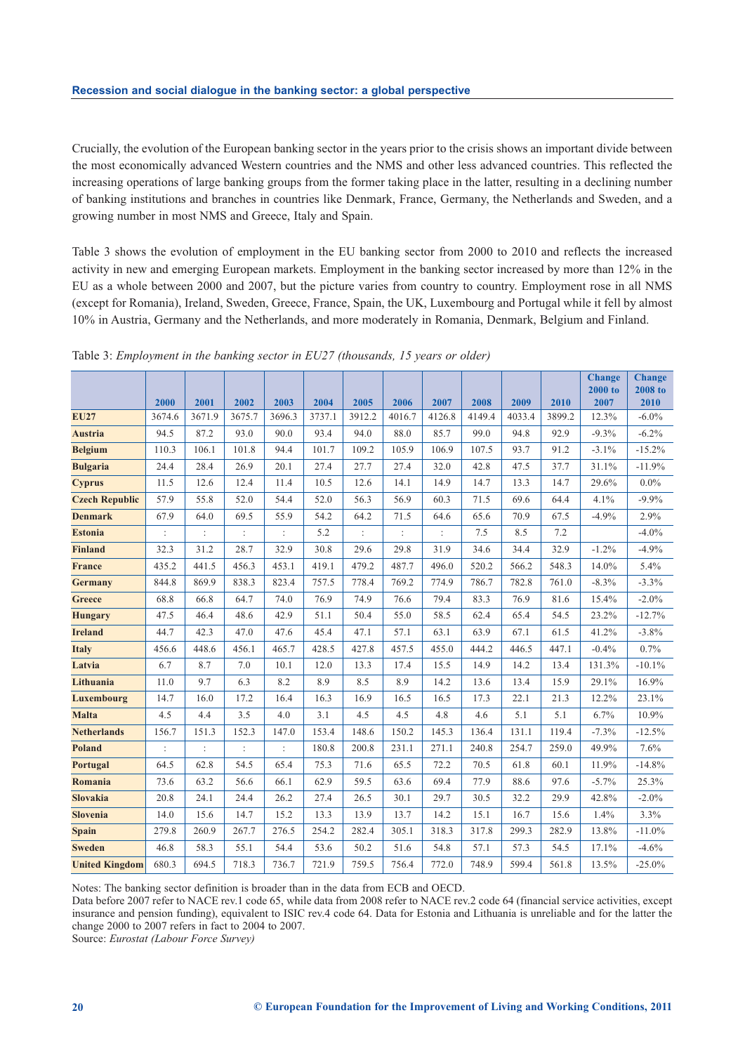Crucially, the evolution of the European banking sector in the years prior to the crisis shows an important divide between the most economically advanced Western countries and the NMS and other less advanced countries. This reflected the increasing operations of large banking groups from the former taking place in the latter, resulting in a declining number of banking institutions and branches in countries like Denmark, France, Germany, the Netherlands and Sweden, and a growing number in most NMS and Greece, Italy and Spain.

Table 3 shows the evolution of employment in the EU banking sector from 2000 to 2010 and reflects the increased activity in new and emerging European markets. Employment in the banking sector increased by more than 12% in the EU as a whole between 2000 and 2007, but the picture varies from country to country. Employment rose in all NMS (except for Romania), Ireland, Sweden, Greece, France, Spain, the UK, Luxembourg and Portugal while it fell by almost 10% in Austria, Germany and the Netherlands, and more moderately in Romania, Denmark, Belgium and Finland.

Table 3: *Employment in the banking sector in EU27 (thousands, 15 years or older)*

| | 2000 | 2001 | 2002 | 2003 | 2004 | 2005 | 2006 | 2007 | 2008 | 2009 | 2010 | Change 2000 to 2007 | Change 2008 to 2010 |
|---|---|---|---|---|---|---|---|---|---|---|---|---|---|
| **EU27** | 3674.6 | 3671.9 | 3675.7 | 3696.3 | 3737.1 | 3912.2 | 4016.7 | 4126.8 | 4149.4 | 4033.4 | 3899.2 | 12.3% | -6.0% |
| **Austria** | 94.5 | 87.2 | 93.0 | 90.0 | 93.4 | 94.0 | 88.0 | 85.7 | 99.0 | 94.8 | 92.9 | -9.3% | -6.2% |
| **Belgium** | 110.3 | 106.1 | 101.8 | 94.4 | 101.7 | 109.2 | 105.9 | 106.9 | 107.5 | 93.7 | 91.2 | -3.1% | -15.2% |
| **Bulgaria** | 24.4 | 28.4 | 26.9 | 20.1 | 27.4 | 27.7 | 27.4 | 32.0 | 42.8 | 47.5 | 37.7 | 31.1% | -11.9% |
| **Cyprus** | 11.5 | 12.6 | 12.4 | 11.4 | 10.5 | 12.6 | 14.1 | 14.9 | 14.7 | 13.3 | 14.7 | 29.6% | 0.0% |
| **Czech Republic** | 57.9 | 55.8 | 52.0 | 54.4 | 52.0 | 56.3 | 56.9 | 60.3 | 71.5 | 69.6 | 64.4 | 4.1% | -9.9% |
| **Denmark** | 67.9 | 64.0 | 69.5 | 55.9 | 54.2 | 64.2 | 71.5 | 64.6 | 65.6 | 70.9 | 67.5 | -4.9% | 2.9% |
| **Estonia** | : | : | : | : | 5.2 | : | : | : | 7.5 | 8.5 | 7.2 | | -4.0% |
| **Finland** | 32.3 | 31.2 | 28.7 | 32.9 | 30.8 | 29.6 | 29.8 | 31.9 | 34.6 | 34.4 | 32.9 | -1.2% | -4.9% |
| **France** | 435.2 | 441.5 | 456.3 | 453.1 | 419.1 | 479.2 | 487.7 | 496.0 | 520.2 | 566.2 | 548.3 | 14.0% | 5.4% |
| **Germany** | 844.8 | 869.9 | 838.3 | 823.4 | 757.5 | 778.4 | 769.2 | 774.9 | 786.7 | 782.8 | 761.0 | -8.3% | -3.3% |
| **Greece** | 68.8 | 66.8 | 64.7 | 74.0 | 76.9 | 74.9 | 76.6 | 79.4 | 83.3 | 76.9 | 81.6 | 15.4% | -2.0% |
| **Hungary** | 47.5 | 46.4 | 48.6 | 42.9 | 51.1 | 50.4 | 55.0 | 58.5 | 62.4 | 65.4 | 54.5 | 23.2% | -12.7% |
| **Ireland** | 44.7 | 42.3 | 47.0 | 47.6 | 45.4 | 47.1 | 57.1 | 63.1 | 63.9 | 67.1 | 61.5 | 41.2% | -3.8% |
| **Italy** | 456.6 | 448.6 | 456.1 | 465.7 | 428.5 | 427.8 | 457.5 | 455.0 | 444.2 | 446.5 | 447.1 | -0.4% | 0.7% |
| **Latvia** | 6.7 | 8.7 | 7.0 | 10.1 | 12.0 | 13.3 | 17.4 | 15.5 | 14.9 | 14.2 | 13.4 | 131.3% | -10.1% |
| **Lithuania** | 11.0 | 9.7 | 6.3 | 8.2 | 8.9 | 8.5 | 8.9 | 14.2 | 13.6 | 13.4 | 15.9 | 29.1% | 16.9% |
| **Luxembourg** | 14.7 | 16.0 | 17.2 | 16.4 | 16.3 | 16.9 | 16.5 | 16.5 | 17.3 | 22.1 | 21.3 | 12.2% | 23.1% |
| **Malta** | 4.5 | 4.4 | 3.5 | 4.0 | 3.1 | 4.5 | 4.5 | 4.8 | 4.6 | 5.1 | 5.1 | 6.7% | 10.9% |
| **Netherlands** | 156.7 | 151.3 | 152.3 | 147.0 | 153.4 | 148.6 | 150.2 | 145.3 | 136.4 | 131.1 | 119.4 | -7.3% | -12.5% |
| **Poland** | : | : | : | : | 180.8 | 200.8 | 231.1 | 271.1 | 240.8 | 254.7 | 259.0 | 49.9% | 7.6% |
| **Portugal** | 64.5 | 62.8 | 54.5 | 65.4 | 75.3 | 71.6 | 65.5 | 72.2 | 70.5 | 61.8 | 60.1 | 11.9% | -14.8% |
| **Romania** | 73.6 | 63.2 | 56.6 | 66.1 | 62.9 | 59.5 | 63.6 | 69.4 | 77.9 | 88.6 | 97.6 | -5.7% | 25.3% |
| **Slovakia** | 20.8 | 24.1 | 24.4 | 26.2 | 27.4 | 26.5 | 30.1 | 29.7 | 30.5 | 32.2 | 29.9 | 42.8% | -2.0% |
| **Slovenia** | 14.0 | 15.6 | 14.7 | 15.2 | 13.3 | 13.9 | 13.7 | 14.2 | 15.1 | 16.7 | 15.6 | 1.4% | 3.3% |
| **Spain** | 279.8 | 260.9 | 267.7 | 276.5 | 254.2 | 282.4 | 305.1 | 318.3 | 317.8 | 299.3 | 282.9 | 13.8% | -11.0% |
| **Sweden** | 46.8 | 58.3 | 55.1 | 54.4 | 53.6 | 50.2 | 51.6 | 54.8 | 57.1 | 57.3 | 54.5 | 17.1% | -4.6% |
| **United Kingdom** | 680.3 | 694.5 | 718.3 | 736.7 | 721.9 | 759.5 | 756.4 | 772.0 | 748.9 | 599.4 | 561.8 | 13.5% | -25.0% |

Notes: The banking sector definition is broader than in the data from ECB and OECD.
Data before 2007 refer to NACE rev.1 code 65, while data from 2008 refer to NACE rev.2 code 64 (financial service activities, except insurance and pension funding), equivalent to ISIC rev.4 code 64. Data for Estonia and Lithuania is unreliable and for the latter the change 2000 to 2007 refers in fact to 2004 to 2007.
Source: *Eurostat (Labour Force Survey)*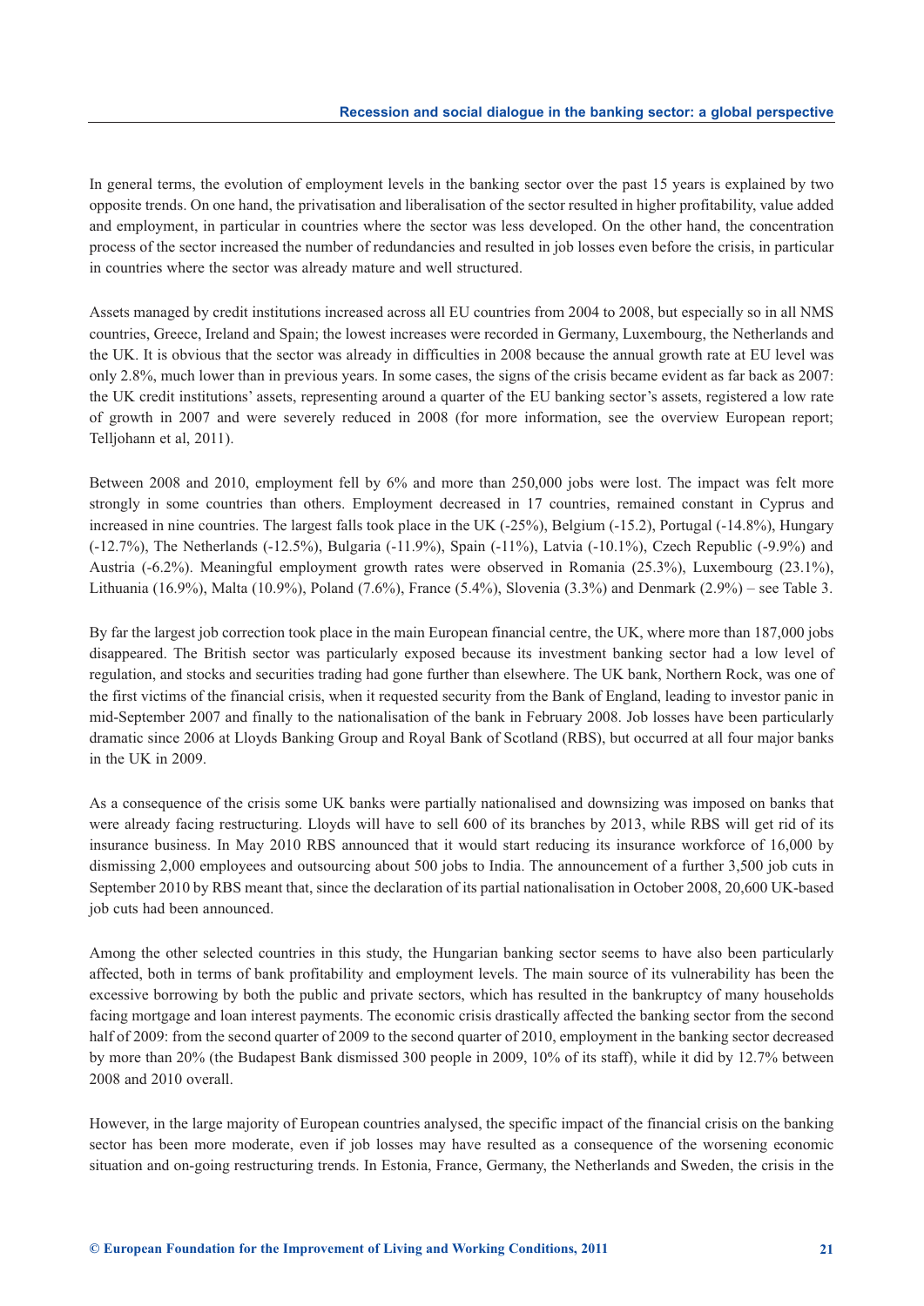In general terms, the evolution of employment levels in the banking sector over the past 15 years is explained by two opposite trends. On one hand, the privatisation and liberalisation of the sector resulted in higher profitability, value added and employment, in particular in countries where the sector was less developed. On the other hand, the concentration process of the sector increased the number of redundancies and resulted in job losses even before the crisis, in particular in countries where the sector was already mature and well structured.

Assets managed by credit institutions increased across all EU countries from 2004 to 2008, but especially so in all NMS countries, Greece, Ireland and Spain; the lowest increases were recorded in Germany, Luxembourg, the Netherlands and the UK. It is obvious that the sector was already in difficulties in 2008 because the annual growth rate at EU level was only 2.8%, much lower than in previous years. In some cases, the signs of the crisis became evident as far back as 2007: the UK credit institutions' assets, representing around a quarter of the EU banking sector's assets, registered a low rate of growth in 2007 and were severely reduced in 2008 (for more information, see the overview European report; Telljohann et al, 2011).

Between 2008 and 2010, employment fell by 6% and more than 250,000 jobs were lost. The impact was felt more strongly in some countries than others. Employment decreased in 17 countries, remained constant in Cyprus and increased in nine countries. The largest falls took place in the UK (-25%), Belgium (-15.2), Portugal (-14.8%), Hungary (-12.7%), The Netherlands (-12.5%), Bulgaria (-11.9%), Spain (-11%), Latvia (-10.1%), Czech Republic (-9.9%) and Austria (-6.2%). Meaningful employment growth rates were observed in Romania (25.3%), Luxembourg (23.1%), Lithuania (16.9%), Malta (10.9%), Poland (7.6%), France (5.4%), Slovenia (3.3%) and Denmark (2.9%) – see Table 3.

By far the largest job correction took place in the main European financial centre, the UK, where more than 187,000 jobs disappeared. The British sector was particularly exposed because its investment banking sector had a low level of regulation, and stocks and securities trading had gone further than elsewhere. The UK bank, Northern Rock, was one of the first victims of the financial crisis, when it requested security from the Bank of England, leading to investor panic in mid-September 2007 and finally to the nationalisation of the bank in February 2008. Job losses have been particularly dramatic since 2006 at Lloyds Banking Group and Royal Bank of Scotland (RBS), but occurred at all four major banks in the UK in 2009.

As a consequence of the crisis some UK banks were partially nationalised and downsizing was imposed on banks that were already facing restructuring. Lloyds will have to sell 600 of its branches by 2013, while RBS will get rid of its insurance business. In May 2010 RBS announced that it would start reducing its insurance workforce of 16,000 by dismissing 2,000 employees and outsourcing about 500 jobs to India. The announcement of a further 3,500 job cuts in September 2010 by RBS meant that, since the declaration of its partial nationalisation in October 2008, 20,600 UK-based job cuts had been announced.

Among the other selected countries in this study, the Hungarian banking sector seems to have also been particularly affected, both in terms of bank profitability and employment levels. The main source of its vulnerability has been the excessive borrowing by both the public and private sectors, which has resulted in the bankruptcy of many households facing mortgage and loan interest payments. The economic crisis drastically affected the banking sector from the second half of 2009: from the second quarter of 2009 to the second quarter of 2010, employment in the banking sector decreased by more than 20% (the Budapest Bank dismissed 300 people in 2009, 10% of its staff), while it did by 12.7% between 2008 and 2010 overall.

However, in the large majority of European countries analysed, the specific impact of the financial crisis on the banking sector has been more moderate, even if job losses may have resulted as a consequence of the worsening economic situation and on-going restructuring trends. In Estonia, France, Germany, the Netherlands and Sweden, the crisis in the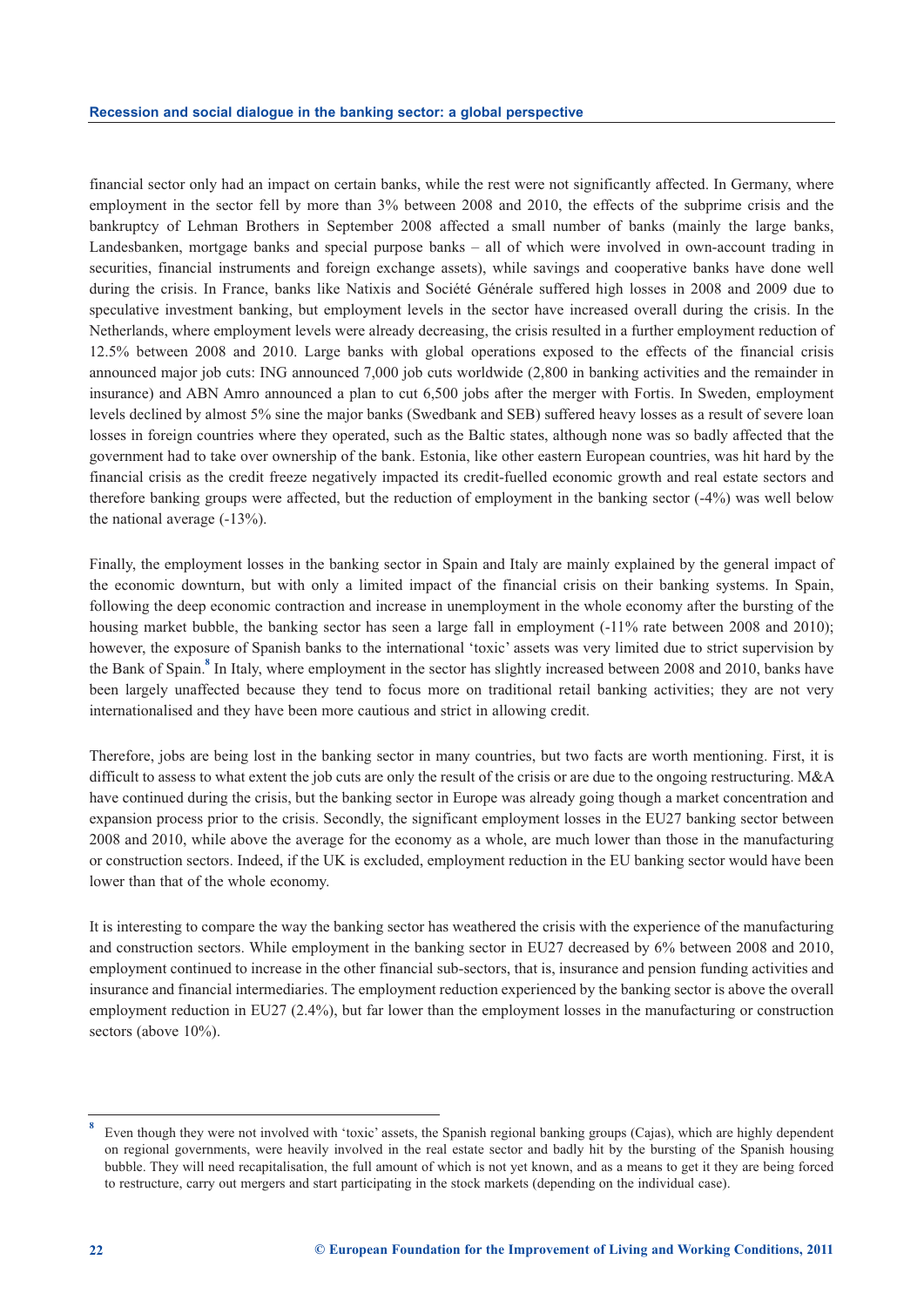financial sector only had an impact on certain banks, while the rest were not significantly affected. In Germany, where employment in the sector fell by more than 3% between 2008 and 2010, the effects of the subprime crisis and the bankruptcy of Lehman Brothers in September 2008 affected a small number of banks (mainly the large banks, Landesbanken, mortgage banks and special purpose banks – all of which were involved in own-account trading in securities, financial instruments and foreign exchange assets), while savings and cooperative banks have done well during the crisis. In France, banks like Natixis and Société Générale suffered high losses in 2008 and 2009 due to speculative investment banking, but employment levels in the sector have increased overall during the crisis. In the Netherlands, where employment levels were already decreasing, the crisis resulted in a further employment reduction of 12.5% between 2008 and 2010. Large banks with global operations exposed to the effects of the financial crisis announced major job cuts: ING announced 7,000 job cuts worldwide (2,800 in banking activities and the remainder in insurance) and ABN Amro announced a plan to cut 6,500 jobs after the merger with Fortis. In Sweden, employment levels declined by almost 5% sine the major banks (Swedbank and SEB) suffered heavy losses as a result of severe loan losses in foreign countries where they operated, such as the Baltic states, although none was so badly affected that the government had to take over ownership of the bank. Estonia, like other eastern European countries, was hit hard by the financial crisis as the credit freeze negatively impacted its credit-fuelled economic growth and real estate sectors and therefore banking groups were affected, but the reduction of employment in the banking sector (-4%) was well below the national average (-13%).

Finally, the employment losses in the banking sector in Spain and Italy are mainly explained by the general impact of the economic downturn, but with only a limited impact of the financial crisis on their banking systems. In Spain, following the deep economic contraction and increase in unemployment in the whole economy after the bursting of the housing market bubble, the banking sector has seen a large fall in employment (-11% rate between 2008 and 2010); however, the exposure of Spanish banks to the international 'toxic' assets was very limited due to strict supervision by the Bank of Spain.[8] In Italy, where employment in the sector has slightly increased between 2008 and 2010, banks have been largely unaffected because they tend to focus more on traditional retail banking activities; they are not very internationalised and they have been more cautious and strict in allowing credit.

Therefore, jobs are being lost in the banking sector in many countries, but two facts are worth mentioning. First, it is difficult to assess to what extent the job cuts are only the result of the crisis or are due to the ongoing restructuring. M&A have continued during the crisis, but the banking sector in Europe was already going though a market concentration and expansion process prior to the crisis. Secondly, the significant employment losses in the EU27 banking sector between 2008 and 2010, while above the average for the economy as a whole, are much lower than those in the manufacturing or construction sectors. Indeed, if the UK is excluded, employment reduction in the EU banking sector would have been lower than that of the whole economy.

It is interesting to compare the way the banking sector has weathered the crisis with the experience of the manufacturing and construction sectors. While employment in the banking sector in EU27 decreased by 6% between 2008 and 2010, employment continued to increase in the other financial sub-sectors, that is, insurance and pension funding activities and insurance and financial intermediaries. The employment reduction experienced by the banking sector is above the overall employment reduction in EU27 (2.4%), but far lower than the employment losses in the manufacturing or construction sectors (above 10%).

---

[8] Even though they were not involved with 'toxic' assets, the Spanish regional banking groups (Cajas), which are highly dependent on regional governments, were heavily involved in the real estate sector and badly hit by the bursting of the Spanish housing bubble. They will need recapitalisation, the full amount of which is not yet known, and as a means to get it they are being forced to restructure, carry out mergers and start participating in the stock markets (depending on the individual case).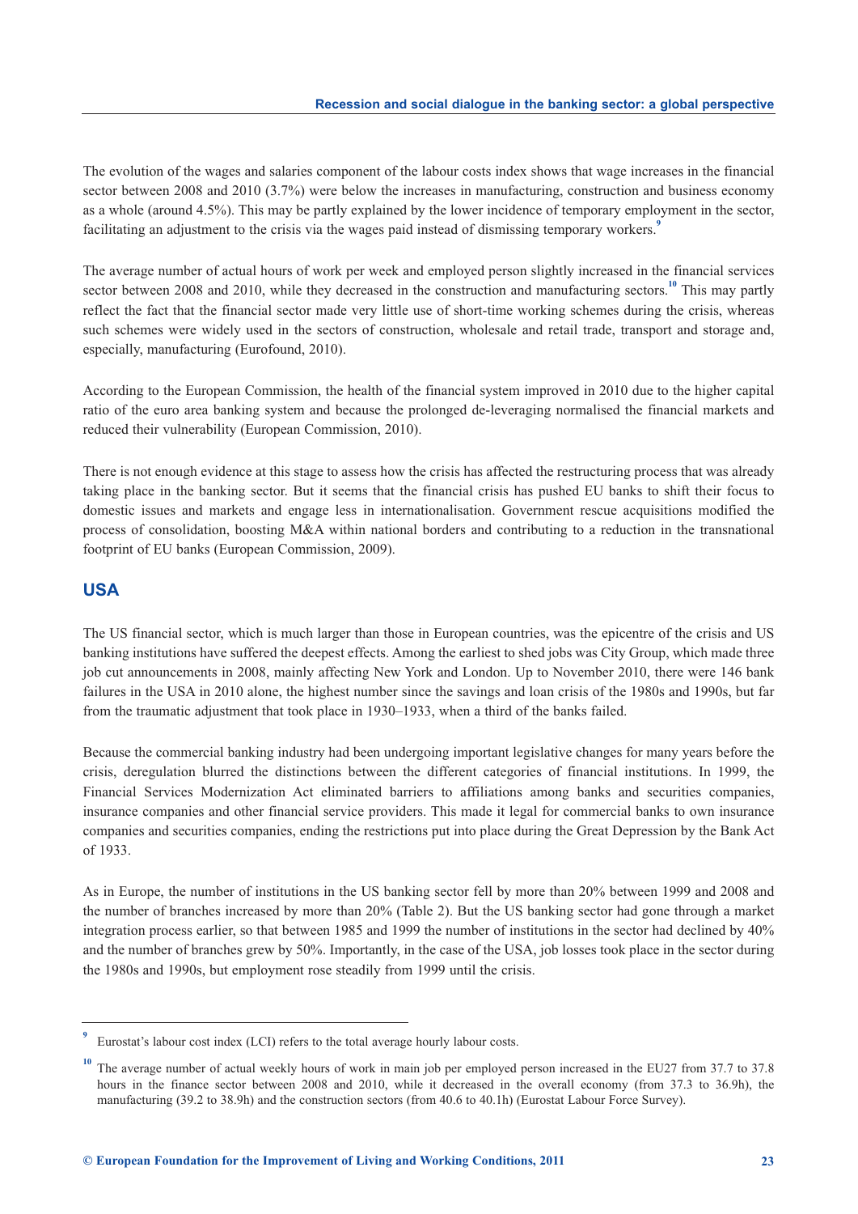The evolution of the wages and salaries component of the labour costs index shows that wage increases in the financial sector between 2008 and 2010 (3.7%) were below the increases in manufacturing, construction and business economy as a whole (around 4.5%). This may be partly explained by the lower incidence of temporary employment in the sector, facilitating an adjustment to the crisis via the wages paid instead of dismissing temporary workers.[9]

The average number of actual hours of work per week and employed person slightly increased in the financial services sector between 2008 and 2010, while they decreased in the construction and manufacturing sectors.[10] This may partly reflect the fact that the financial sector made very little use of short-time working schemes during the crisis, whereas such schemes were widely used in the sectors of construction, wholesale and retail trade, transport and storage and, especially, manufacturing (Eurofound, 2010).

According to the European Commission, the health of the financial system improved in 2010 due to the higher capital ratio of the euro area banking system and because the prolonged de-leveraging normalised the financial markets and reduced their vulnerability (European Commission, 2010).

There is not enough evidence at this stage to assess how the crisis has affected the restructuring process that was already taking place in the banking sector. But it seems that the financial crisis has pushed EU banks to shift their focus to domestic issues and markets and engage less in internationalisation. Government rescue acquisitions modified the process of consolidation, boosting M&A within national borders and contributing to a reduction in the transnational footprint of EU banks (European Commission, 2009).

## USA

The US financial sector, which is much larger than those in European countries, was the epicentre of the crisis and US banking institutions have suffered the deepest effects. Among the earliest to shed jobs was City Group, which made three job cut announcements in 2008, mainly affecting New York and London. Up to November 2010, there were 146 bank failures in the USA in 2010 alone, the highest number since the savings and loan crisis of the 1980s and 1990s, but far from the traumatic adjustment that took place in 1930–1933, when a third of the banks failed.

Because the commercial banking industry had been undergoing important legislative changes for many years before the crisis, deregulation blurred the distinctions between the different categories of financial institutions. In 1999, the Financial Services Modernization Act eliminated barriers to affiliations among banks and securities companies, insurance companies and other financial service providers. This made it legal for commercial banks to own insurance companies and securities companies, ending the restrictions put into place during the Great Depression by the Bank Act of 1933.

As in Europe, the number of institutions in the US banking sector fell by more than 20% between 1999 and 2008 and the number of branches increased by more than 20% (Table 2). But the US banking sector had gone through a market integration process earlier, so that between 1985 and 1999 the number of institutions in the sector had declined by 40% and the number of branches grew by 50%. Importantly, in the case of the USA, job losses took place in the sector during the 1980s and 1990s, but employment rose steadily from 1999 until the crisis.

---

[9] Eurostat's labour cost index (LCI) refers to the total average hourly labour costs.

[10] The average number of actual weekly hours of work in main job per employed person increased in the EU27 from 37.7 to 37.8 hours in the finance sector between 2008 and 2010, while it decreased in the overall economy (from 37.3 to 36.9h), the manufacturing (39.2 to 38.9h) and the construction sectors (from 40.6 to 40.1h) (Eurostat Labour Force Survey).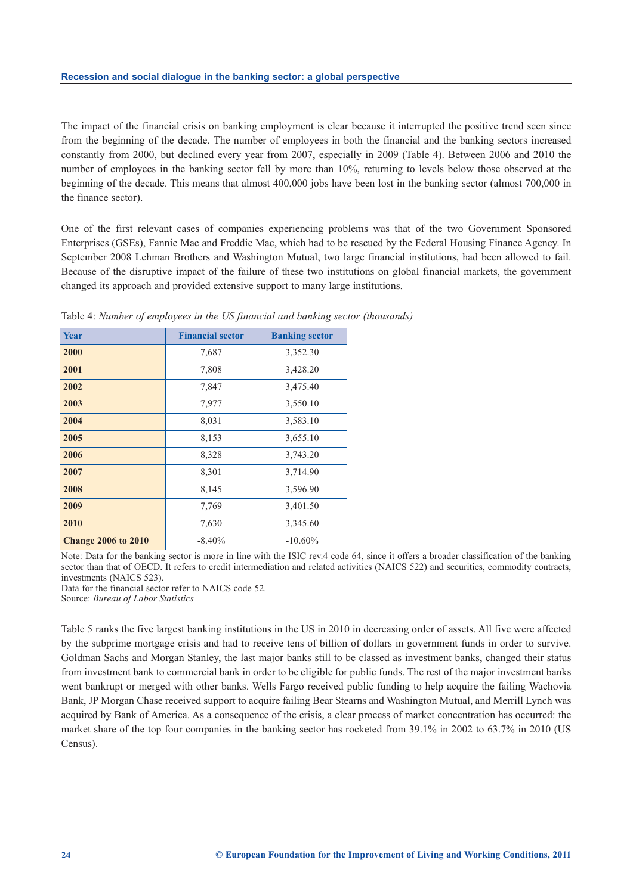The impact of the financial crisis on banking employment is clear because it interrupted the positive trend seen since from the beginning of the decade. The number of employees in both the financial and the banking sectors increased constantly from 2000, but declined every year from 2007, especially in 2009 (Table 4). Between 2006 and 2010 the number of employees in the banking sector fell by more than 10%, returning to levels below those observed at the beginning of the decade. This means that almost 400,000 jobs have been lost in the banking sector (almost 700,000 in the finance sector).

One of the first relevant cases of companies experiencing problems was that of the two Government Sponsored Enterprises (GSEs), Fannie Mae and Freddie Mac, which had to be rescued by the Federal Housing Finance Agency. In September 2008 Lehman Brothers and Washington Mutual, two large financial institutions, had been allowed to fail. Because of the disruptive impact of the failure of these two institutions on global financial markets, the government changed its approach and provided extensive support to many large institutions.

Table 4: *Number of employees in the US financial and banking sector (thousands)*

| Year | Financial sector | Banking sector |
|---|---|---|
| **2000** | 7,687 | 3,352.30 |
| **2001** | 7,808 | 3,428.20 |
| **2002** | 7,847 | 3,475.40 |
| **2003** | 7,977 | 3,550.10 |
| **2004** | 8,031 | 3,583.10 |
| **2005** | 8,153 | 3,655.10 |
| **2006** | 8,328 | 3,743.20 |
| **2007** | 8,301 | 3,714.90 |
| **2008** | 8,145 | 3,596.90 |
| **2009** | 7,769 | 3,401.50 |
| **2010** | 7,630 | 3,345.60 |
| **Change 2006 to 2010** | -8.40% | -10.60% |

Note: Data for the banking sector is more in line with the ISIC rev.4 code 64, since it offers a broader classification of the banking sector than that of OECD. It refers to credit intermediation and related activities (NAICS 522) and securities, commodity contracts, investments (NAICS 523).

Data for the financial sector refer to NAICS code 52.

Source: *Bureau of Labor Statistics*

Table 5 ranks the five largest banking institutions in the US in 2010 in decreasing order of assets. All five were affected by the subprime mortgage crisis and had to receive tens of billion of dollars in government funds in order to survive. Goldman Sachs and Morgan Stanley, the last major banks still to be classed as investment banks, changed their status from investment bank to commercial bank in order to be eligible for public funds. The rest of the major investment banks went bankrupt or merged with other banks. Wells Fargo received public funding to help acquire the failing Wachovia Bank, JP Morgan Chase received support to acquire failing Bear Stearns and Washington Mutual, and Merrill Lynch was acquired by Bank of America. As a consequence of the crisis, a clear process of market concentration has occurred: the market share of the top four companies in the banking sector has rocketed from 39.1% in 2002 to 63.7% in 2010 (US Census).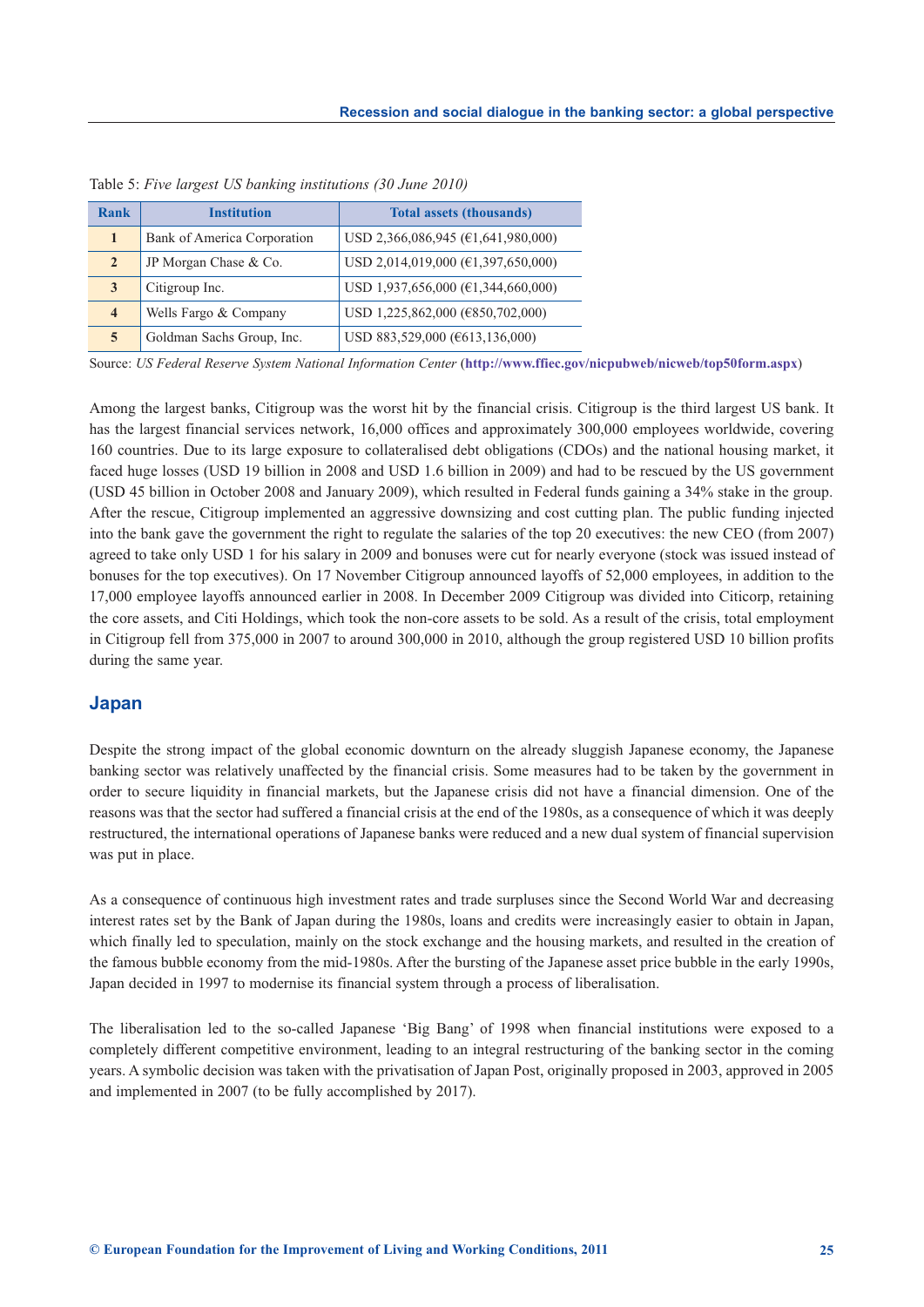Table 5: *Five largest US banking institutions (30 June 2010)*

| Rank | Institution | Total assets (thousands) |
|---|---|---|
| 1 | Bank of America Corporation | USD 2,366,086,945 (€1,641,980,000) |
| 2 | JP Morgan Chase & Co. | USD 2,014,019,000 (€1,397,650,000) |
| 3 | Citigroup Inc. | USD 1,937,656,000 (€1,344,660,000) |
| 4 | Wells Fargo & Company | USD 1,225,862,000 (€850,702,000) |
| 5 | Goldman Sachs Group, Inc. | USD 883,529,000 (€613,136,000) |

Source: *US Federal Reserve System National Information Center* (**http://www.ffiec.gov/nicpubweb/nicweb/top50form.aspx**)

Among the largest banks, Citigroup was the worst hit by the financial crisis. Citigroup is the third largest US bank. It has the largest financial services network, 16,000 offices and approximately 300,000 employees worldwide, covering 160 countries. Due to its large exposure to collateralised debt obligations (CDOs) and the national housing market, it faced huge losses (USD 19 billion in 2008 and USD 1.6 billion in 2009) and had to be rescued by the US government (USD 45 billion in October 2008 and January 2009), which resulted in Federal funds gaining a 34% stake in the group. After the rescue, Citigroup implemented an aggressive downsizing and cost cutting plan. The public funding injected into the bank gave the government the right to regulate the salaries of the top 20 executives: the new CEO (from 2007) agreed to take only USD 1 for his salary in 2009 and bonuses were cut for nearly everyone (stock was issued instead of bonuses for the top executives). On 17 November Citigroup announced layoffs of 52,000 employees, in addition to the 17,000 employee layoffs announced earlier in 2008. In December 2009 Citigroup was divided into Citicorp, retaining the core assets, and Citi Holdings, which took the non-core assets to be sold. As a result of the crisis, total employment in Citigroup fell from 375,000 in 2007 to around 300,000 in 2010, although the group registered USD 10 billion profits during the same year.

## Japan

Despite the strong impact of the global economic downturn on the already sluggish Japanese economy, the Japanese banking sector was relatively unaffected by the financial crisis. Some measures had to be taken by the government in order to secure liquidity in financial markets, but the Japanese crisis did not have a financial dimension. One of the reasons was that the sector had suffered a financial crisis at the end of the 1980s, as a consequence of which it was deeply restructured, the international operations of Japanese banks were reduced and a new dual system of financial supervision was put in place.

As a consequence of continuous high investment rates and trade surpluses since the Second World War and decreasing interest rates set by the Bank of Japan during the 1980s, loans and credits were increasingly easier to obtain in Japan, which finally led to speculation, mainly on the stock exchange and the housing markets, and resulted in the creation of the famous bubble economy from the mid-1980s. After the bursting of the Japanese asset price bubble in the early 1990s, Japan decided in 1997 to modernise its financial system through a process of liberalisation.

The liberalisation led to the so-called Japanese 'Big Bang' of 1998 when financial institutions were exposed to a completely different competitive environment, leading to an integral restructuring of the banking sector in the coming years. A symbolic decision was taken with the privatisation of Japan Post, originally proposed in 2003, approved in 2005 and implemented in 2007 (to be fully accomplished by 2017).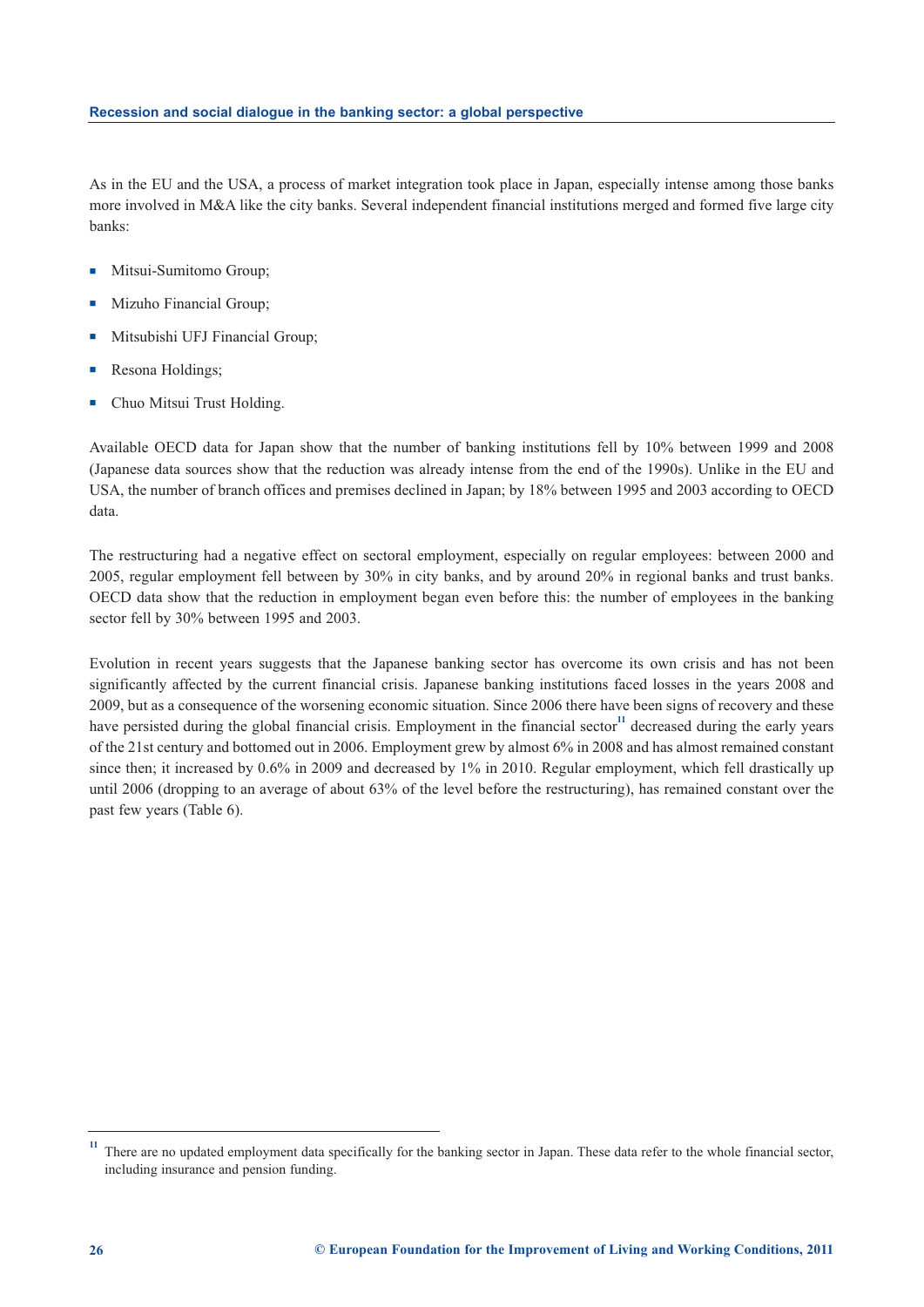As in the EU and the USA, a process of market integration took place in Japan, especially intense among those banks more involved in M&A like the city banks. Several independent financial institutions merged and formed five large city banks:

- Mitsui-Sumitomo Group;
- Mizuho Financial Group;
- Mitsubishi UFJ Financial Group;
- Resona Holdings;
- Chuo Mitsui Trust Holding.

Available OECD data for Japan show that the number of banking institutions fell by 10% between 1999 and 2008 (Japanese data sources show that the reduction was already intense from the end of the 1990s). Unlike in the EU and USA, the number of branch offices and premises declined in Japan; by 18% between 1995 and 2003 according to OECD data.

The restructuring had a negative effect on sectoral employment, especially on regular employees: between 2000 and 2005, regular employment fell between by 30% in city banks, and by around 20% in regional banks and trust banks. OECD data show that the reduction in employment began even before this: the number of employees in the banking sector fell by 30% between 1995 and 2003.

Evolution in recent years suggests that the Japanese banking sector has overcome its own crisis and has not been significantly affected by the current financial crisis. Japanese banking institutions faced losses in the years 2008 and 2009, but as a consequence of the worsening economic situation. Since 2006 there have been signs of recovery and these have persisted during the global financial crisis. Employment in the financial sector[11] decreased during the early years of the 21st century and bottomed out in 2006. Employment grew by almost 6% in 2008 and has almost remained constant since then; it increased by 0.6% in 2009 and decreased by 1% in 2010. Regular employment, which fell drastically up until 2006 (dropping to an average of about 63% of the level before the restructuring), has remained constant over the past few years (Table 6).

---

[11] There are no updated employment data specifically for the banking sector in Japan. These data refer to the whole financial sector, including insurance and pension funding.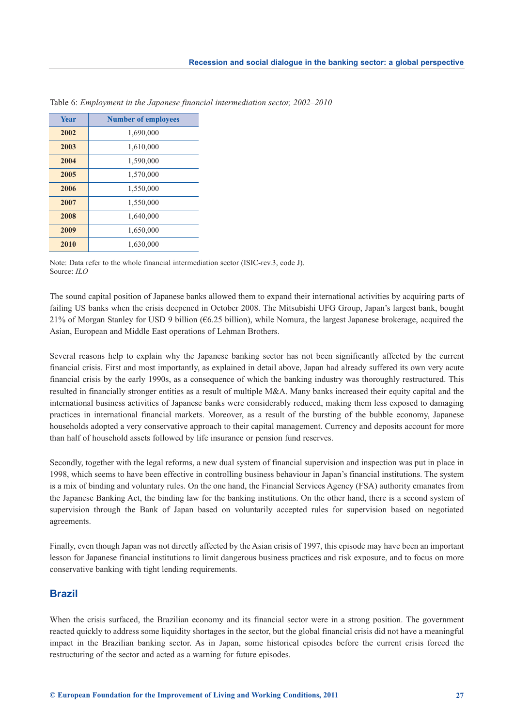Table 6: *Employment in the Japanese financial intermediation sector, 2002–2010*

| Year | Number of employees |
|---|---|
| 2002 | 1,690,000 |
| 2003 | 1,610,000 |
| 2004 | 1,590,000 |
| 2005 | 1,570,000 |
| 2006 | 1,550,000 |
| 2007 | 1,550,000 |
| 2008 | 1,640,000 |
| 2009 | 1,650,000 |
| 2010 | 1,630,000 |

Note: Data refer to the whole financial intermediation sector (ISIC-rev.3, code J).
Source: *ILO*

The sound capital position of Japanese banks allowed them to expand their international activities by acquiring parts of failing US banks when the crisis deepened in October 2008. The Mitsubishi UFG Group, Japan's largest bank, bought 21% of Morgan Stanley for USD 9 billion (€6.25 billion), while Nomura, the largest Japanese brokerage, acquired the Asian, European and Middle East operations of Lehman Brothers.

Several reasons help to explain why the Japanese banking sector has not been significantly affected by the current financial crisis. First and most importantly, as explained in detail above, Japan had already suffered its own very acute financial crisis by the early 1990s, as a consequence of which the banking industry was thoroughly restructured. This resulted in financially stronger entities as a result of multiple M&A. Many banks increased their equity capital and the international business activities of Japanese banks were considerably reduced, making them less exposed to damaging practices in international financial markets. Moreover, as a result of the bursting of the bubble economy, Japanese households adopted a very conservative approach to their capital management. Currency and deposits account for more than half of household assets followed by life insurance or pension fund reserves.

Secondly, together with the legal reforms, a new dual system of financial supervision and inspection was put in place in 1998, which seems to have been effective in controlling business behaviour in Japan's financial institutions. The system is a mix of binding and voluntary rules. On the one hand, the Financial Services Agency (FSA) authority emanates from the Japanese Banking Act, the binding law for the banking institutions. On the other hand, there is a second system of supervision through the Bank of Japan based on voluntarily accepted rules for supervision based on negotiated agreements.

Finally, even though Japan was not directly affected by the Asian crisis of 1997, this episode may have been an important lesson for Japanese financial institutions to limit dangerous business practices and risk exposure, and to focus on more conservative banking with tight lending requirements.

## Brazil

When the crisis surfaced, the Brazilian economy and its financial sector were in a strong position. The government reacted quickly to address some liquidity shortages in the sector, but the global financial crisis did not have a meaningful impact in the Brazilian banking sector. As in Japan, some historical episodes before the current crisis forced the restructuring of the sector and acted as a warning for future episodes.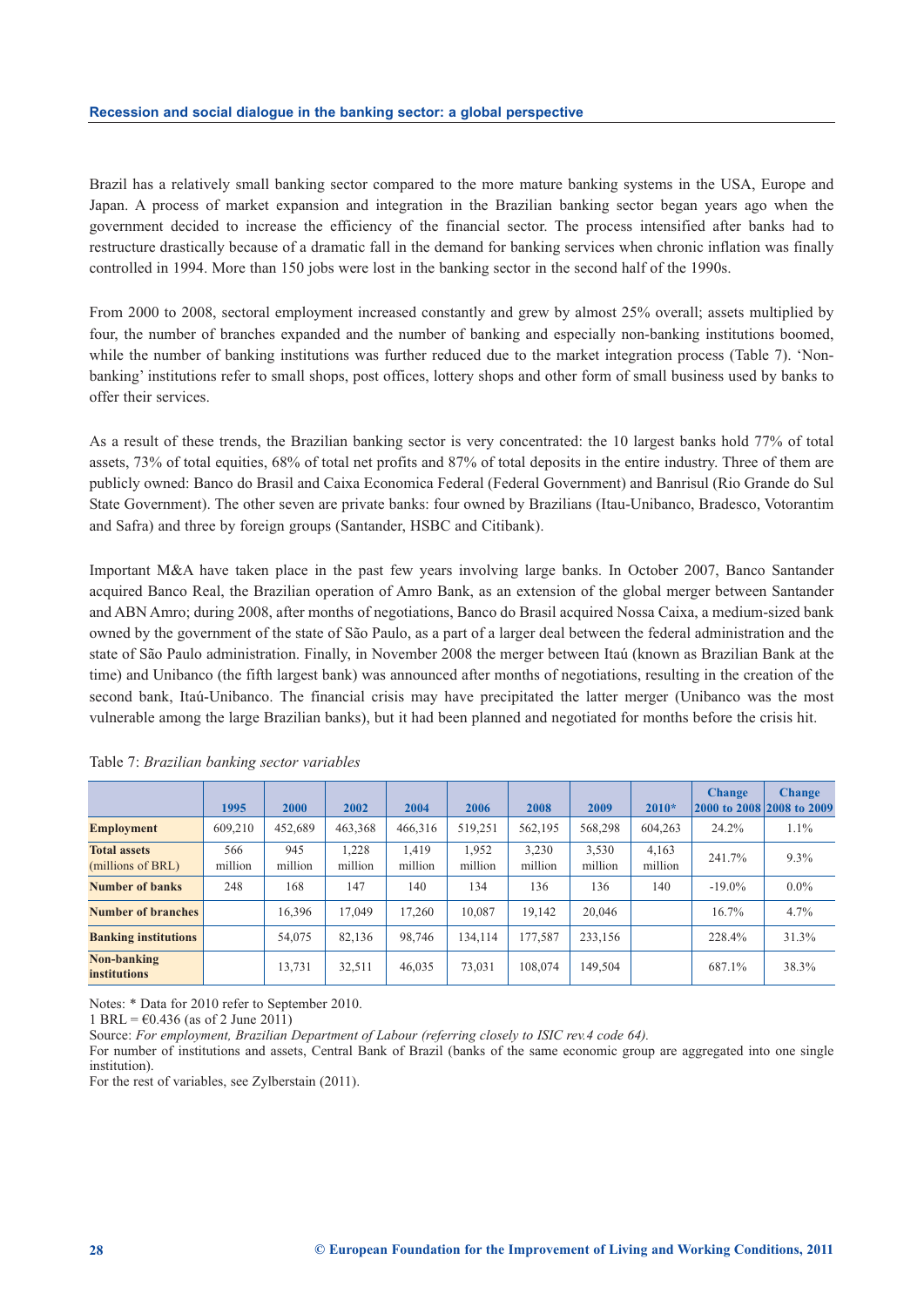Brazil has a relatively small banking sector compared to the more mature banking systems in the USA, Europe and Japan. A process of market expansion and integration in the Brazilian banking sector began years ago when the government decided to increase the efficiency of the financial sector. The process intensified after banks had to restructure drastically because of a dramatic fall in the demand for banking services when chronic inflation was finally controlled in 1994. More than 150 jobs were lost in the banking sector in the second half of the 1990s.

From 2000 to 2008, sectoral employment increased constantly and grew by almost 25% overall; assets multiplied by four, the number of branches expanded and the number of banking and especially non-banking institutions boomed, while the number of banking institutions was further reduced due to the market integration process (Table 7). 'Non-banking' institutions refer to small shops, post offices, lottery shops and other form of small business used by banks to offer their services.

As a result of these trends, the Brazilian banking sector is very concentrated: the 10 largest banks hold 77% of total assets, 73% of total equities, 68% of total net profits and 87% of total deposits in the entire industry. Three of them are publicly owned: Banco do Brasil and Caixa Economica Federal (Federal Government) and Banrisul (Rio Grande do Sul State Government). The other seven are private banks: four owned by Brazilians (Itau-Unibanco, Bradesco, Votorantim and Safra) and three by foreign groups (Santander, HSBC and Citibank).

Important M&A have taken place in the past few years involving large banks. In October 2007, Banco Santander acquired Banco Real, the Brazilian operation of Amro Bank, as an extension of the global merger between Santander and ABN Amro; during 2008, after months of negotiations, Banco do Brasil acquired Nossa Caixa, a medium-sized bank owned by the government of the state of São Paulo, as a part of a larger deal between the federal administration and the state of São Paulo administration. Finally, in November 2008 the merger between Itaú (known as Brazilian Bank at the time) and Unibanco (the fifth largest bank) was announced after months of negotiations, resulting in the creation of the second bank, Itaú-Unibanco. The financial crisis may have precipitated the latter merger (Unibanco was the most vulnerable among the large Brazilian banks), but it had been planned and negotiated for months before the crisis hit.

Table 7: *Brazilian banking sector variables*

| | 1995 | 2000 | 2002 | 2004 | 2006 | 2008 | 2009 | 2010* | Change 2000 to 2008 | Change 2008 to 2009 |
|---|---|---|---|---|---|---|---|---|---|---|
| **Employment** | 609,210 | 452,689 | 463,368 | 466,316 | 519,251 | 562,195 | 568,298 | 604,263 | 24.2% | 1.1% |
| **Total assets** (millions of BRL) | 566 million | 945 million | 1,228 million | 1,419 million | 1,952 million | 3,230 million | 3,530 million | 4,163 million | 241.7% | 9.3% |
| **Number of banks** | 248 | 168 | 147 | 140 | 134 | 136 | 136 | 140 | -19.0% | 0.0% |
| **Number of branches** | | 16,396 | 17,049 | 17,260 | 10,087 | 19,142 | 20,046 | | 16.7% | 4.7% |
| **Banking institutions** | | 54,075 | 82,136 | 98,746 | 134,114 | 177,587 | 233,156 | | 228.4% | 31.3% |
| **Non-banking institutions** | | 13,731 | 32,511 | 46,035 | 73,031 | 108,074 | 149,504 | | 687.1% | 38.3% |

Notes: * Data for 2010 refer to September 2010.

1 BRL = €0.436 (as of 2 June 2011)

Source: *For employment, Brazilian Department of Labour (referring closely to ISIC rev.4 code 64).*

For number of institutions and assets, Central Bank of Brazil (banks of the same economic group are aggregated into one single institution).

For the rest of variables, see Zylberstain (2011).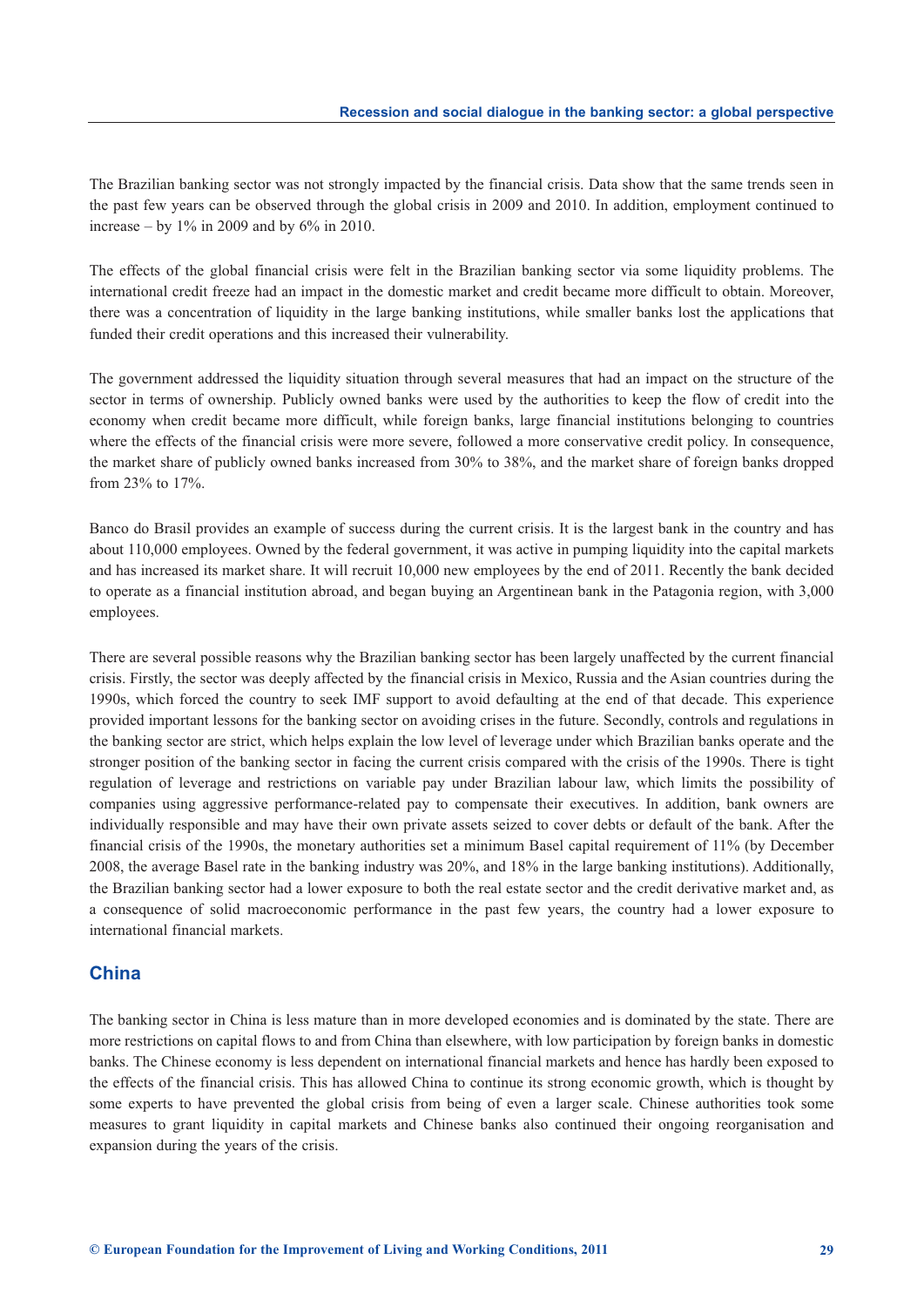The Brazilian banking sector was not strongly impacted by the financial crisis. Data show that the same trends seen in the past few years can be observed through the global crisis in 2009 and 2010. In addition, employment continued to increase – by 1% in 2009 and by 6% in 2010.

The effects of the global financial crisis were felt in the Brazilian banking sector via some liquidity problems. The international credit freeze had an impact in the domestic market and credit became more difficult to obtain. Moreover, there was a concentration of liquidity in the large banking institutions, while smaller banks lost the applications that funded their credit operations and this increased their vulnerability.

The government addressed the liquidity situation through several measures that had an impact on the structure of the sector in terms of ownership. Publicly owned banks were used by the authorities to keep the flow of credit into the economy when credit became more difficult, while foreign banks, large financial institutions belonging to countries where the effects of the financial crisis were more severe, followed a more conservative credit policy. In consequence, the market share of publicly owned banks increased from 30% to 38%, and the market share of foreign banks dropped from 23% to 17%.

Banco do Brasil provides an example of success during the current crisis. It is the largest bank in the country and has about 110,000 employees. Owned by the federal government, it was active in pumping liquidity into the capital markets and has increased its market share. It will recruit 10,000 new employees by the end of 2011. Recently the bank decided to operate as a financial institution abroad, and began buying an Argentinean bank in the Patagonia region, with 3,000 employees.

There are several possible reasons why the Brazilian banking sector has been largely unaffected by the current financial crisis. Firstly, the sector was deeply affected by the financial crisis in Mexico, Russia and the Asian countries during the 1990s, which forced the country to seek IMF support to avoid defaulting at the end of that decade. This experience provided important lessons for the banking sector on avoiding crises in the future. Secondly, controls and regulations in the banking sector are strict, which helps explain the low level of leverage under which Brazilian banks operate and the stronger position of the banking sector in facing the current crisis compared with the crisis of the 1990s. There is tight regulation of leverage and restrictions on variable pay under Brazilian labour law, which limits the possibility of companies using aggressive performance-related pay to compensate their executives. In addition, bank owners are individually responsible and may have their own private assets seized to cover debts or default of the bank. After the financial crisis of the 1990s, the monetary authorities set a minimum Basel capital requirement of 11% (by December 2008, the average Basel rate in the banking industry was 20%, and 18% in the large banking institutions). Additionally, the Brazilian banking sector had a lower exposure to both the real estate sector and the credit derivative market and, as a consequence of solid macroeconomic performance in the past few years, the country had a lower exposure to international financial markets.

## China

The banking sector in China is less mature than in more developed economies and is dominated by the state. There are more restrictions on capital flows to and from China than elsewhere, with low participation by foreign banks in domestic banks. The Chinese economy is less dependent on international financial markets and hence has hardly been exposed to the effects of the financial crisis. This has allowed China to continue its strong economic growth, which is thought by some experts to have prevented the global crisis from being of even a larger scale. Chinese authorities took some measures to grant liquidity in capital markets and Chinese banks also continued their ongoing reorganisation and expansion during the years of the crisis.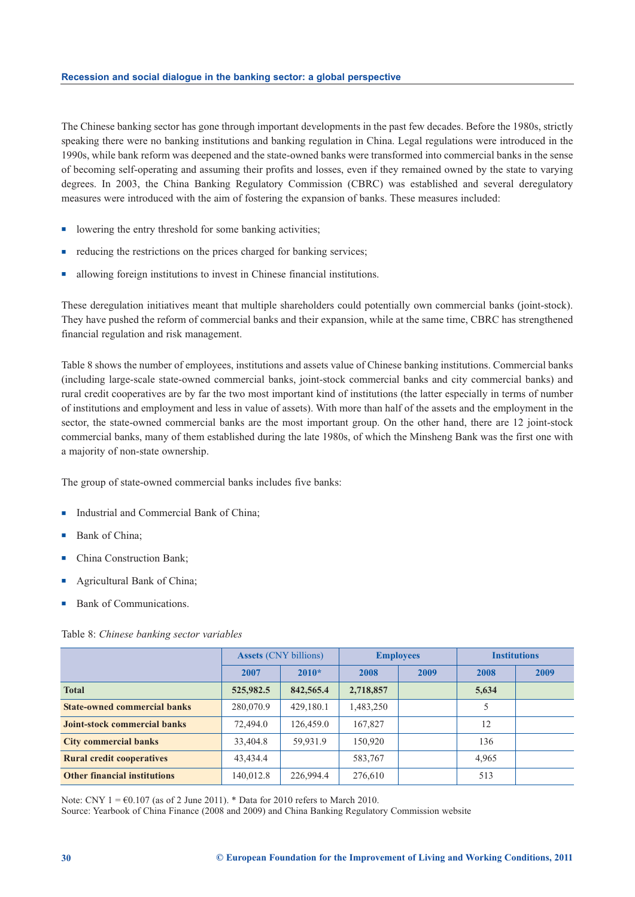The Chinese banking sector has gone through important developments in the past few decades. Before the 1980s, strictly speaking there were no banking institutions and banking regulation in China. Legal regulations were introduced in the 1990s, while bank reform was deepened and the state-owned banks were transformed into commercial banks in the sense of becoming self-operating and assuming their profits and losses, even if they remained owned by the state to varying degrees. In 2003, the China Banking Regulatory Commission (CBRC) was established and several deregulatory measures were introduced with the aim of fostering the expansion of banks. These measures included:

- lowering the entry threshold for some banking activities;
- reducing the restrictions on the prices charged for banking services;
- allowing foreign institutions to invest in Chinese financial institutions.

These deregulation initiatives meant that multiple shareholders could potentially own commercial banks (joint-stock). They have pushed the reform of commercial banks and their expansion, while at the same time, CBRC has strengthened financial regulation and risk management.

Table 8 shows the number of employees, institutions and assets value of Chinese banking institutions. Commercial banks (including large-scale state-owned commercial banks, joint-stock commercial banks and city commercial banks) and rural credit cooperatives are by far the two most important kind of institutions (the latter especially in terms of number of institutions and employment and less in value of assets). With more than half of the assets and the employment in the sector, the state-owned commercial banks are the most important group. On the other hand, there are 12 joint-stock commercial banks, many of them established during the late 1980s, of which the Minsheng Bank was the first one with a majority of non-state ownership.

The group of state-owned commercial banks includes five banks:

- Industrial and Commercial Bank of China;
- Bank of China;
- China Construction Bank;
- Agricultural Bank of China;
- Bank of Communications.

Table 8: *Chinese banking sector variables*

| | Assets (CNY billions) | | Employees | | Institutions | |
|---|---|---|---|---|---|---|
| | 2007 | 2010* | 2008 | 2009 | 2008 | 2009 |
| **Total** | **525,982.5** | **842,565.4** | **2,718,857** | | **5,634** | |
| **State-owned commercial banks** | 280,070.9 | 429,180.1 | 1,483,250 | | 5 | |
| **Joint-stock commercial banks** | 72,494.0 | 126,459.0 | 167,827 | | 12 | |
| **City commercial banks** | 33,404.8 | 59,931.9 | 150,920 | | 136 | |
| **Rural credit cooperatives** | 43,434.4 | | 583,767 | | 4,965 | |
| **Other financial institutions** | 140,012.8 | 226,994.4 | 276,610 | | 513 | |

Note: CNY 1 = €0.107 (as of 2 June 2011). * Data for 2010 refers to March 2010.
Source: Yearbook of China Finance (2008 and 2009) and China Banking Regulatory Commission website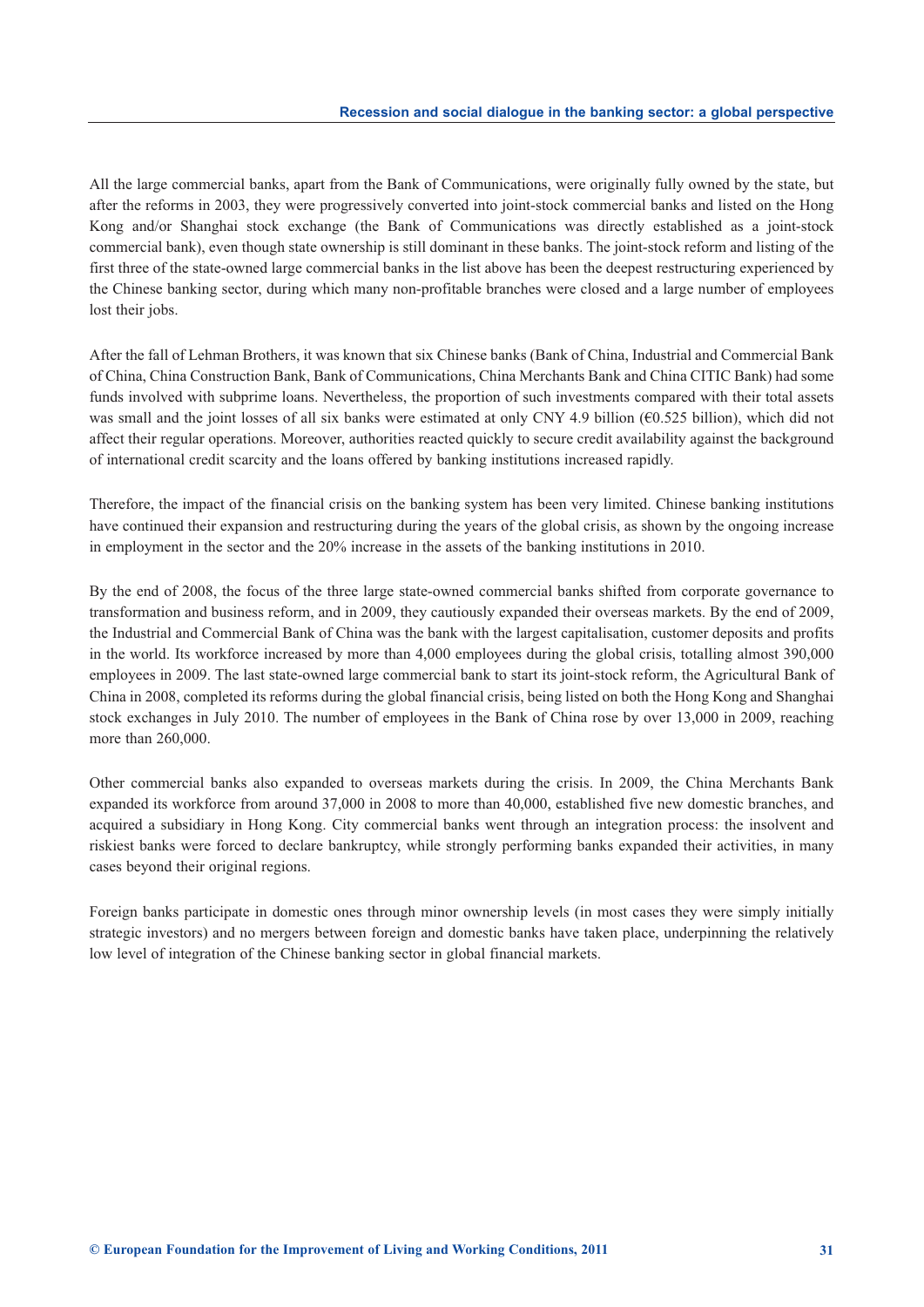All the large commercial banks, apart from the Bank of Communications, were originally fully owned by the state, but after the reforms in 2003, they were progressively converted into joint-stock commercial banks and listed on the Hong Kong and/or Shanghai stock exchange (the Bank of Communications was directly established as a joint-stock commercial bank), even though state ownership is still dominant in these banks. The joint-stock reform and listing of the first three of the state-owned large commercial banks in the list above has been the deepest restructuring experienced by the Chinese banking sector, during which many non-profitable branches were closed and a large number of employees lost their jobs.

After the fall of Lehman Brothers, it was known that six Chinese banks (Bank of China, Industrial and Commercial Bank of China, China Construction Bank, Bank of Communications, China Merchants Bank and China CITIC Bank) had some funds involved with subprime loans. Nevertheless, the proportion of such investments compared with their total assets was small and the joint losses of all six banks were estimated at only CNY 4.9 billion (€0.525 billion), which did not affect their regular operations. Moreover, authorities reacted quickly to secure credit availability against the background of international credit scarcity and the loans offered by banking institutions increased rapidly.

Therefore, the impact of the financial crisis on the banking system has been very limited. Chinese banking institutions have continued their expansion and restructuring during the years of the global crisis, as shown by the ongoing increase in employment in the sector and the 20% increase in the assets of the banking institutions in 2010.

By the end of 2008, the focus of the three large state-owned commercial banks shifted from corporate governance to transformation and business reform, and in 2009, they cautiously expanded their overseas markets. By the end of 2009, the Industrial and Commercial Bank of China was the bank with the largest capitalisation, customer deposits and profits in the world. Its workforce increased by more than 4,000 employees during the global crisis, totalling almost 390,000 employees in 2009. The last state-owned large commercial bank to start its joint-stock reform, the Agricultural Bank of China in 2008, completed its reforms during the global financial crisis, being listed on both the Hong Kong and Shanghai stock exchanges in July 2010. The number of employees in the Bank of China rose by over 13,000 in 2009, reaching more than 260,000.

Other commercial banks also expanded to overseas markets during the crisis. In 2009, the China Merchants Bank expanded its workforce from around 37,000 in 2008 to more than 40,000, established five new domestic branches, and acquired a subsidiary in Hong Kong. City commercial banks went through an integration process: the insolvent and riskiest banks were forced to declare bankruptcy, while strongly performing banks expanded their activities, in many cases beyond their original regions.

Foreign banks participate in domestic ones through minor ownership levels (in most cases they were simply initially strategic investors) and no mergers between foreign and domestic banks have taken place, underpinning the relatively low level of integration of the Chinese banking sector in global financial markets.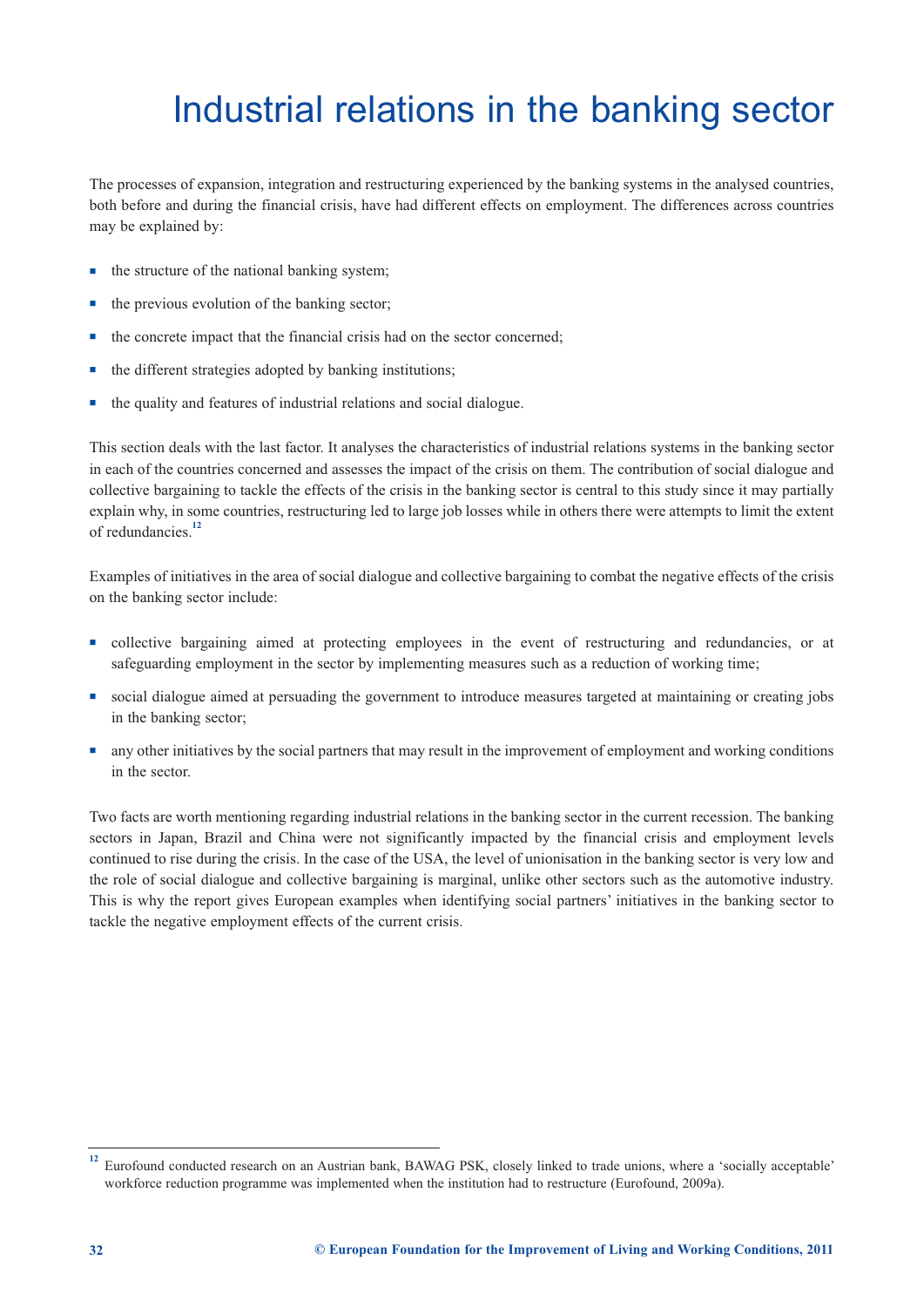# Industrial relations in the banking sector

The processes of expansion, integration and restructuring experienced by the banking systems in the analysed countries, both before and during the financial crisis, have had different effects on employment. The differences across countries may be explained by:

- the structure of the national banking system;
- the previous evolution of the banking sector;
- the concrete impact that the financial crisis had on the sector concerned;
- the different strategies adopted by banking institutions;
- the quality and features of industrial relations and social dialogue.

This section deals with the last factor. It analyses the characteristics of industrial relations systems in the banking sector in each of the countries concerned and assesses the impact of the crisis on them. The contribution of social dialogue and collective bargaining to tackle the effects of the crisis in the banking sector is central to this study since it may partially explain why, in some countries, restructuring led to large job losses while in others there were attempts to limit the extent of redundancies.[12]

Examples of initiatives in the area of social dialogue and collective bargaining to combat the negative effects of the crisis on the banking sector include:

- collective bargaining aimed at protecting employees in the event of restructuring and redundancies, or at safeguarding employment in the sector by implementing measures such as a reduction of working time;
- social dialogue aimed at persuading the government to introduce measures targeted at maintaining or creating jobs in the banking sector;
- any other initiatives by the social partners that may result in the improvement of employment and working conditions in the sector.

Two facts are worth mentioning regarding industrial relations in the banking sector in the current recession. The banking sectors in Japan, Brazil and China were not significantly impacted by the financial crisis and employment levels continued to rise during the crisis. In the case of the USA, the level of unionisation in the banking sector is very low and the role of social dialogue and collective bargaining is marginal, unlike other sectors such as the automotive industry. This is why the report gives European examples when identifying social partners' initiatives in the banking sector to tackle the negative employment effects of the current crisis.

---

[12] Eurofound conducted research on an Austrian bank, BAWAG PSK, closely linked to trade unions, where a 'socially acceptable' workforce reduction programme was implemented when the institution had to restructure (Eurofound, 2009a).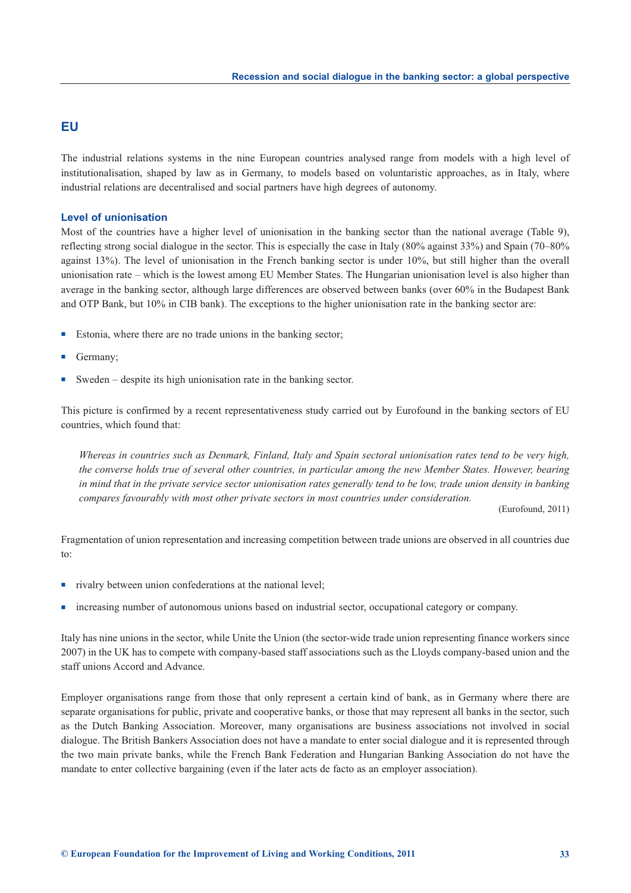## EU

The industrial relations systems in the nine European countries analysed range from models with a high level of institutionalisation, shaped by law as in Germany, to models based on voluntaristic approaches, as in Italy, where industrial relations are decentralised and social partners have high degrees of autonomy.

### Level of unionisation

Most of the countries have a higher level of unionisation in the banking sector than the national average (Table 9), reflecting strong social dialogue in the sector. This is especially the case in Italy (80% against 33%) and Spain (70–80% against 13%). The level of unionisation in the French banking sector is under 10%, but still higher than the overall unionisation rate – which is the lowest among EU Member States. The Hungarian unionisation level is also higher than average in the banking sector, although large differences are observed between banks (over 60% in the Budapest Bank and OTP Bank, but 10% in CIB bank). The exceptions to the higher unionisation rate in the banking sector are:

- Estonia, where there are no trade unions in the banking sector;
- Germany;
- Sweden – despite its high unionisation rate in the banking sector.

This picture is confirmed by a recent representativeness study carried out by Eurofound in the banking sectors of EU countries, which found that:

> *Whereas in countries such as Denmark, Finland, Italy and Spain sectoral unionisation rates tend to be very high, the converse holds true of several other countries, in particular among the new Member States. However, bearing in mind that in the private service sector unionisation rates generally tend to be low, trade union density in banking compares favourably with most other private sectors in most countries under consideration.*
>
> (Eurofound, 2011)

Fragmentation of union representation and increasing competition between trade unions are observed in all countries due to:

- rivalry between union confederations at the national level;
- increasing number of autonomous unions based on industrial sector, occupational category or company.

Italy has nine unions in the sector, while Unite the Union (the sector-wide trade union representing finance workers since 2007) in the UK has to compete with company-based staff associations such as the Lloyds company-based union and the staff unions Accord and Advance.

Employer organisations range from those that only represent a certain kind of bank, as in Germany where there are separate organisations for public, private and cooperative banks, or those that may represent all banks in the sector, such as the Dutch Banking Association. Moreover, many organisations are business associations not involved in social dialogue. The British Bankers Association does not have a mandate to enter social dialogue and it is represented through the two main private banks, while the French Bank Federation and Hungarian Banking Association do not have the mandate to enter collective bargaining (even if the later acts de facto as an employer association).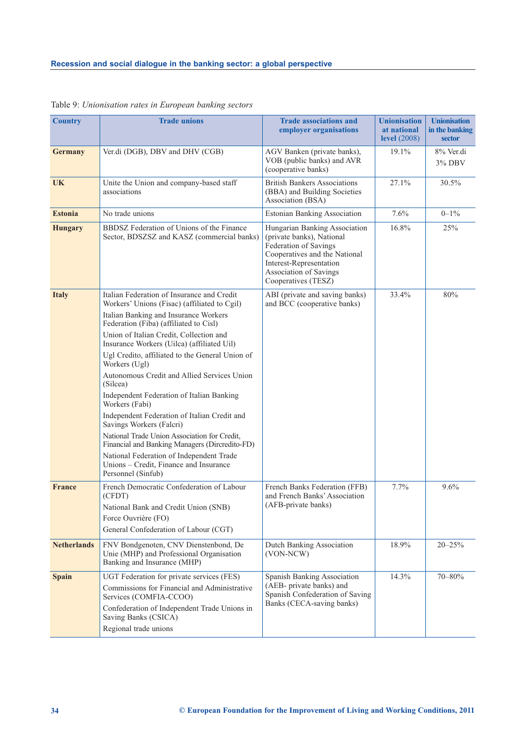Table 9: *Unionisation rates in European banking sectors*

| Country | Trade unions | Trade associations and employer organisations | Unionisation at national level (2008) | Unionisation in the banking sector |
|---|---|---|---|---|
| **Germany** | Ver.di (DGB), DBV and DHV (CGB) | AGV Banken (private banks), VOB (public banks) and AVR (cooperative banks) | 19.1% | 8% Ver.di<br>3% DBV |
| **UK** | Unite the Union and company-based staff associations | British Bankers Associations (BBA) and Building Societies Association (BSA) | 27.1% | 30.5% |
| **Estonia** | No trade unions | Estonian Banking Association | 7.6% | 0–1% |
| **Hungary** | BBDSZ Federation of Unions of the Finance Sector, BDSZSZ and KASZ (commercial banks) | Hungarian Banking Association (private banks), National Federation of Savings Cooperatives and the National Interest-Representation Association of Savings Cooperatives (TESZ) | 16.8% | 25% |
| **Italy** | Italian Federation of Insurance and Credit Workers' Unions (Fisac) (affiliated to Cgil)<br>Italian Banking and Insurance Workers Federation (Fiba) (affiliated to Cisl)<br>Union of Italian Credit, Collection and Insurance Workers (Uilca) (affiliated Uil)<br>Ugl Credito, affiliated to the General Union of Workers (Ugl)<br>Autonomous Credit and Allied Services Union (Silcea)<br>Independent Federation of Italian Banking Workers (Fabi)<br>Independent Federation of Italian Credit and Savings Workers (Falcri)<br>National Trade Union Association for Credit, Financial and Banking Managers (Dircredito-FD)<br>National Federation of Independent Trade Unions – Credit, Finance and Insurance Personnel (Sinfub) | ABI (private and saving banks) and BCC (cooperative banks) | 33.4% | 80% |
| **France** | French Democratic Confederation of Labour (CFDT)<br>National Bank and Credit Union (SNB)<br>Force Ouvrière (FO)<br>General Confederation of Labour (CGT) | French Banks Federation (FFB) and French Banks' Association (AFB-private banks) | 7.7% | 9.6% |
| **Netherlands** | FNV Bondgenoten, CNV Dienstenbond, De Unie (MHP) and Professional Organisation Banking and Insurance (MHP) | Dutch Banking Association (VON-NCW) | 18.9% | 20–25% |
| **Spain** | UGT Federation for private services (FES)<br>Commissions for Financial and Administrative Services (COMFIA-CCOO)<br>Confederation of Independent Trade Unions in Saving Banks (CSICA)<br>Regional trade unions | Spanish Banking Association (AEB- private banks) and Spanish Confederation of Saving Banks (CECA-saving banks) | 14.3% | 70–80% |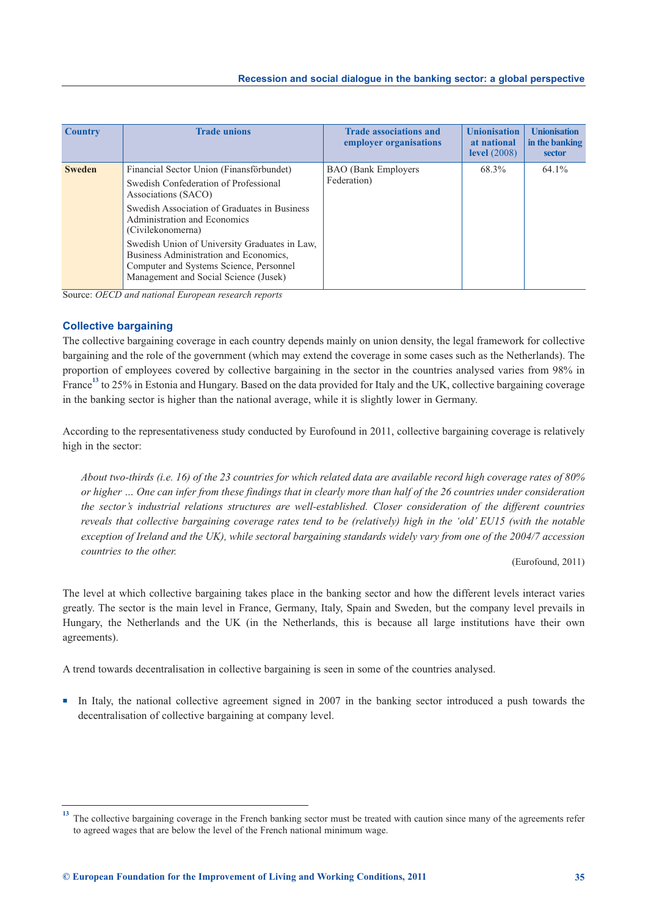| Country | Trade unions | Trade associations and employer organisations | Unionisation at national level (2008) | Unionisation in the banking sector |
|---|---|---|---|---|
| **Sweden** | Financial Sector Union (Finansförbundet)<br>Swedish Confederation of Professional Associations (SACO)<br>Swedish Association of Graduates in Business Administration and Economics (Civilekonomerna)<br>Swedish Union of University Graduates in Law, Business Administration and Economics, Computer and Systems Science, Personnel Management and Social Science (Jusek) | BAO (Bank Employers Federation) | 68.3% | 64.1% |

Source: *OECD and national European research reports*

## Collective bargaining

The collective bargaining coverage in each country depends mainly on union density, the legal framework for collective bargaining and the role of the government (which may extend the coverage in some cases such as the Netherlands). The proportion of employees covered by collective bargaining in the sector in the countries analysed varies from 98% in France[13] to 25% in Estonia and Hungary. Based on the data provided for Italy and the UK, collective bargaining coverage in the banking sector is higher than the national average, while it is slightly lower in Germany.

According to the representativeness study conducted by Eurofound in 2011, collective bargaining coverage is relatively high in the sector:

> *About two-thirds (i.e. 16) of the 23 countries for which related data are available record high coverage rates of 80% or higher ... One can infer from these findings that in clearly more than half of the 26 countries under consideration the sector's industrial relations structures are well-established. Closer consideration of the different countries reveals that collective bargaining coverage rates tend to be (relatively) high in the 'old' EU15 (with the notable exception of Ireland and the UK), while sectoral bargaining standards widely vary from one of the 2004/7 accession countries to the other.*
>
> (Eurofound, 2011)

The level at which collective bargaining takes place in the banking sector and how the different levels interact varies greatly. The sector is the main level in France, Germany, Italy, Spain and Sweden, but the company level prevails in Hungary, the Netherlands and the UK (in the Netherlands, this is because all large institutions have their own agreements).

A trend towards decentralisation in collective bargaining is seen in some of the countries analysed.

- In Italy, the national collective agreement signed in 2007 in the banking sector introduced a push towards the decentralisation of collective bargaining at company level.

[13] The collective bargaining coverage in the French banking sector must be treated with caution since many of the agreements refer to agreed wages that are below the level of the French national minimum wage.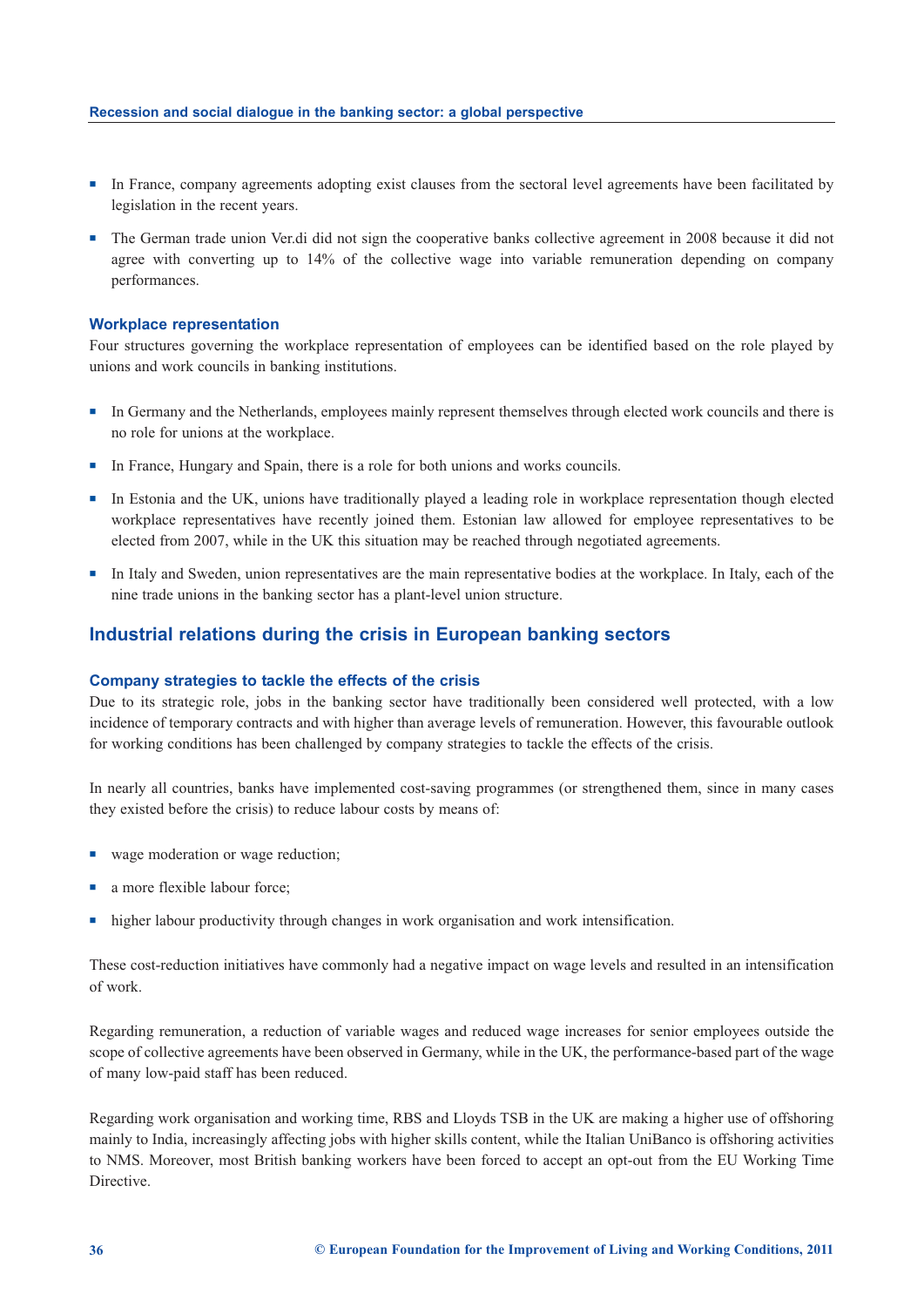- In France, company agreements adopting exist clauses from the sectoral level agreements have been facilitated by legislation in the recent years.
- The German trade union Ver.di did not sign the cooperative banks collective agreement in 2008 because it did not agree with converting up to 14% of the collective wage into variable remuneration depending on company performances.

### Workplace representation

Four structures governing the workplace representation of employees can be identified based on the role played by unions and work councils in banking institutions.

- In Germany and the Netherlands, employees mainly represent themselves through elected work councils and there is no role for unions at the workplace.
- In France, Hungary and Spain, there is a role for both unions and works councils.
- In Estonia and the UK, unions have traditionally played a leading role in workplace representation though elected workplace representatives have recently joined them. Estonian law allowed for employee representatives to be elected from 2007, while in the UK this situation may be reached through negotiated agreements.
- In Italy and Sweden, union representatives are the main representative bodies at the workplace. In Italy, each of the nine trade unions in the banking sector has a plant-level union structure.

## Industrial relations during the crisis in European banking sectors

### Company strategies to tackle the effects of the crisis

Due to its strategic role, jobs in the banking sector have traditionally been considered well protected, with a low incidence of temporary contracts and with higher than average levels of remuneration. However, this favourable outlook for working conditions has been challenged by company strategies to tackle the effects of the crisis.

In nearly all countries, banks have implemented cost-saving programmes (or strengthened them, since in many cases they existed before the crisis) to reduce labour costs by means of:

- wage moderation or wage reduction;
- a more flexible labour force;
- higher labour productivity through changes in work organisation and work intensification.

These cost-reduction initiatives have commonly had a negative impact on wage levels and resulted in an intensification of work.

Regarding remuneration, a reduction of variable wages and reduced wage increases for senior employees outside the scope of collective agreements have been observed in Germany, while in the UK, the performance-based part of the wage of many low-paid staff has been reduced.

Regarding work organisation and working time, RBS and Lloyds TSB in the UK are making a higher use of offshoring mainly to India, increasingly affecting jobs with higher skills content, while the Italian UniBanco is offshoring activities to NMS. Moreover, most British banking workers have been forced to accept an opt-out from the EU Working Time Directive.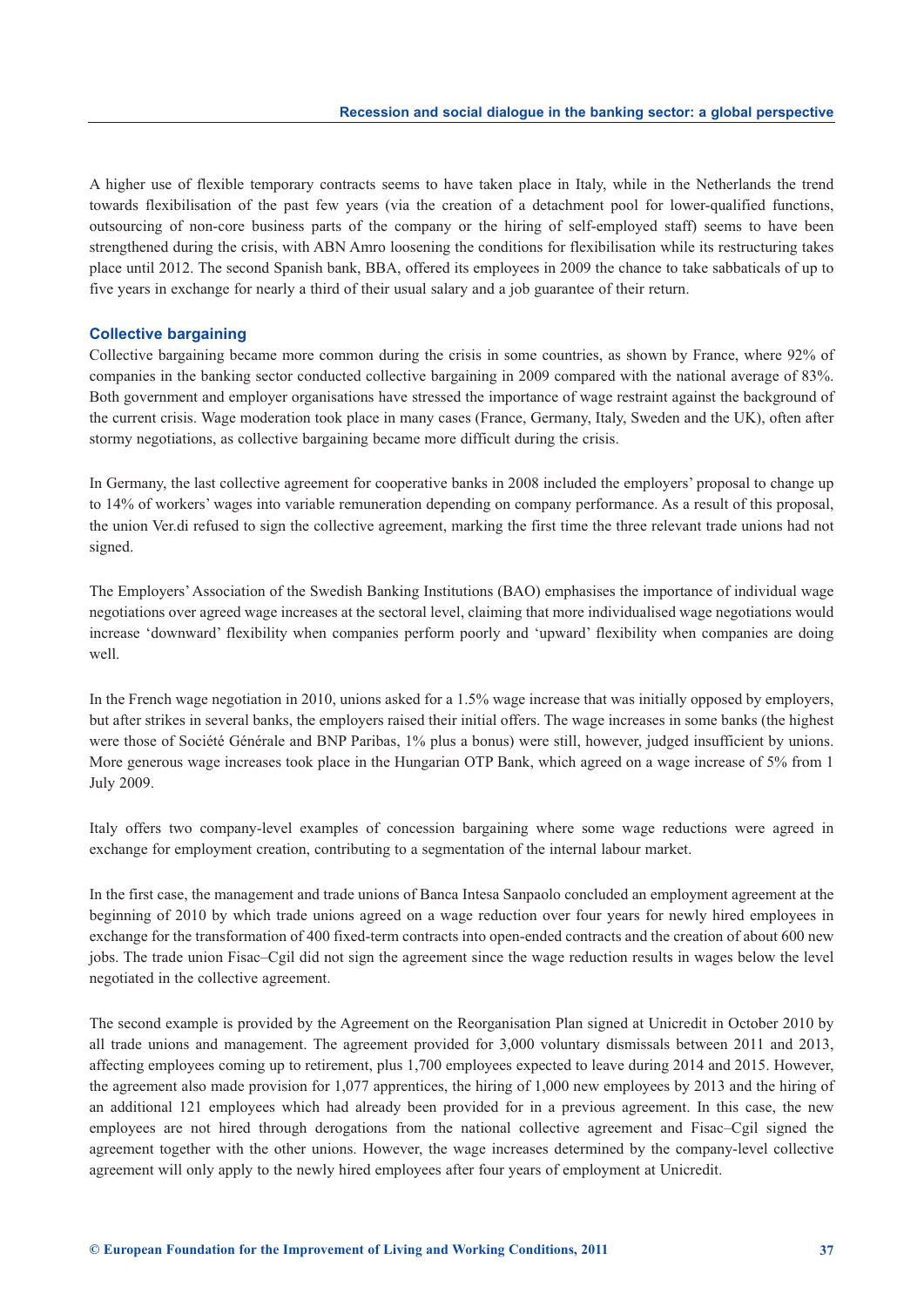A higher use of flexible temporary contracts seems to have taken place in Italy, while in the Netherlands the trend towards flexibilisation of the past few years (via the creation of a detachment pool for lower-qualified functions, outsourcing of non-core business parts of the company or the hiring of self-employed staff) seems to have been strengthened during the crisis, with ABN Amro loosening the conditions for flexibilisation while its restructuring takes place until 2012. The second Spanish bank, BBA, offered its employees in 2009 the chance to take sabbaticals of up to five years in exchange for nearly a third of their usual salary and a job guarantee of their return.

### Collective bargaining

Collective bargaining became more common during the crisis in some countries, as shown by France, where 92% of companies in the banking sector conducted collective bargaining in 2009 compared with the national average of 83%. Both government and employer organisations have stressed the importance of wage restraint against the background of the current crisis. Wage moderation took place in many cases (France, Germany, Italy, Sweden and the UK), often after stormy negotiations, as collective bargaining became more difficult during the crisis.

In Germany, the last collective agreement for cooperative banks in 2008 included the employers' proposal to change up to 14% of workers' wages into variable remuneration depending on company performance. As a result of this proposal, the union Ver.di refused to sign the collective agreement, marking the first time the three relevant trade unions had not signed.

The Employers' Association of the Swedish Banking Institutions (BAO) emphasises the importance of individual wage negotiations over agreed wage increases at the sectoral level, claiming that more individualised wage negotiations would increase 'downward' flexibility when companies perform poorly and 'upward' flexibility when companies are doing well.

In the French wage negotiation in 2010, unions asked for a 1.5% wage increase that was initially opposed by employers, but after strikes in several banks, the employers raised their initial offers. The wage increases in some banks (the highest were those of Société Générale and BNP Paribas, 1% plus a bonus) were still, however, judged insufficient by unions. More generous wage increases took place in the Hungarian OTP Bank, which agreed on a wage increase of 5% from 1 July 2009.

Italy offers two company-level examples of concession bargaining where some wage reductions were agreed in exchange for employment creation, contributing to a segmentation of the internal labour market.

In the first case, the management and trade unions of Banca Intesa Sanpaolo concluded an employment agreement at the beginning of 2010 by which trade unions agreed on a wage reduction over four years for newly hired employees in exchange for the transformation of 400 fixed-term contracts into open-ended contracts and the creation of about 600 new jobs. The trade union Fisac–Cgil did not sign the agreement since the wage reduction results in wages below the level negotiated in the collective agreement.

The second example is provided by the Agreement on the Reorganisation Plan signed at Unicredit in October 2010 by all trade unions and management. The agreement provided for 3,000 voluntary dismissals between 2011 and 2013, affecting employees coming up to retirement, plus 1,700 employees expected to leave during 2014 and 2015. However, the agreement also made provision for 1,077 apprentices, the hiring of 1,000 new employees by 2013 and the hiring of an additional 121 employees which had already been provided for in a previous agreement. In this case, the new employees are not hired through derogations from the national collective agreement and Fisac–Cgil signed the agreement together with the other unions. However, the wage increases determined by the company-level collective agreement will only apply to the newly hired employees after four years of employment at Unicredit.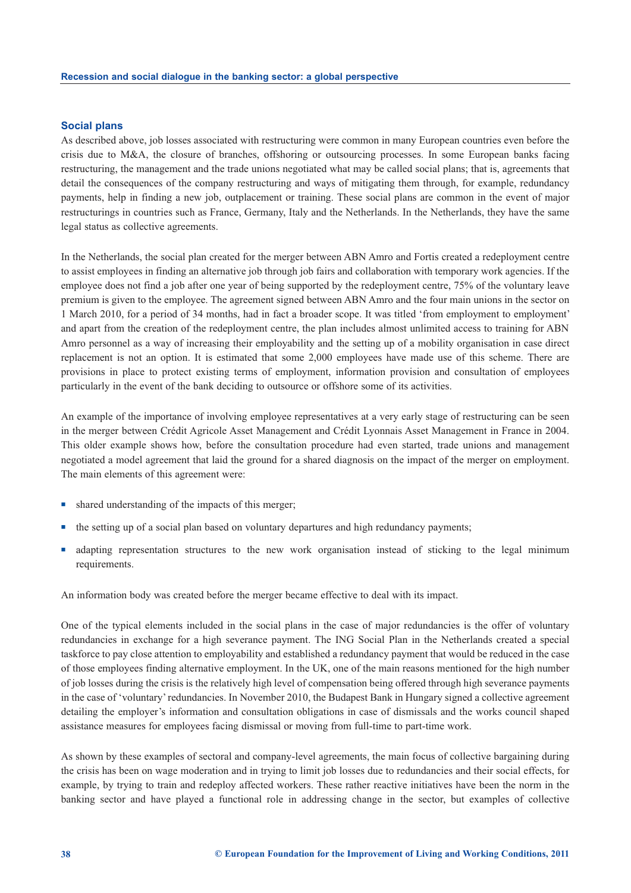## Social plans

As described above, job losses associated with restructuring were common in many European countries even before the crisis due to M&A, the closure of branches, offshoring or outsourcing processes. In some European banks facing restructuring, the management and the trade unions negotiated what may be called social plans; that is, agreements that detail the consequences of the company restructuring and ways of mitigating them through, for example, redundancy payments, help in finding a new job, outplacement or training. These social plans are common in the event of major restructurings in countries such as France, Germany, Italy and the Netherlands. In the Netherlands, they have the same legal status as collective agreements.

In the Netherlands, the social plan created for the merger between ABN Amro and Fortis created a redeployment centre to assist employees in finding an alternative job through job fairs and collaboration with temporary work agencies. If the employee does not find a job after one year of being supported by the redeployment centre, 75% of the voluntary leave premium is given to the employee. The agreement signed between ABN Amro and the four main unions in the sector on 1 March 2010, for a period of 34 months, had in fact a broader scope. It was titled 'from employment to employment' and apart from the creation of the redeployment centre, the plan includes almost unlimited access to training for ABN Amro personnel as a way of increasing their employability and the setting up of a mobility organisation in case direct replacement is not an option. It is estimated that some 2,000 employees have made use of this scheme. There are provisions in place to protect existing terms of employment, information provision and consultation of employees particularly in the event of the bank deciding to outsource or offshore some of its activities.

An example of the importance of involving employee representatives at a very early stage of restructuring can be seen in the merger between Crédit Agricole Asset Management and Crédit Lyonnais Asset Management in France in 2004. This older example shows how, before the consultation procedure had even started, trade unions and management negotiated a model agreement that laid the ground for a shared diagnosis on the impact of the merger on employment. The main elements of this agreement were:

- shared understanding of the impacts of this merger;
- the setting up of a social plan based on voluntary departures and high redundancy payments;
- adapting representation structures to the new work organisation instead of sticking to the legal minimum requirements.

An information body was created before the merger became effective to deal with its impact.

One of the typical elements included in the social plans in the case of major redundancies is the offer of voluntary redundancies in exchange for a high severance payment. The ING Social Plan in the Netherlands created a special taskforce to pay close attention to employability and established a redundancy payment that would be reduced in the case of those employees finding alternative employment. In the UK, one of the main reasons mentioned for the high number of job losses during the crisis is the relatively high level of compensation being offered through high severance payments in the case of 'voluntary' redundancies. In November 2010, the Budapest Bank in Hungary signed a collective agreement detailing the employer's information and consultation obligations in case of dismissals and the works council shaped assistance measures for employees facing dismissal or moving from full-time to part-time work.

As shown by these examples of sectoral and company-level agreements, the main focus of collective bargaining during the crisis has been on wage moderation and in trying to limit job losses due to redundancies and their social effects, for example, by trying to train and redeploy affected workers. These rather reactive initiatives have been the norm in the banking sector and have played a functional role in addressing change in the sector, but examples of collective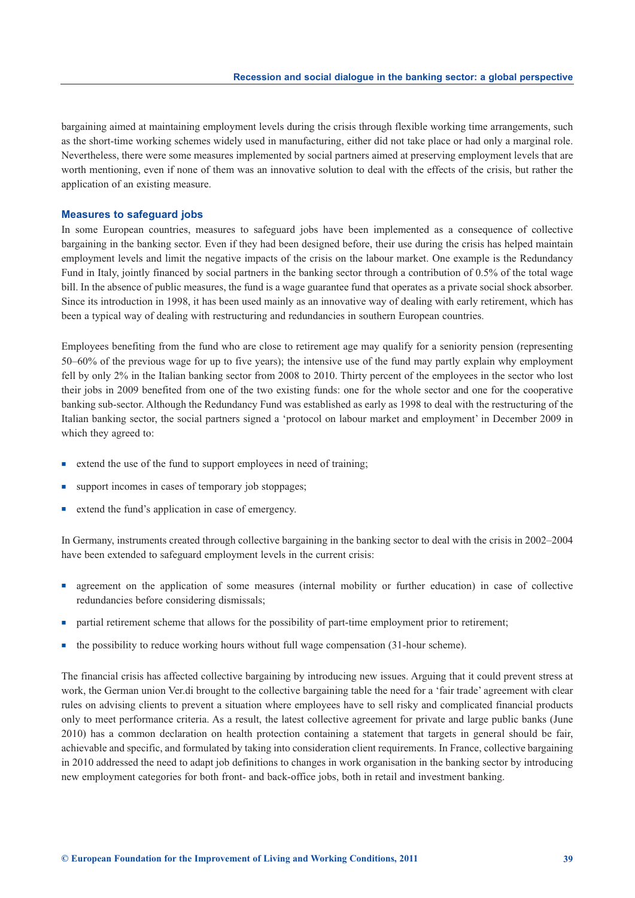bargaining aimed at maintaining employment levels during the crisis through flexible working time arrangements, such as the short-time working schemes widely used in manufacturing, either did not take place or had only a marginal role. Nevertheless, there were some measures implemented by social partners aimed at preserving employment levels that are worth mentioning, even if none of them was an innovative solution to deal with the effects of the crisis, but rather the application of an existing measure.

### Measures to safeguard jobs

In some European countries, measures to safeguard jobs have been implemented as a consequence of collective bargaining in the banking sector. Even if they had been designed before, their use during the crisis has helped maintain employment levels and limit the negative impacts of the crisis on the labour market. One example is the Redundancy Fund in Italy, jointly financed by social partners in the banking sector through a contribution of 0.5% of the total wage bill. In the absence of public measures, the fund is a wage guarantee fund that operates as a private social shock absorber. Since its introduction in 1998, it has been used mainly as an innovative way of dealing with early retirement, which has been a typical way of dealing with restructuring and redundancies in southern European countries.

Employees benefiting from the fund who are close to retirement age may qualify for a seniority pension (representing 50–60% of the previous wage for up to five years); the intensive use of the fund may partly explain why employment fell by only 2% in the Italian banking sector from 2008 to 2010. Thirty percent of the employees in the sector who lost their jobs in 2009 benefited from one of the two existing funds: one for the whole sector and one for the cooperative banking sub-sector. Although the Redundancy Fund was established as early as 1998 to deal with the restructuring of the Italian banking sector, the social partners signed a 'protocol on labour market and employment' in December 2009 in which they agreed to:

- extend the use of the fund to support employees in need of training;
- support incomes in cases of temporary job stoppages;
- extend the fund's application in case of emergency.

In Germany, instruments created through collective bargaining in the banking sector to deal with the crisis in 2002–2004 have been extended to safeguard employment levels in the current crisis:

- agreement on the application of some measures (internal mobility or further education) in case of collective redundancies before considering dismissals;
- partial retirement scheme that allows for the possibility of part-time employment prior to retirement;
- the possibility to reduce working hours without full wage compensation (31-hour scheme).

The financial crisis has affected collective bargaining by introducing new issues. Arguing that it could prevent stress at work, the German union Ver.di brought to the collective bargaining table the need for a 'fair trade' agreement with clear rules on advising clients to prevent a situation where employees have to sell risky and complicated financial products only to meet performance criteria. As a result, the latest collective agreement for private and large public banks (June 2010) has a common declaration on health protection containing a statement that targets in general should be fair, achievable and specific, and formulated by taking into consideration client requirements. In France, collective bargaining in 2010 addressed the need to adapt job definitions to changes in work organisation in the banking sector by introducing new employment categories for both front- and back-office jobs, both in retail and investment banking.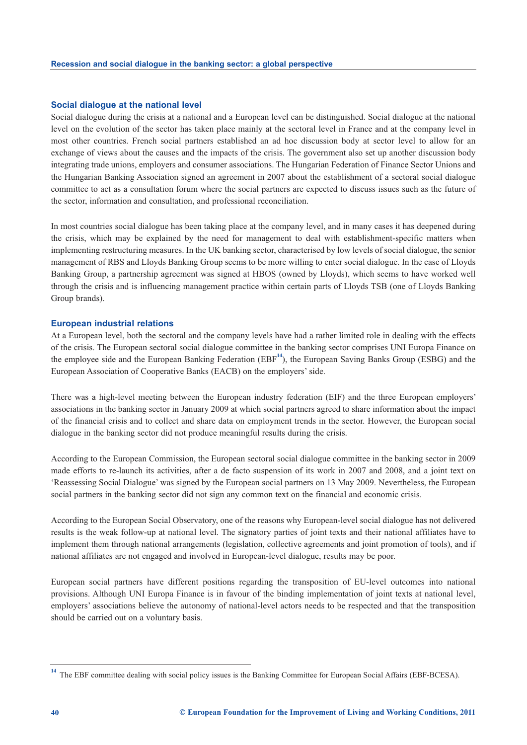## Social dialogue at the national level

Social dialogue during the crisis at a national and a European level can be distinguished. Social dialogue at the national level on the evolution of the sector has taken place mainly at the sectoral level in France and at the company level in most other countries. French social partners established an ad hoc discussion body at sector level to allow for an exchange of views about the causes and the impacts of the crisis. The government also set up another discussion body integrating trade unions, employers and consumer associations. The Hungarian Federation of Finance Sector Unions and the Hungarian Banking Association signed an agreement in 2007 about the establishment of a sectoral social dialogue committee to act as a consultation forum where the social partners are expected to discuss issues such as the future of the sector, information and consultation, and professional reconciliation.

In most countries social dialogue has been taking place at the company level, and in many cases it has deepened during the crisis, which may be explained by the need for management to deal with establishment-specific matters when implementing restructuring measures. In the UK banking sector, characterised by low levels of social dialogue, the senior management of RBS and Lloyds Banking Group seems to be more willing to enter social dialogue. In the case of Lloyds Banking Group, a partnership agreement was signed at HBOS (owned by Lloyds), which seems to have worked well through the crisis and is influencing management practice within certain parts of Lloyds TSB (one of Lloyds Banking Group brands).

## European industrial relations

At a European level, both the sectoral and the company levels have had a rather limited role in dealing with the effects of the crisis. The European sectoral social dialogue committee in the banking sector comprises UNI Europa Finance on the employee side and the European Banking Federation (EBF[14]), the European Saving Banks Group (ESBG) and the European Association of Cooperative Banks (EACB) on the employers' side.

There was a high-level meeting between the European industry federation (EIF) and the three European employers' associations in the banking sector in January 2009 at which social partners agreed to share information about the impact of the financial crisis and to collect and share data on employment trends in the sector. However, the European social dialogue in the banking sector did not produce meaningful results during the crisis.

According to the European Commission, the European sectoral social dialogue committee in the banking sector in 2009 made efforts to re-launch its activities, after a de facto suspension of its work in 2007 and 2008, and a joint text on 'Reassessing Social Dialogue' was signed by the European social partners on 13 May 2009. Nevertheless, the European social partners in the banking sector did not sign any common text on the financial and economic crisis.

According to the European Social Observatory, one of the reasons why European-level social dialogue has not delivered results is the weak follow-up at national level. The signatory parties of joint texts and their national affiliates have to implement them through national arrangements (legislation, collective agreements and joint promotion of tools), and if national affiliates are not engaged and involved in European-level dialogue, results may be poor.

European social partners have different positions regarding the transposition of EU-level outcomes into national provisions. Although UNI Europa Finance is in favour of the binding implementation of joint texts at national level, employers' associations believe the autonomy of national-level actors needs to be respected and that the transposition should be carried out on a voluntary basis.

---

[14] The EBF committee dealing with social policy issues is the Banking Committee for European Social Affairs (EBF-BCESA).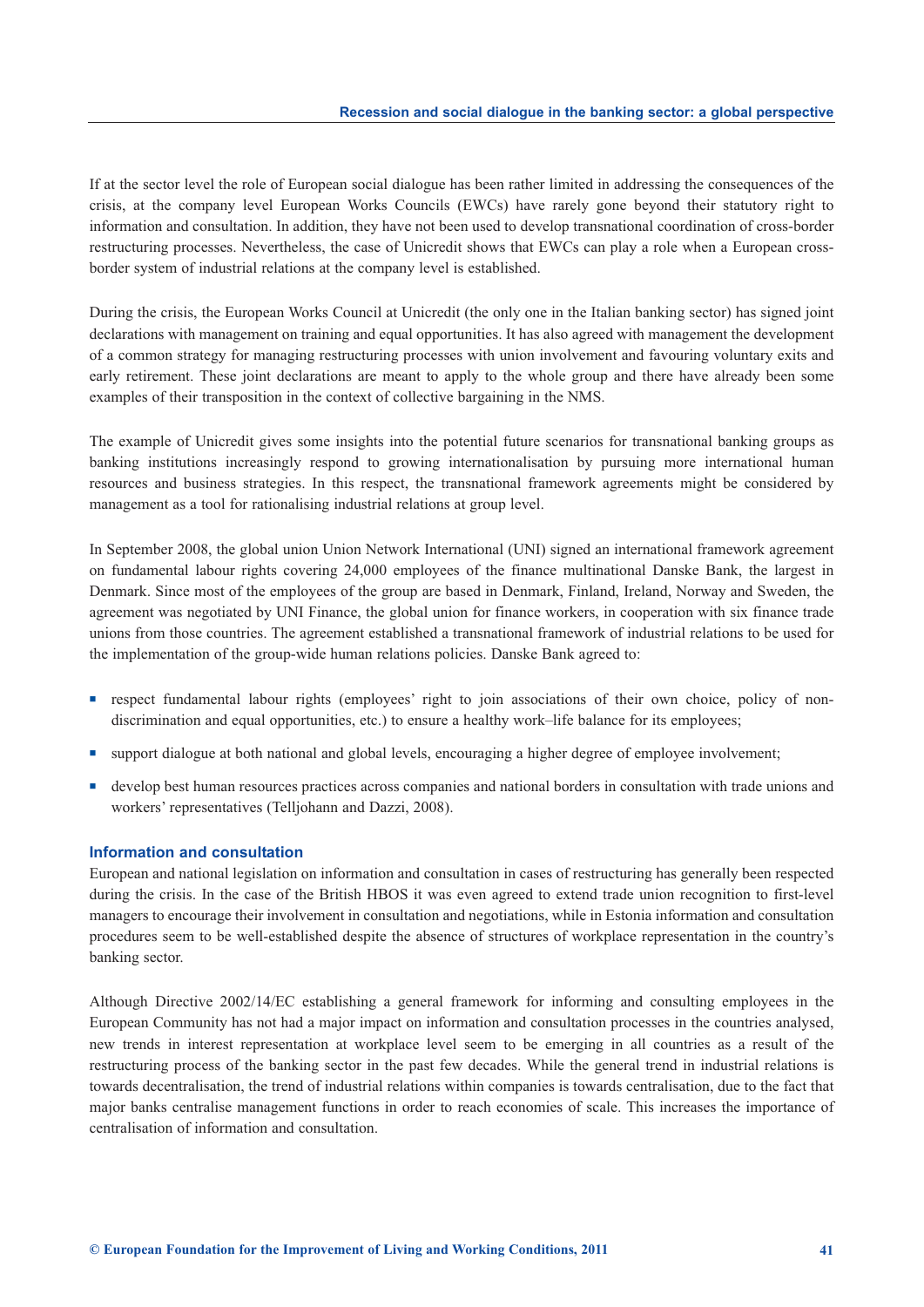If at the sector level the role of European social dialogue has been rather limited in addressing the consequences of the crisis, at the company level European Works Councils (EWCs) have rarely gone beyond their statutory right to information and consultation. In addition, they have not been used to develop transnational coordination of cross-border restructuring processes. Nevertheless, the case of Unicredit shows that EWCs can play a role when a European cross-border system of industrial relations at the company level is established.

During the crisis, the European Works Council at Unicredit (the only one in the Italian banking sector) has signed joint declarations with management on training and equal opportunities. It has also agreed with management the development of a common strategy for managing restructuring processes with union involvement and favouring voluntary exits and early retirement. These joint declarations are meant to apply to the whole group and there have already been some examples of their transposition in the context of collective bargaining in the NMS.

The example of Unicredit gives some insights into the potential future scenarios for transnational banking groups as banking institutions increasingly respond to growing internationalisation by pursuing more international human resources and business strategies. In this respect, the transnational framework agreements might be considered by management as a tool for rationalising industrial relations at group level.

In September 2008, the global union Union Network International (UNI) signed an international framework agreement on fundamental labour rights covering 24,000 employees of the finance multinational Danske Bank, the largest in Denmark. Since most of the employees of the group are based in Denmark, Finland, Ireland, Norway and Sweden, the agreement was negotiated by UNI Finance, the global union for finance workers, in cooperation with six finance trade unions from those countries. The agreement established a transnational framework of industrial relations to be used for the implementation of the group-wide human relations policies. Danske Bank agreed to:

- respect fundamental labour rights (employees' right to join associations of their own choice, policy of non-discrimination and equal opportunities, etc.) to ensure a healthy work–life balance for its employees;
- support dialogue at both national and global levels, encouraging a higher degree of employee involvement;
- develop best human resources practices across companies and national borders in consultation with trade unions and workers' representatives (Telljohann and Dazzi, 2008).

### Information and consultation

European and national legislation on information and consultation in cases of restructuring has generally been respected during the crisis. In the case of the British HBOS it was even agreed to extend trade union recognition to first-level managers to encourage their involvement in consultation and negotiations, while in Estonia information and consultation procedures seem to be well-established despite the absence of structures of workplace representation in the country's banking sector.

Although Directive 2002/14/EC establishing a general framework for informing and consulting employees in the European Community has not had a major impact on information and consultation processes in the countries analysed, new trends in interest representation at workplace level seem to be emerging in all countries as a result of the restructuring process of the banking sector in the past few decades. While the general trend in industrial relations is towards decentralisation, the trend of industrial relations within companies is towards centralisation, due to the fact that major banks centralise management functions in order to reach economies of scale. This increases the importance of centralisation of information and consultation.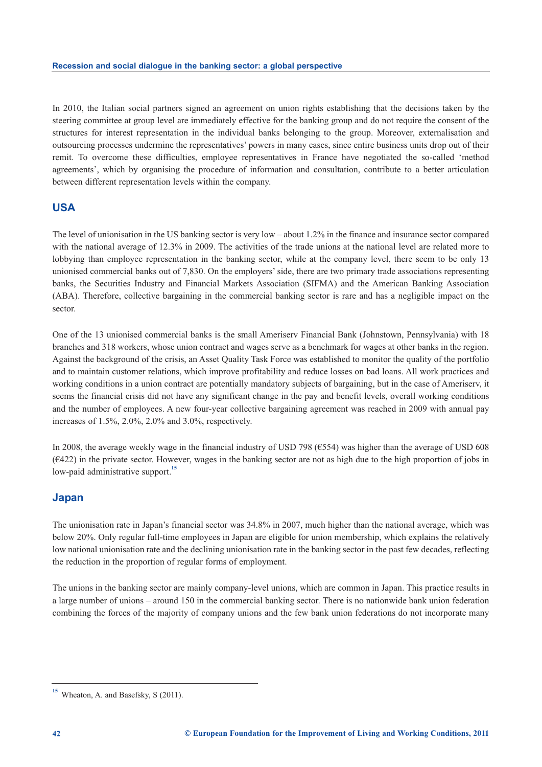In 2010, the Italian social partners signed an agreement on union rights establishing that the decisions taken by the steering committee at group level are immediately effective for the banking group and do not require the consent of the structures for interest representation in the individual banks belonging to the group. Moreover, externalisation and outsourcing processes undermine the representatives' powers in many cases, since entire business units drop out of their remit. To overcome these difficulties, employee representatives in France have negotiated the so-called 'method agreements', which by organising the procedure of information and consultation, contribute to a better articulation between different representation levels within the company.

## USA

The level of unionisation in the US banking sector is very low – about 1.2% in the finance and insurance sector compared with the national average of 12.3% in 2009. The activities of the trade unions at the national level are related more to lobbying than employee representation in the banking sector, while at the company level, there seem to be only 13 unionised commercial banks out of 7,830. On the employers' side, there are two primary trade associations representing banks, the Securities Industry and Financial Markets Association (SIFMA) and the American Banking Association (ABA). Therefore, collective bargaining in the commercial banking sector is rare and has a negligible impact on the sector.

One of the 13 unionised commercial banks is the small Ameriserv Financial Bank (Johnstown, Pennsylvania) with 18 branches and 318 workers, whose union contract and wages serve as a benchmark for wages at other banks in the region. Against the background of the crisis, an Asset Quality Task Force was established to monitor the quality of the portfolio and to maintain customer relations, which improve profitability and reduce losses on bad loans. All work practices and working conditions in a union contract are potentially mandatory subjects of bargaining, but in the case of Ameriserv, it seems the financial crisis did not have any significant change in the pay and benefit levels, overall working conditions and the number of employees. A new four-year collective bargaining agreement was reached in 2009 with annual pay increases of 1.5%, 2.0%, 2.0% and 3.0%, respectively.

In 2008, the average weekly wage in the financial industry of USD 798 (€554) was higher than the average of USD 608 (€422) in the private sector. However, wages in the banking sector are not as high due to the high proportion of jobs in low-paid administrative support.[15]

## Japan

The unionisation rate in Japan's financial sector was 34.8% in 2007, much higher than the national average, which was below 20%. Only regular full-time employees in Japan are eligible for union membership, which explains the relatively low national unionisation rate and the declining unionisation rate in the banking sector in the past few decades, reflecting the reduction in the proportion of regular forms of employment.

The unions in the banking sector are mainly company-level unions, which are common in Japan. This practice results in a large number of unions – around 150 in the commercial banking sector. There is no nationwide bank union federation combining the forces of the majority of company unions and the few bank union federations do not incorporate many

[15] Wheaton, A. and Basefsky, S (2011).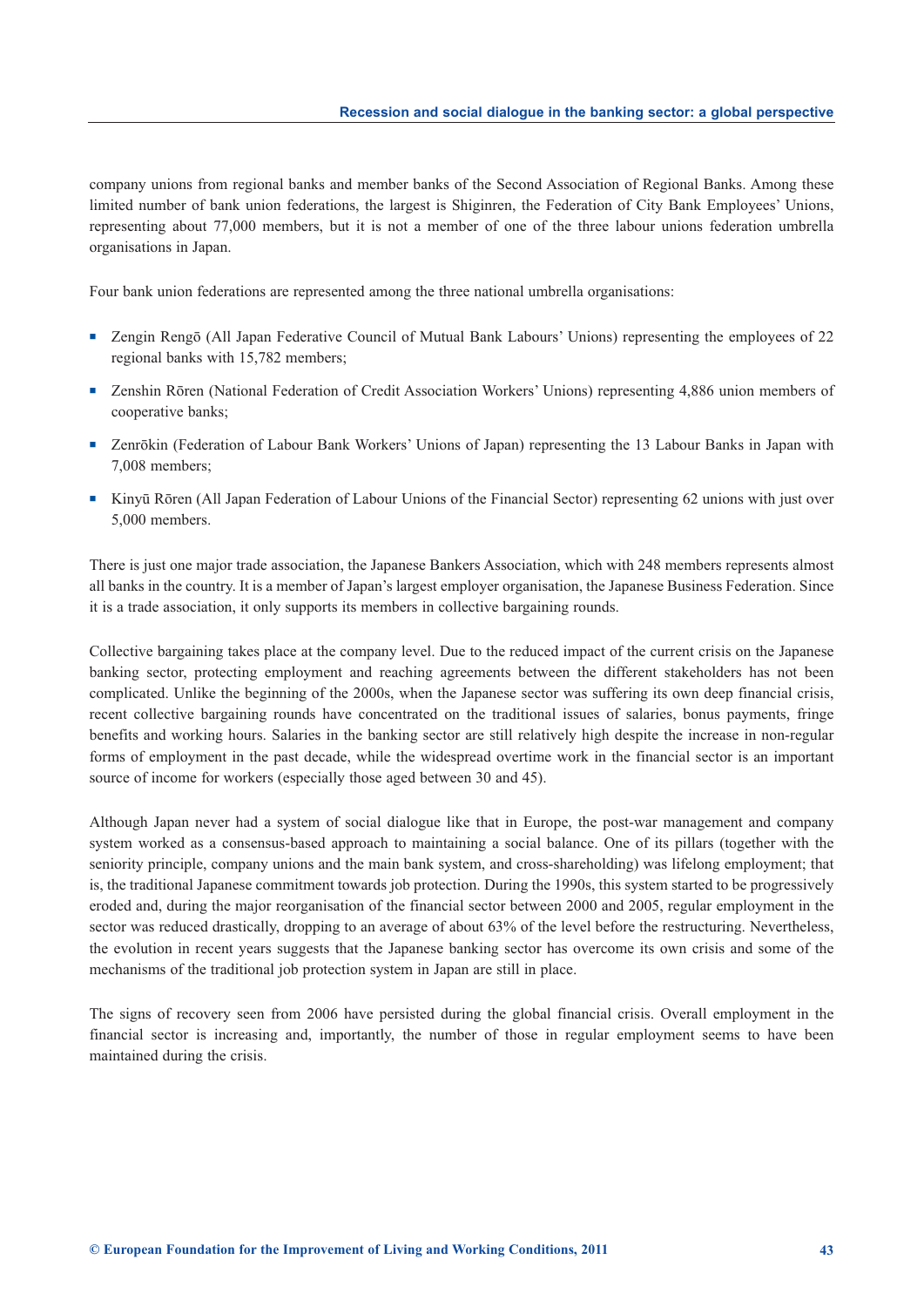company unions from regional banks and member banks of the Second Association of Regional Banks. Among these limited number of bank union federations, the largest is Shiginren, the Federation of City Bank Employees' Unions, representing about 77,000 members, but it is not a member of one of the three labour unions federation umbrella organisations in Japan.

Four bank union federations are represented among the three national umbrella organisations:

- Zengin Rengō (All Japan Federative Council of Mutual Bank Labours' Unions) representing the employees of 22 regional banks with 15,782 members;
- Zenshin Rōren (National Federation of Credit Association Workers' Unions) representing 4,886 union members of cooperative banks;
- Zenrōkin (Federation of Labour Bank Workers' Unions of Japan) representing the 13 Labour Banks in Japan with 7,008 members;
- Kinyū Rōren (All Japan Federation of Labour Unions of the Financial Sector) representing 62 unions with just over 5,000 members.

There is just one major trade association, the Japanese Bankers Association, which with 248 members represents almost all banks in the country. It is a member of Japan's largest employer organisation, the Japanese Business Federation. Since it is a trade association, it only supports its members in collective bargaining rounds.

Collective bargaining takes place at the company level. Due to the reduced impact of the current crisis on the Japanese banking sector, protecting employment and reaching agreements between the different stakeholders has not been complicated. Unlike the beginning of the 2000s, when the Japanese sector was suffering its own deep financial crisis, recent collective bargaining rounds have concentrated on the traditional issues of salaries, bonus payments, fringe benefits and working hours. Salaries in the banking sector are still relatively high despite the increase in non-regular forms of employment in the past decade, while the widespread overtime work in the financial sector is an important source of income for workers (especially those aged between 30 and 45).

Although Japan never had a system of social dialogue like that in Europe, the post-war management and company system worked as a consensus-based approach to maintaining a social balance. One of its pillars (together with the seniority principle, company unions and the main bank system, and cross-shareholding) was lifelong employment; that is, the traditional Japanese commitment towards job protection. During the 1990s, this system started to be progressively eroded and, during the major reorganisation of the financial sector between 2000 and 2005, regular employment in the sector was reduced drastically, dropping to an average of about 63% of the level before the restructuring. Nevertheless, the evolution in recent years suggests that the Japanese banking sector has overcome its own crisis and some of the mechanisms of the traditional job protection system in Japan are still in place.

The signs of recovery seen from 2006 have persisted during the global financial crisis. Overall employment in the financial sector is increasing and, importantly, the number of those in regular employment seems to have been maintained during the crisis.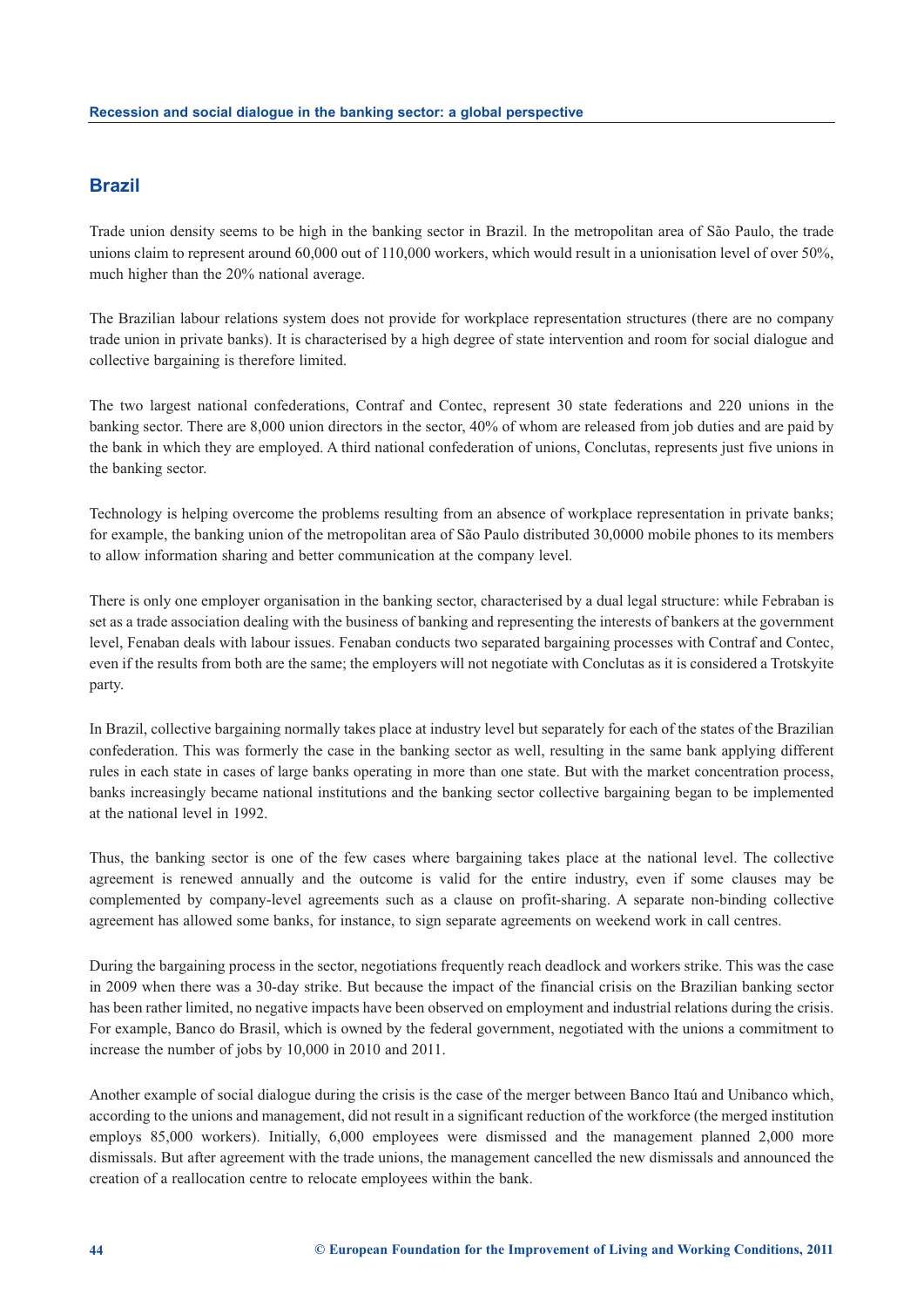## Brazil

Trade union density seems to be high in the banking sector in Brazil. In the metropolitan area of São Paulo, the trade unions claim to represent around 60,000 out of 110,000 workers, which would result in a unionisation level of over 50%, much higher than the 20% national average.

The Brazilian labour relations system does not provide for workplace representation structures (there are no company trade union in private banks). It is characterised by a high degree of state intervention and room for social dialogue and collective bargaining is therefore limited.

The two largest national confederations, Contraf and Contec, represent 30 state federations and 220 unions in the banking sector. There are 8,000 union directors in the sector, 40% of whom are released from job duties and are paid by the bank in which they are employed. A third national confederation of unions, Conclutas, represents just five unions in the banking sector.

Technology is helping overcome the problems resulting from an absence of workplace representation in private banks; for example, the banking union of the metropolitan area of São Paulo distributed 30,0000 mobile phones to its members to allow information sharing and better communication at the company level.

There is only one employer organisation in the banking sector, characterised by a dual legal structure: while Febraban is set as a trade association dealing with the business of banking and representing the interests of bankers at the government level, Fenaban deals with labour issues. Fenaban conducts two separated bargaining processes with Contraf and Contec, even if the results from both are the same; the employers will not negotiate with Conclutas as it is considered a Trotskyite party.

In Brazil, collective bargaining normally takes place at industry level but separately for each of the states of the Brazilian confederation. This was formerly the case in the banking sector as well, resulting in the same bank applying different rules in each state in cases of large banks operating in more than one state. But with the market concentration process, banks increasingly became national institutions and the banking sector collective bargaining began to be implemented at the national level in 1992.

Thus, the banking sector is one of the few cases where bargaining takes place at the national level. The collective agreement is renewed annually and the outcome is valid for the entire industry, even if some clauses may be complemented by company-level agreements such as a clause on profit-sharing. A separate non-binding collective agreement has allowed some banks, for instance, to sign separate agreements on weekend work in call centres.

During the bargaining process in the sector, negotiations frequently reach deadlock and workers strike. This was the case in 2009 when there was a 30-day strike. But because the impact of the financial crisis on the Brazilian banking sector has been rather limited, no negative impacts have been observed on employment and industrial relations during the crisis. For example, Banco do Brasil, which is owned by the federal government, negotiated with the unions a commitment to increase the number of jobs by 10,000 in 2010 and 2011.

Another example of social dialogue during the crisis is the case of the merger between Banco Itaú and Unibanco which, according to the unions and management, did not result in a significant reduction of the workforce (the merged institution employs 85,000 workers). Initially, 6,000 employees were dismissed and the management planned 2,000 more dismissals. But after agreement with the trade unions, the management cancelled the new dismissals and announced the creation of a reallocation centre to relocate employees within the bank.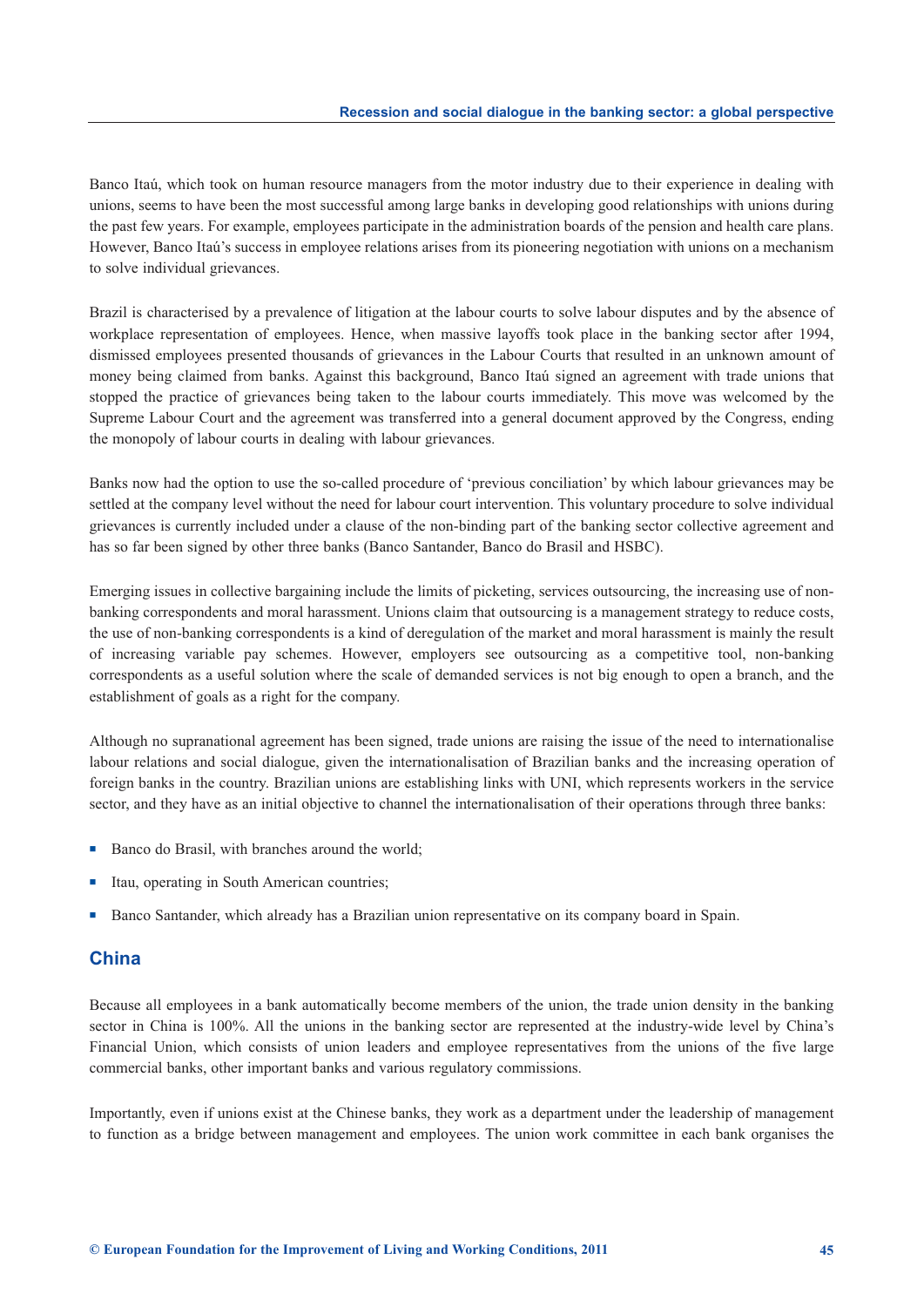Banco Itaú, which took on human resource managers from the motor industry due to their experience in dealing with unions, seems to have been the most successful among large banks in developing good relationships with unions during the past few years. For example, employees participate in the administration boards of the pension and health care plans. However, Banco Itaú's success in employee relations arises from its pioneering negotiation with unions on a mechanism to solve individual grievances.

Brazil is characterised by a prevalence of litigation at the labour courts to solve labour disputes and by the absence of workplace representation of employees. Hence, when massive layoffs took place in the banking sector after 1994, dismissed employees presented thousands of grievances in the Labour Courts that resulted in an unknown amount of money being claimed from banks. Against this background, Banco Itaú signed an agreement with trade unions that stopped the practice of grievances being taken to the labour courts immediately. This move was welcomed by the Supreme Labour Court and the agreement was transferred into a general document approved by the Congress, ending the monopoly of labour courts in dealing with labour grievances.

Banks now had the option to use the so-called procedure of 'previous conciliation' by which labour grievances may be settled at the company level without the need for labour court intervention. This voluntary procedure to solve individual grievances is currently included under a clause of the non-binding part of the banking sector collective agreement and has so far been signed by other three banks (Banco Santander, Banco do Brasil and HSBC).

Emerging issues in collective bargaining include the limits of picketing, services outsourcing, the increasing use of non-banking correspondents and moral harassment. Unions claim that outsourcing is a management strategy to reduce costs, the use of non-banking correspondents is a kind of deregulation of the market and moral harassment is mainly the result of increasing variable pay schemes. However, employers see outsourcing as a competitive tool, non-banking correspondents as a useful solution where the scale of demanded services is not big enough to open a branch, and the establishment of goals as a right for the company.

Although no supranational agreement has been signed, trade unions are raising the issue of the need to internationalise labour relations and social dialogue, given the internationalisation of Brazilian banks and the increasing operation of foreign banks in the country. Brazilian unions are establishing links with UNI, which represents workers in the service sector, and they have as an initial objective to channel the internationalisation of their operations through three banks:

- Banco do Brasil, with branches around the world;
- Itau, operating in South American countries;
- Banco Santander, which already has a Brazilian union representative on its company board in Spain.

## China

Because all employees in a bank automatically become members of the union, the trade union density in the banking sector in China is 100%. All the unions in the banking sector are represented at the industry-wide level by China's Financial Union, which consists of union leaders and employee representatives from the unions of the five large commercial banks, other important banks and various regulatory commissions.

Importantly, even if unions exist at the Chinese banks, they work as a department under the leadership of management to function as a bridge between management and employees. The union work committee in each bank organises the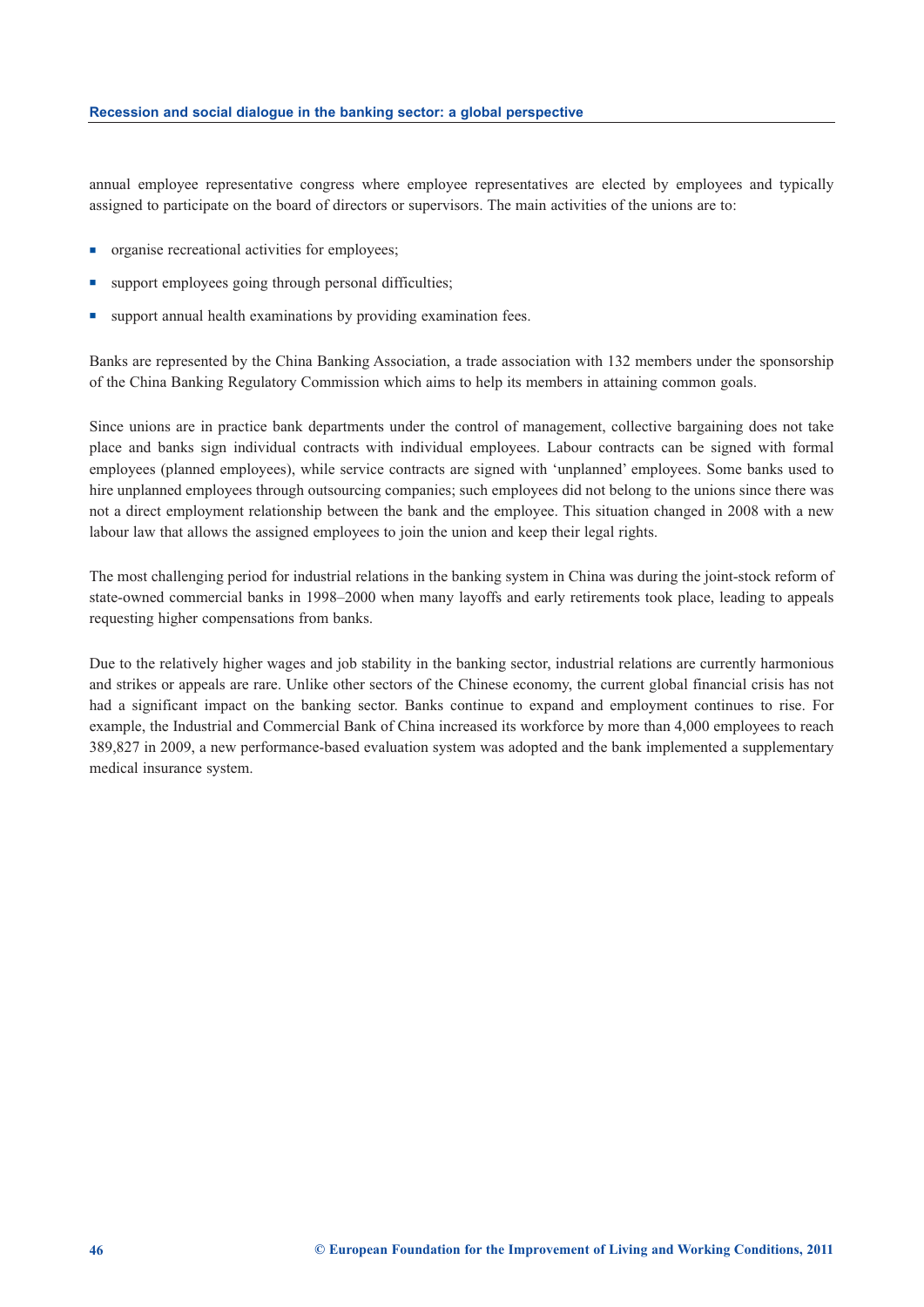annual employee representative congress where employee representatives are elected by employees and typically assigned to participate on the board of directors or supervisors. The main activities of the unions are to:

- organise recreational activities for employees;
- support employees going through personal difficulties;
- support annual health examinations by providing examination fees.

Banks are represented by the China Banking Association, a trade association with 132 members under the sponsorship of the China Banking Regulatory Commission which aims to help its members in attaining common goals.

Since unions are in practice bank departments under the control of management, collective bargaining does not take place and banks sign individual contracts with individual employees. Labour contracts can be signed with formal employees (planned employees), while service contracts are signed with 'unplanned' employees. Some banks used to hire unplanned employees through outsourcing companies; such employees did not belong to the unions since there was not a direct employment relationship between the bank and the employee. This situation changed in 2008 with a new labour law that allows the assigned employees to join the union and keep their legal rights.

The most challenging period for industrial relations in the banking system in China was during the joint-stock reform of state-owned commercial banks in 1998–2000 when many layoffs and early retirements took place, leading to appeals requesting higher compensations from banks.

Due to the relatively higher wages and job stability in the banking sector, industrial relations are currently harmonious and strikes or appeals are rare. Unlike other sectors of the Chinese economy, the current global financial crisis has not had a significant impact on the banking sector. Banks continue to expand and employment continues to rise. For example, the Industrial and Commercial Bank of China increased its workforce by more than 4,000 employees to reach 389,827 in 2009, a new performance-based evaluation system was adopted and the bank implemented a supplementary medical insurance system.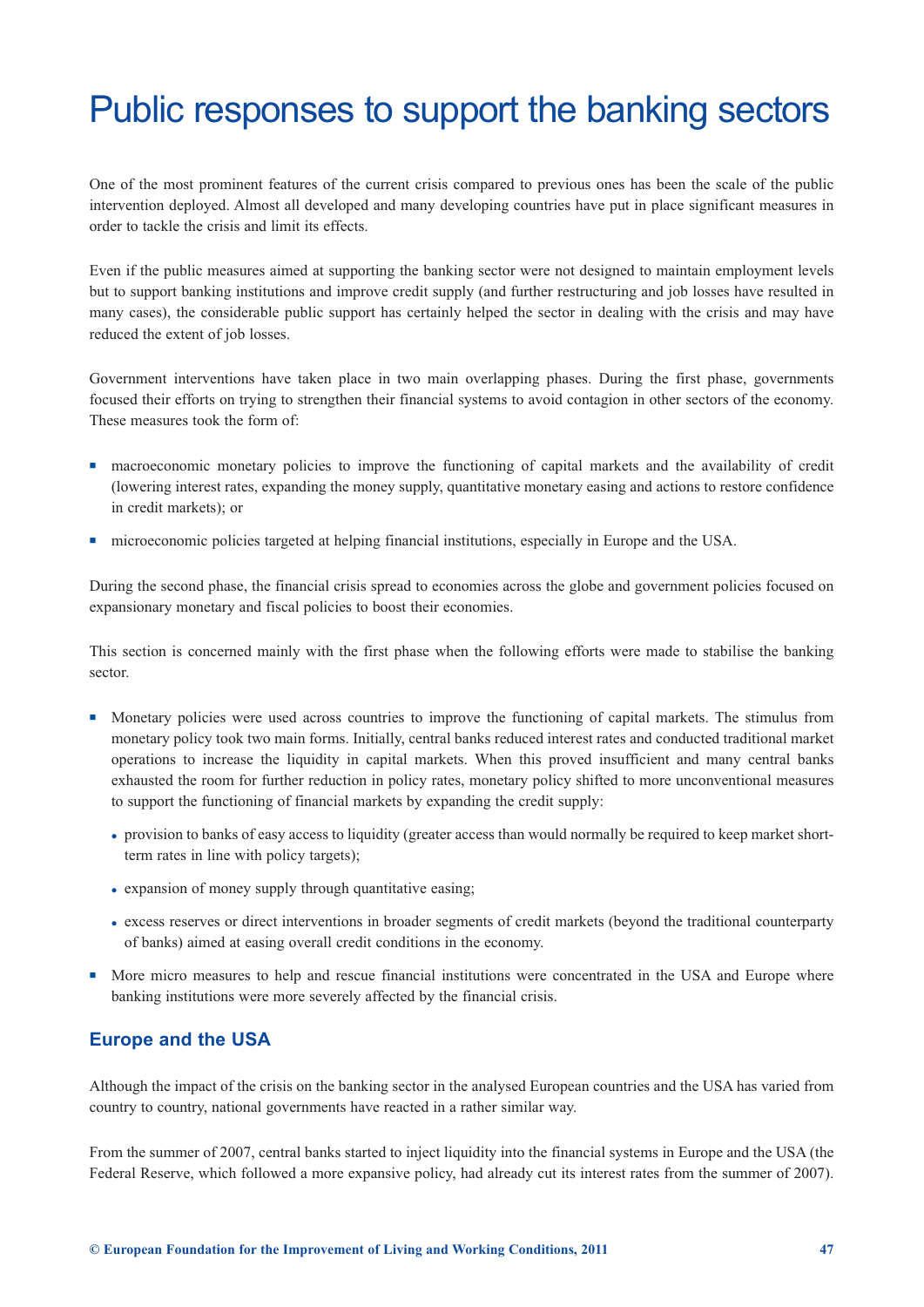# Public responses to support the banking sectors

One of the most prominent features of the current crisis compared to previous ones has been the scale of the public intervention deployed. Almost all developed and many developing countries have put in place significant measures in order to tackle the crisis and limit its effects.

Even if the public measures aimed at supporting the banking sector were not designed to maintain employment levels but to support banking institutions and improve credit supply (and further restructuring and job losses have resulted in many cases), the considerable public support has certainly helped the sector in dealing with the crisis and may have reduced the extent of job losses.

Government interventions have taken place in two main overlapping phases. During the first phase, governments focused their efforts on trying to strengthen their financial systems to avoid contagion in other sectors of the economy. These measures took the form of:

- macroeconomic monetary policies to improve the functioning of capital markets and the availability of credit (lowering interest rates, expanding the money supply, quantitative monetary easing and actions to restore confidence in credit markets); or
- microeconomic policies targeted at helping financial institutions, especially in Europe and the USA.

During the second phase, the financial crisis spread to economies across the globe and government policies focused on expansionary monetary and fiscal policies to boost their economies.

This section is concerned mainly with the first phase when the following efforts were made to stabilise the banking sector.

- Monetary policies were used across countries to improve the functioning of capital markets. The stimulus from monetary policy took two main forms. Initially, central banks reduced interest rates and conducted traditional market operations to increase the liquidity in capital markets. When this proved insufficient and many central banks exhausted the room for further reduction in policy rates, monetary policy shifted to more unconventional measures to support the functioning of financial markets by expanding the credit supply:
  - provision to banks of easy access to liquidity (greater access than would normally be required to keep market short-term rates in line with policy targets);
  - expansion of money supply through quantitative easing;
  - excess reserves or direct interventions in broader segments of credit markets (beyond the traditional counterparty of banks) aimed at easing overall credit conditions in the economy.
- More micro measures to help and rescue financial institutions were concentrated in the USA and Europe where banking institutions were more severely affected by the financial crisis.

## Europe and the USA

Although the impact of the crisis on the banking sector in the analysed European countries and the USA has varied from country to country, national governments have reacted in a rather similar way.

From the summer of 2007, central banks started to inject liquidity into the financial systems in Europe and the USA (the Federal Reserve, which followed a more expansive policy, had already cut its interest rates from the summer of 2007).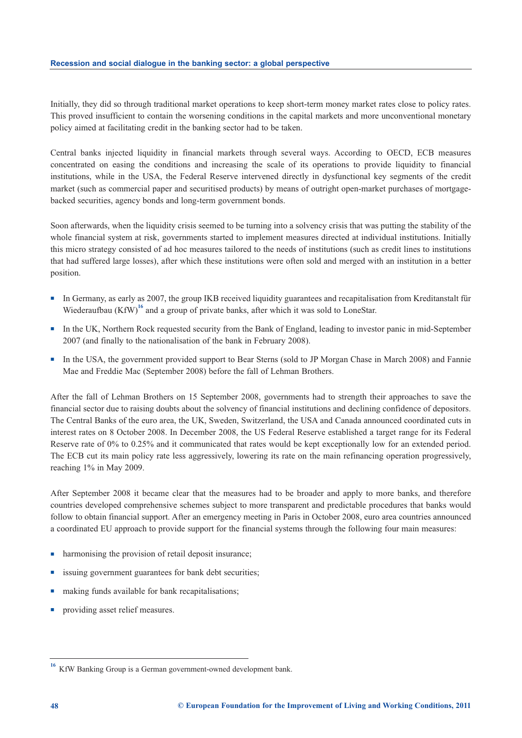Initially, they did so through traditional market operations to keep short-term money market rates close to policy rates. This proved insufficient to contain the worsening conditions in the capital markets and more unconventional monetary policy aimed at facilitating credit in the banking sector had to be taken.

Central banks injected liquidity in financial markets through several ways. According to OECD, ECB measures concentrated on easing the conditions and increasing the scale of its operations to provide liquidity to financial institutions, while in the USA, the Federal Reserve intervened directly in dysfunctional key segments of the credit market (such as commercial paper and securitised products) by means of outright open-market purchases of mortgage-backed securities, agency bonds and long-term government bonds.

Soon afterwards, when the liquidity crisis seemed to be turning into a solvency crisis that was putting the stability of the whole financial system at risk, governments started to implement measures directed at individual institutions. Initially this micro strategy consisted of ad hoc measures tailored to the needs of institutions (such as credit lines to institutions that had suffered large losses), after which these institutions were often sold and merged with an institution in a better position.

- In Germany, as early as 2007, the group IKB received liquidity guarantees and recapitalisation from Kreditanstalt für Wiederaufbau (KfW)[16] and a group of private banks, after which it was sold to LoneStar.
- In the UK, Northern Rock requested security from the Bank of England, leading to investor panic in mid-September 2007 (and finally to the nationalisation of the bank in February 2008).
- In the USA, the government provided support to Bear Sterns (sold to JP Morgan Chase in March 2008) and Fannie Mae and Freddie Mac (September 2008) before the fall of Lehman Brothers.

After the fall of Lehman Brothers on 15 September 2008, governments had to strength their approaches to save the financial sector due to raising doubts about the solvency of financial institutions and declining confidence of depositors. The Central Banks of the euro area, the UK, Sweden, Switzerland, the USA and Canada announced coordinated cuts in interest rates on 8 October 2008. In December 2008, the US Federal Reserve established a target range for its Federal Reserve rate of 0% to 0.25% and it communicated that rates would be kept exceptionally low for an extended period. The ECB cut its main policy rate less aggressively, lowering its rate on the main refinancing operation progressively, reaching 1% in May 2009.

After September 2008 it became clear that the measures had to be broader and apply to more banks, and therefore countries developed comprehensive schemes subject to more transparent and predictable procedures that banks would follow to obtain financial support. After an emergency meeting in Paris in October 2008, euro area countries announced a coordinated EU approach to provide support for the financial systems through the following four main measures:

- harmonising the provision of retail deposit insurance;
- issuing government guarantees for bank debt securities;
- making funds available for bank recapitalisations;
- providing asset relief measures.

---

[16] KfW Banking Group is a German government-owned development bank.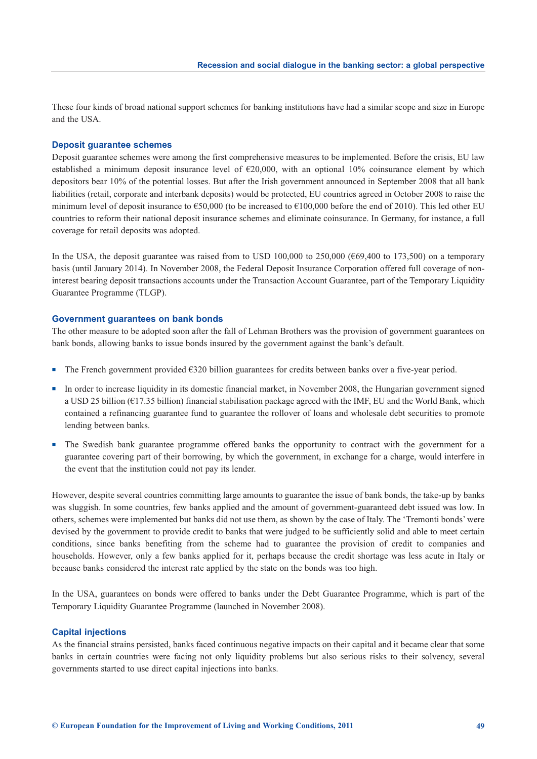These four kinds of broad national support schemes for banking institutions have had a similar scope and size in Europe and the USA.

### Deposit guarantee schemes

Deposit guarantee schemes were among the first comprehensive measures to be implemented. Before the crisis, EU law established a minimum deposit insurance level of €20,000, with an optional 10% coinsurance element by which depositors bear 10% of the potential losses. But after the Irish government announced in September 2008 that all bank liabilities (retail, corporate and interbank deposits) would be protected, EU countries agreed in October 2008 to raise the minimum level of deposit insurance to €50,000 (to be increased to €100,000 before the end of 2010). This led other EU countries to reform their national deposit insurance schemes and eliminate coinsurance. In Germany, for instance, a full coverage for retail deposits was adopted.

In the USA, the deposit guarantee was raised from to USD 100,000 to 250,000 (€69,400 to 173,500) on a temporary basis (until January 2014). In November 2008, the Federal Deposit Insurance Corporation offered full coverage of non-interest bearing deposit transactions accounts under the Transaction Account Guarantee, part of the Temporary Liquidity Guarantee Programme (TLGP).

### Government guarantees on bank bonds

The other measure to be adopted soon after the fall of Lehman Brothers was the provision of government guarantees on bank bonds, allowing banks to issue bonds insured by the government against the bank's default.

- The French government provided €320 billion guarantees for credits between banks over a five-year period.
- In order to increase liquidity in its domestic financial market, in November 2008, the Hungarian government signed a USD 25 billion (€17.35 billion) financial stabilisation package agreed with the IMF, EU and the World Bank, which contained a refinancing guarantee fund to guarantee the rollover of loans and wholesale debt securities to promote lending between banks.
- The Swedish bank guarantee programme offered banks the opportunity to contract with the government for a guarantee covering part of their borrowing, by which the government, in exchange for a charge, would interfere in the event that the institution could not pay its lender.

However, despite several countries committing large amounts to guarantee the issue of bank bonds, the take-up by banks was sluggish. In some countries, few banks applied and the amount of government-guaranteed debt issued was low. In others, schemes were implemented but banks did not use them, as shown by the case of Italy. The 'Tremonti bonds' were devised by the government to provide credit to banks that were judged to be sufficiently solid and able to meet certain conditions, since banks benefiting from the scheme had to guarantee the provision of credit to companies and households. However, only a few banks applied for it, perhaps because the credit shortage was less acute in Italy or because banks considered the interest rate applied by the state on the bonds was too high.

In the USA, guarantees on bonds were offered to banks under the Debt Guarantee Programme, which is part of the Temporary Liquidity Guarantee Programme (launched in November 2008).

### Capital injections

As the financial strains persisted, banks faced continuous negative impacts on their capital and it became clear that some banks in certain countries were facing not only liquidity problems but also serious risks to their solvency, several governments started to use direct capital injections into banks.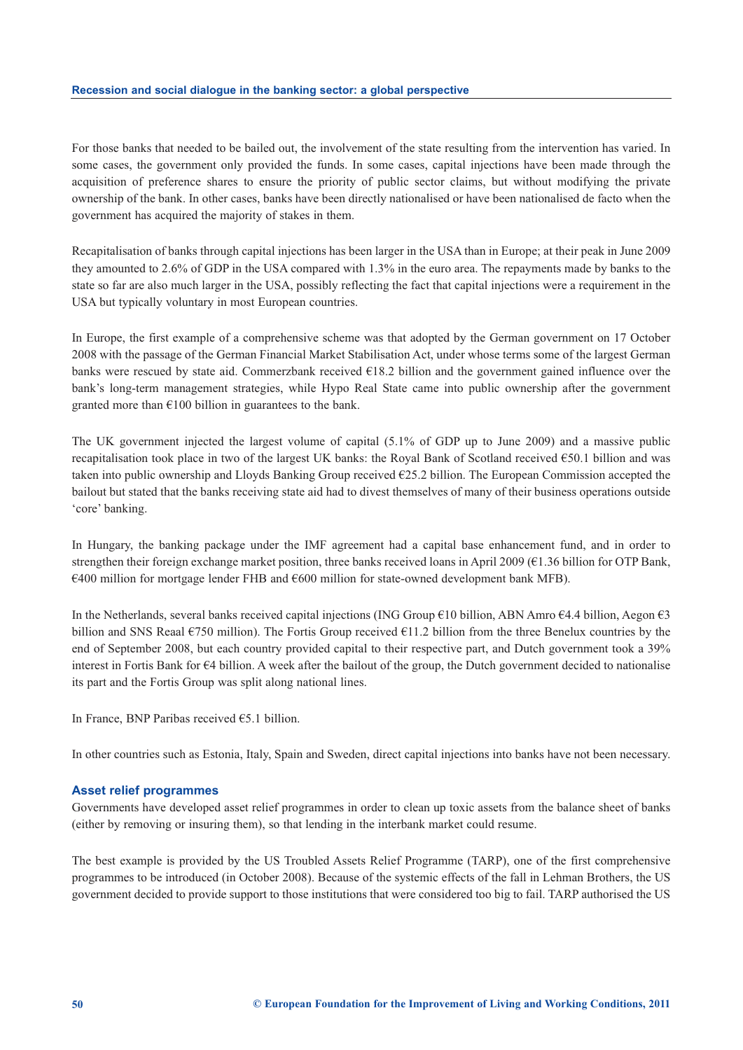For those banks that needed to be bailed out, the involvement of the state resulting from the intervention has varied. In some cases, the government only provided the funds. In some cases, capital injections have been made through the acquisition of preference shares to ensure the priority of public sector claims, but without modifying the private ownership of the bank. In other cases, banks have been directly nationalised or have been nationalised de facto when the government has acquired the majority of stakes in them.

Recapitalisation of banks through capital injections has been larger in the USA than in Europe; at their peak in June 2009 they amounted to 2.6% of GDP in the USA compared with 1.3% in the euro area. The repayments made by banks to the state so far are also much larger in the USA, possibly reflecting the fact that capital injections were a requirement in the USA but typically voluntary in most European countries.

In Europe, the first example of a comprehensive scheme was that adopted by the German government on 17 October 2008 with the passage of the German Financial Market Stabilisation Act, under whose terms some of the largest German banks were rescued by state aid. Commerzbank received €18.2 billion and the government gained influence over the bank's long-term management strategies, while Hypo Real State came into public ownership after the government granted more than €100 billion in guarantees to the bank.

The UK government injected the largest volume of capital (5.1% of GDP up to June 2009) and a massive public recapitalisation took place in two of the largest UK banks: the Royal Bank of Scotland received €50.1 billion and was taken into public ownership and Lloyds Banking Group received €25.2 billion. The European Commission accepted the bailout but stated that the banks receiving state aid had to divest themselves of many of their business operations outside 'core' banking.

In Hungary, the banking package under the IMF agreement had a capital base enhancement fund, and in order to strengthen their foreign exchange market position, three banks received loans in April 2009 (€1.36 billion for OTP Bank, €400 million for mortgage lender FHB and €600 million for state-owned development bank MFB).

In the Netherlands, several banks received capital injections (ING Group €10 billion, ABN Amro €4.4 billion, Aegon €3 billion and SNS Reaal €750 million). The Fortis Group received €11.2 billion from the three Benelux countries by the end of September 2008, but each country provided capital to their respective part, and Dutch government took a 39% interest in Fortis Bank for €4 billion. A week after the bailout of the group, the Dutch government decided to nationalise its part and the Fortis Group was split along national lines.

In France, BNP Paribas received €5.1 billion.

In other countries such as Estonia, Italy, Spain and Sweden, direct capital injections into banks have not been necessary.

### Asset relief programmes

Governments have developed asset relief programmes in order to clean up toxic assets from the balance sheet of banks (either by removing or insuring them), so that lending in the interbank market could resume.

The best example is provided by the US Troubled Assets Relief Programme (TARP), one of the first comprehensive programmes to be introduced (in October 2008). Because of the systemic effects of the fall in Lehman Brothers, the US government decided to provide support to those institutions that were considered too big to fail. TARP authorised the US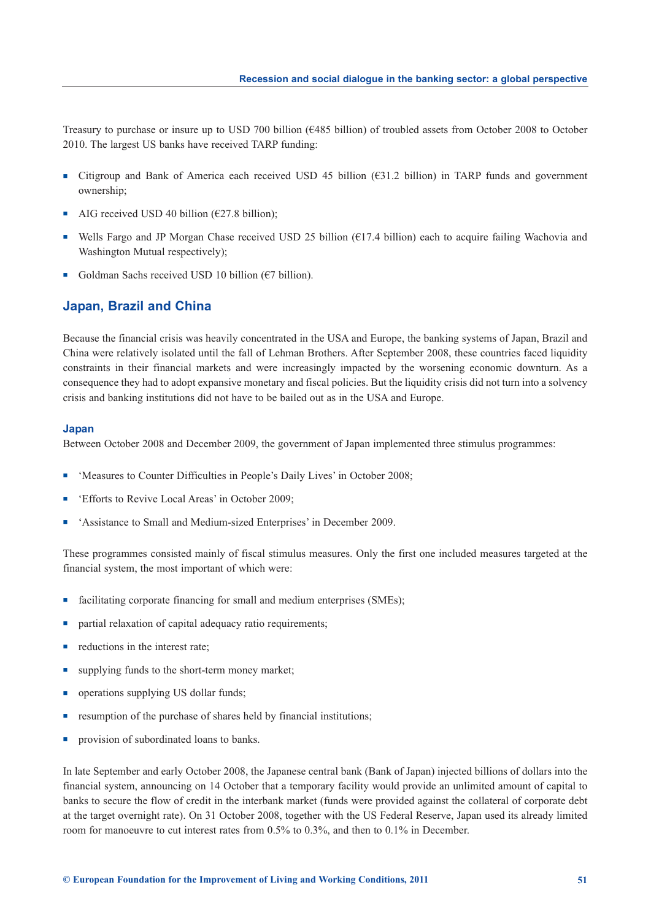Treasury to purchase or insure up to USD 700 billion (€485 billion) of troubled assets from October 2008 to October 2010. The largest US banks have received TARP funding:

- Citigroup and Bank of America each received USD 45 billion (€31.2 billion) in TARP funds and government ownership;
- AIG received USD 40 billion (€27.8 billion);
- Wells Fargo and JP Morgan Chase received USD 25 billion (€17.4 billion) each to acquire failing Wachovia and Washington Mutual respectively);
- Goldman Sachs received USD 10 billion (€7 billion).

## Japan, Brazil and China

Because the financial crisis was heavily concentrated in the USA and Europe, the banking systems of Japan, Brazil and China were relatively isolated until the fall of Lehman Brothers. After September 2008, these countries faced liquidity constraints in their financial markets and were increasingly impacted by the worsening economic downturn. As a consequence they had to adopt expansive monetary and fiscal policies. But the liquidity crisis did not turn into a solvency crisis and banking institutions did not have to be bailed out as in the USA and Europe.

### Japan

Between October 2008 and December 2009, the government of Japan implemented three stimulus programmes:

- 'Measures to Counter Difficulties in People's Daily Lives' in October 2008;
- 'Efforts to Revive Local Areas' in October 2009;
- 'Assistance to Small and Medium-sized Enterprises' in December 2009.

These programmes consisted mainly of fiscal stimulus measures. Only the first one included measures targeted at the financial system, the most important of which were:

- facilitating corporate financing for small and medium enterprises (SMEs);
- partial relaxation of capital adequacy ratio requirements;
- reductions in the interest rate;
- supplying funds to the short-term money market;
- operations supplying US dollar funds;
- resumption of the purchase of shares held by financial institutions;
- provision of subordinated loans to banks.

In late September and early October 2008, the Japanese central bank (Bank of Japan) injected billions of dollars into the financial system, announcing on 14 October that a temporary facility would provide an unlimited amount of capital to banks to secure the flow of credit in the interbank market (funds were provided against the collateral of corporate debt at the target overnight rate). On 31 October 2008, together with the US Federal Reserve, Japan used its already limited room for manoeuvre to cut interest rates from 0.5% to 0.3%, and then to 0.1% in December.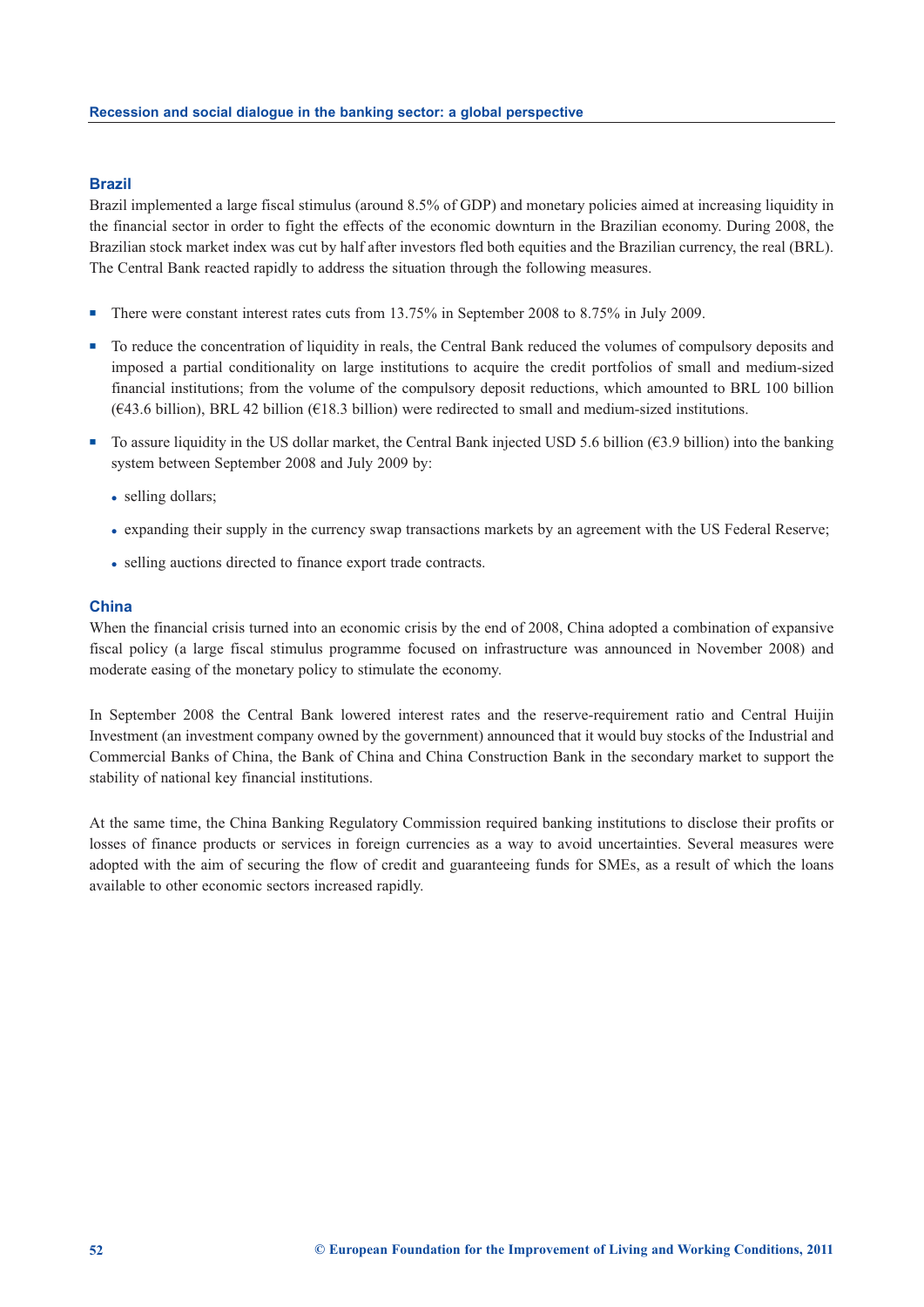### Brazil

Brazil implemented a large fiscal stimulus (around 8.5% of GDP) and monetary policies aimed at increasing liquidity in the financial sector in order to fight the effects of the economic downturn in the Brazilian economy. During 2008, the Brazilian stock market index was cut by half after investors fled both equities and the Brazilian currency, the real (BRL). The Central Bank reacted rapidly to address the situation through the following measures.

- There were constant interest rates cuts from 13.75% in September 2008 to 8.75% in July 2009.
- To reduce the concentration of liquidity in reals, the Central Bank reduced the volumes of compulsory deposits and imposed a partial conditionality on large institutions to acquire the credit portfolios of small and medium-sized financial institutions; from the volume of the compulsory deposit reductions, which amounted to BRL 100 billion (€43.6 billion), BRL 42 billion (€18.3 billion) were redirected to small and medium-sized institutions.
- To assure liquidity in the US dollar market, the Central Bank injected USD 5.6 billion (€3.9 billion) into the banking system between September 2008 and July 2009 by:
  - selling dollars;
  - expanding their supply in the currency swap transactions markets by an agreement with the US Federal Reserve;
  - selling auctions directed to finance export trade contracts.

### China

When the financial crisis turned into an economic crisis by the end of 2008, China adopted a combination of expansive fiscal policy (a large fiscal stimulus programme focused on infrastructure was announced in November 2008) and moderate easing of the monetary policy to stimulate the economy.

In September 2008 the Central Bank lowered interest rates and the reserve-requirement ratio and Central Huijin Investment (an investment company owned by the government) announced that it would buy stocks of the Industrial and Commercial Banks of China, the Bank of China and China Construction Bank in the secondary market to support the stability of national key financial institutions.

At the same time, the China Banking Regulatory Commission required banking institutions to disclose their profits or losses of finance products or services in foreign currencies as a way to avoid uncertainties. Several measures were adopted with the aim of securing the flow of credit and guaranteeing funds for SMEs, as a result of which the loans available to other economic sectors increased rapidly.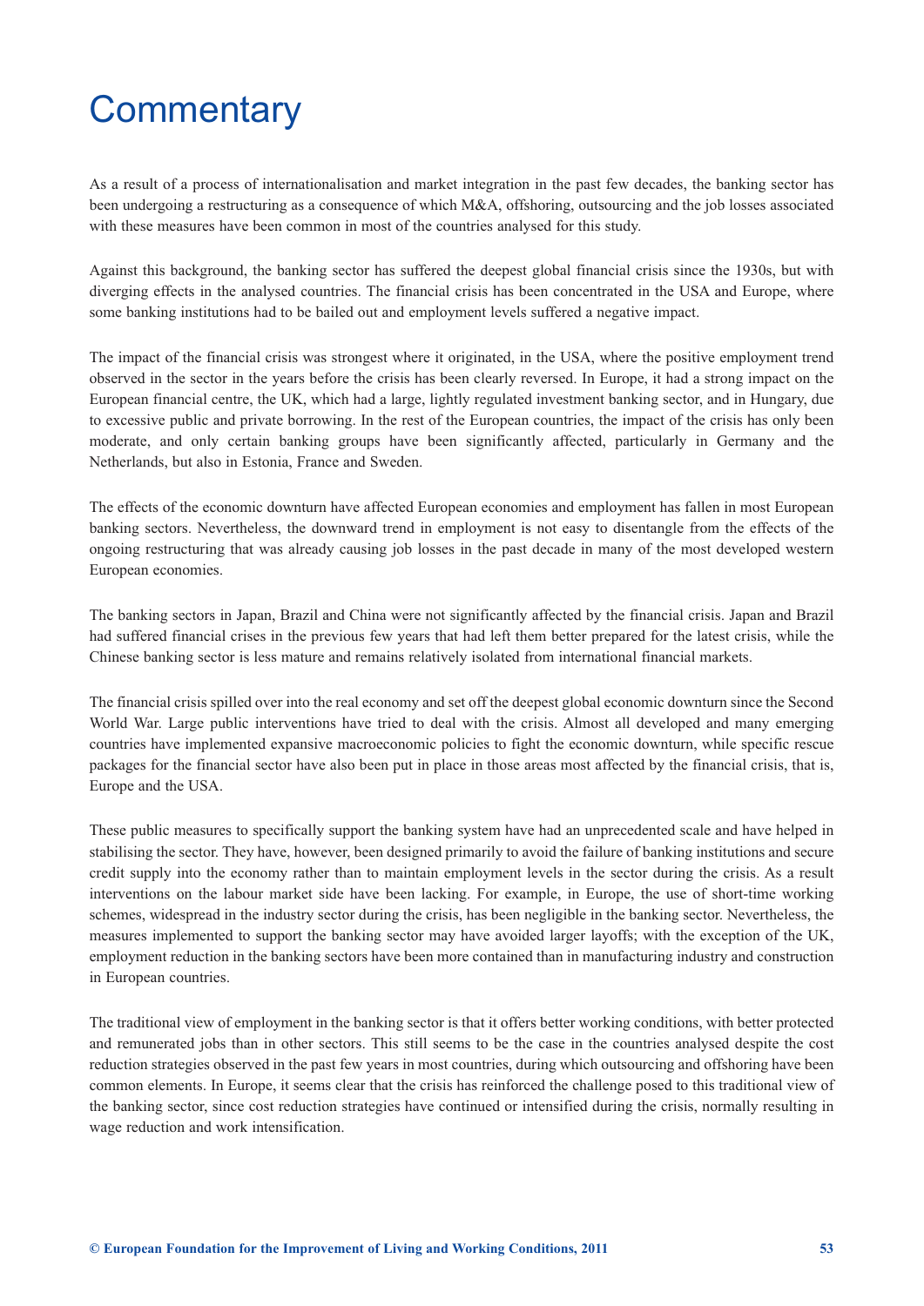# Commentary

As a result of a process of internationalisation and market integration in the past few decades, the banking sector has been undergoing a restructuring as a consequence of which M&A, offshoring, outsourcing and the job losses associated with these measures have been common in most of the countries analysed for this study.

Against this background, the banking sector has suffered the deepest global financial crisis since the 1930s, but with diverging effects in the analysed countries. The financial crisis has been concentrated in the USA and Europe, where some banking institutions had to be bailed out and employment levels suffered a negative impact.

The impact of the financial crisis was strongest where it originated, in the USA, where the positive employment trend observed in the sector in the years before the crisis has been clearly reversed. In Europe, it had a strong impact on the European financial centre, the UK, which had a large, lightly regulated investment banking sector, and in Hungary, due to excessive public and private borrowing. In the rest of the European countries, the impact of the crisis has only been moderate, and only certain banking groups have been significantly affected, particularly in Germany and the Netherlands, but also in Estonia, France and Sweden.

The effects of the economic downturn have affected European economies and employment has fallen in most European banking sectors. Nevertheless, the downward trend in employment is not easy to disentangle from the effects of the ongoing restructuring that was already causing job losses in the past decade in many of the most developed western European economies.

The banking sectors in Japan, Brazil and China were not significantly affected by the financial crisis. Japan and Brazil had suffered financial crises in the previous few years that had left them better prepared for the latest crisis, while the Chinese banking sector is less mature and remains relatively isolated from international financial markets.

The financial crisis spilled over into the real economy and set off the deepest global economic downturn since the Second World War. Large public interventions have tried to deal with the crisis. Almost all developed and many emerging countries have implemented expansive macroeconomic policies to fight the economic downturn, while specific rescue packages for the financial sector have also been put in place in those areas most affected by the financial crisis, that is, Europe and the USA.

These public measures to specifically support the banking system have had an unprecedented scale and have helped in stabilising the sector. They have, however, been designed primarily to avoid the failure of banking institutions and secure credit supply into the economy rather than to maintain employment levels in the sector during the crisis. As a result interventions on the labour market side have been lacking. For example, in Europe, the use of short-time working schemes, widespread in the industry sector during the crisis, has been negligible in the banking sector. Nevertheless, the measures implemented to support the banking sector may have avoided larger layoffs; with the exception of the UK, employment reduction in the banking sectors have been more contained than in manufacturing industry and construction in European countries.

The traditional view of employment in the banking sector is that it offers better working conditions, with better protected and remunerated jobs than in other sectors. This still seems to be the case in the countries analysed despite the cost reduction strategies observed in the past few years in most countries, during which outsourcing and offshoring have been common elements. In Europe, it seems clear that the crisis has reinforced the challenge posed to this traditional view of the banking sector, since cost reduction strategies have continued or intensified during the crisis, normally resulting in wage reduction and work intensification.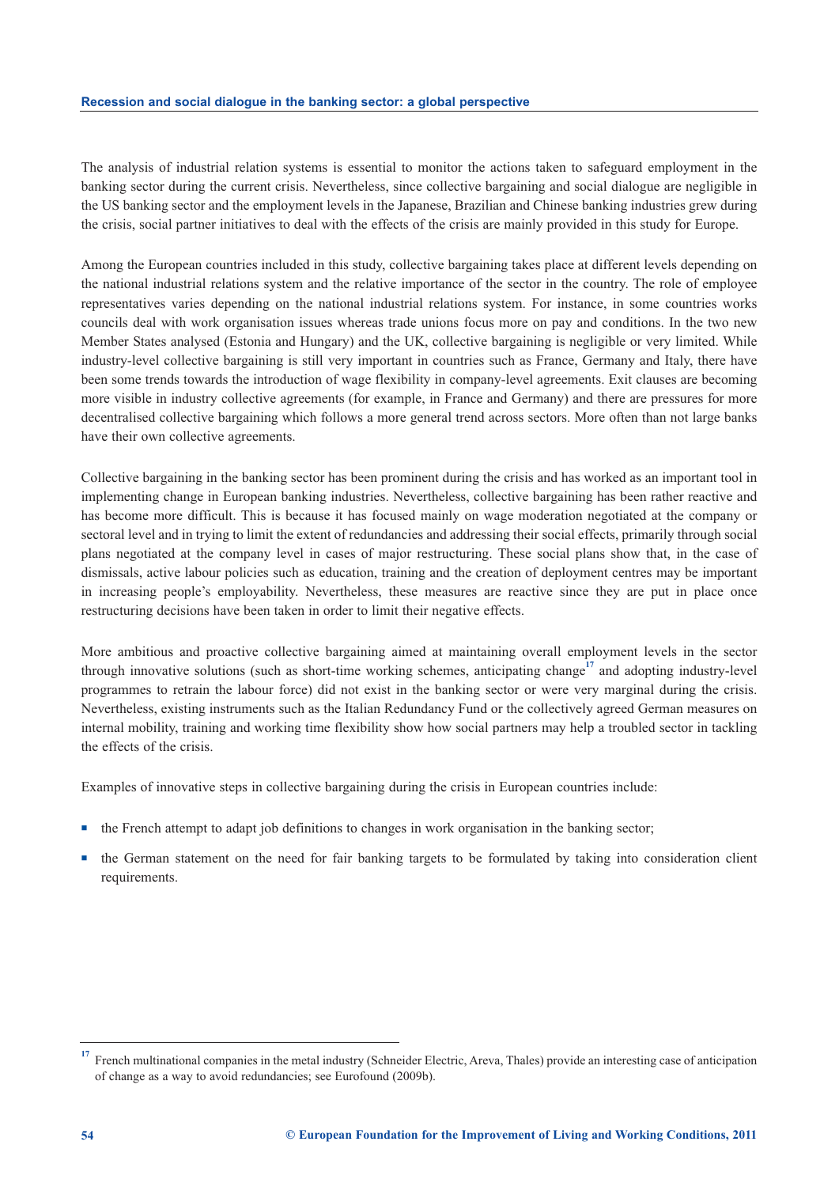The analysis of industrial relation systems is essential to monitor the actions taken to safeguard employment in the banking sector during the current crisis. Nevertheless, since collective bargaining and social dialogue are negligible in the US banking sector and the employment levels in the Japanese, Brazilian and Chinese banking industries grew during the crisis, social partner initiatives to deal with the effects of the crisis are mainly provided in this study for Europe.

Among the European countries included in this study, collective bargaining takes place at different levels depending on the national industrial relations system and the relative importance of the sector in the country. The role of employee representatives varies depending on the national industrial relations system. For instance, in some countries works councils deal with work organisation issues whereas trade unions focus more on pay and conditions. In the two new Member States analysed (Estonia and Hungary) and the UK, collective bargaining is negligible or very limited. While industry-level collective bargaining is still very important in countries such as France, Germany and Italy, there have been some trends towards the introduction of wage flexibility in company-level agreements. Exit clauses are becoming more visible in industry collective agreements (for example, in France and Germany) and there are pressures for more decentralised collective bargaining which follows a more general trend across sectors. More often than not large banks have their own collective agreements.

Collective bargaining in the banking sector has been prominent during the crisis and has worked as an important tool in implementing change in European banking industries. Nevertheless, collective bargaining has been rather reactive and has become more difficult. This is because it has focused mainly on wage moderation negotiated at the company or sectoral level and in trying to limit the extent of redundancies and addressing their social effects, primarily through social plans negotiated at the company level in cases of major restructuring. These social plans show that, in the case of dismissals, active labour policies such as education, training and the creation of deployment centres may be important in increasing people's employability. Nevertheless, these measures are reactive since they are put in place once restructuring decisions have been taken in order to limit their negative effects.

More ambitious and proactive collective bargaining aimed at maintaining overall employment levels in the sector through innovative solutions (such as short-time working schemes, anticipating change[17] and adopting industry-level programmes to retrain the labour force) did not exist in the banking sector or were very marginal during the crisis. Nevertheless, existing instruments such as the Italian Redundancy Fund or the collectively agreed German measures on internal mobility, training and working time flexibility show how social partners may help a troubled sector in tackling the effects of the crisis.

Examples of innovative steps in collective bargaining during the crisis in European countries include:

- the French attempt to adapt job definitions to changes in work organisation in the banking sector;
- the German statement on the need for fair banking targets to be formulated by taking into consideration client requirements.

[17] French multinational companies in the metal industry (Schneider Electric, Areva, Thales) provide an interesting case of anticipation of change as a way to avoid redundancies; see Eurofound (2009b).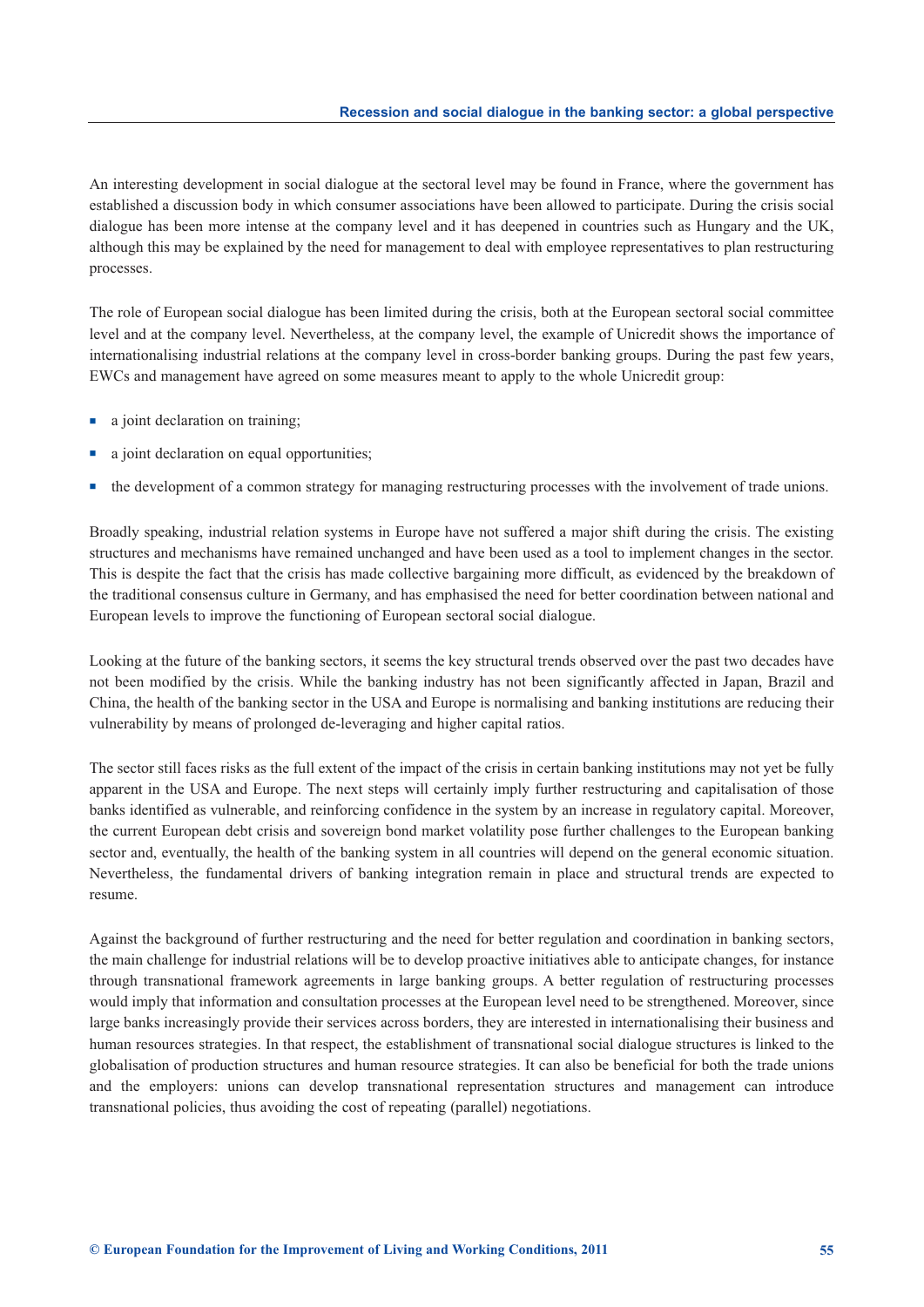An interesting development in social dialogue at the sectoral level may be found in France, where the government has established a discussion body in which consumer associations have been allowed to participate. During the crisis social dialogue has been more intense at the company level and it has deepened in countries such as Hungary and the UK, although this may be explained by the need for management to deal with employee representatives to plan restructuring processes.

The role of European social dialogue has been limited during the crisis, both at the European sectoral social committee level and at the company level. Nevertheless, at the company level, the example of Unicredit shows the importance of internationalising industrial relations at the company level in cross-border banking groups. During the past few years, EWCs and management have agreed on some measures meant to apply to the whole Unicredit group:

- a joint declaration on training;
- a joint declaration on equal opportunities;
- the development of a common strategy for managing restructuring processes with the involvement of trade unions.

Broadly speaking, industrial relation systems in Europe have not suffered a major shift during the crisis. The existing structures and mechanisms have remained unchanged and have been used as a tool to implement changes in the sector. This is despite the fact that the crisis has made collective bargaining more difficult, as evidenced by the breakdown of the traditional consensus culture in Germany, and has emphasised the need for better coordination between national and European levels to improve the functioning of European sectoral social dialogue.

Looking at the future of the banking sectors, it seems the key structural trends observed over the past two decades have not been modified by the crisis. While the banking industry has not been significantly affected in Japan, Brazil and China, the health of the banking sector in the USA and Europe is normalising and banking institutions are reducing their vulnerability by means of prolonged de-leveraging and higher capital ratios.

The sector still faces risks as the full extent of the impact of the crisis in certain banking institutions may not yet be fully apparent in the USA and Europe. The next steps will certainly imply further restructuring and capitalisation of those banks identified as vulnerable, and reinforcing confidence in the system by an increase in regulatory capital. Moreover, the current European debt crisis and sovereign bond market volatility pose further challenges to the European banking sector and, eventually, the health of the banking system in all countries will depend on the general economic situation. Nevertheless, the fundamental drivers of banking integration remain in place and structural trends are expected to resume.

Against the background of further restructuring and the need for better regulation and coordination in banking sectors, the main challenge for industrial relations will be to develop proactive initiatives able to anticipate changes, for instance through transnational framework agreements in large banking groups. A better regulation of restructuring processes would imply that information and consultation processes at the European level need to be strengthened. Moreover, since large banks increasingly provide their services across borders, they are interested in internationalising their business and human resources strategies. In that respect, the establishment of transnational social dialogue structures is linked to the globalisation of production structures and human resource strategies. It can also be beneficial for both the trade unions and the employers: unions can develop transnational representation structures and management can introduce transnational policies, thus avoiding the cost of repeating (parallel) negotiations.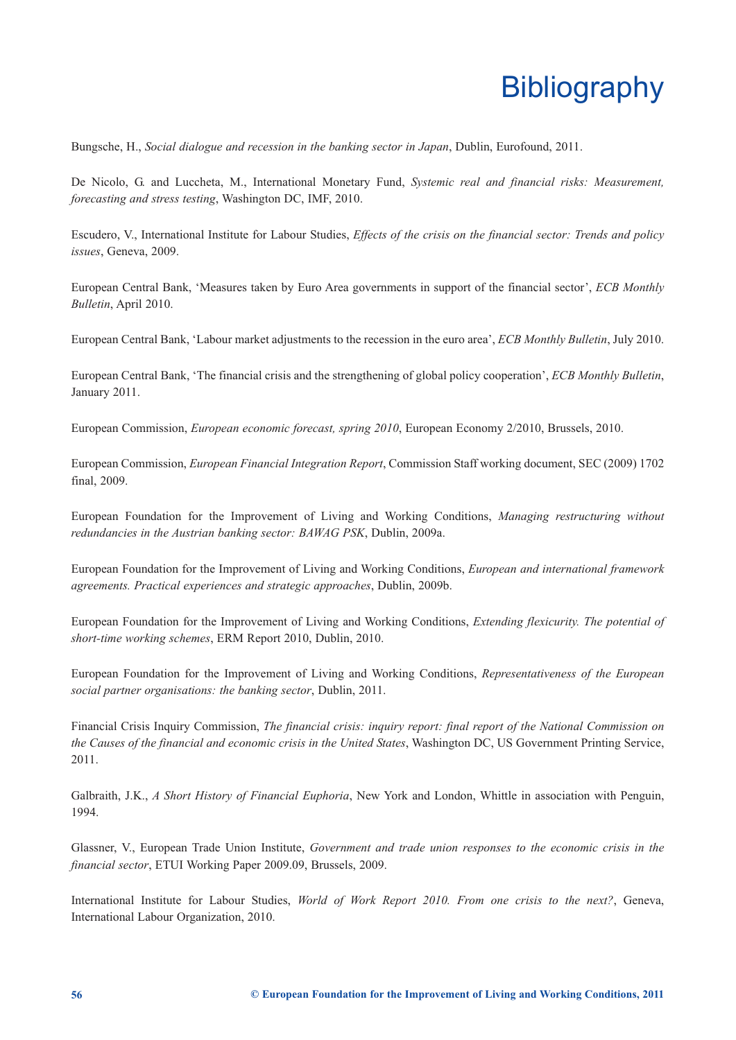# Bibliography

Bungsche, H., *Social dialogue and recession in the banking sector in Japan*, Dublin, Eurofound, 2011.

De Nicolo, G. and Luccheta, M., International Monetary Fund, *Systemic real and financial risks: Measurement, forecasting and stress testing*, Washington DC, IMF, 2010.

Escudero, V., International Institute for Labour Studies, *Effects of the crisis on the financial sector: Trends and policy issues*, Geneva, 2009.

European Central Bank, 'Measures taken by Euro Area governments in support of the financial sector', *ECB Monthly Bulletin*, April 2010.

European Central Bank, 'Labour market adjustments to the recession in the euro area', *ECB Monthly Bulletin*, July 2010.

European Central Bank, 'The financial crisis and the strengthening of global policy cooperation', *ECB Monthly Bulletin*, January 2011.

European Commission, *European economic forecast, spring 2010*, European Economy 2/2010, Brussels, 2010.

European Commission, *European Financial Integration Report*, Commission Staff working document, SEC (2009) 1702 final, 2009.

European Foundation for the Improvement of Living and Working Conditions, *Managing restructuring without redundancies in the Austrian banking sector: BAWAG PSK*, Dublin, 2009a.

European Foundation for the Improvement of Living and Working Conditions, *European and international framework agreements. Practical experiences and strategic approaches*, Dublin, 2009b.

European Foundation for the Improvement of Living and Working Conditions, *Extending flexicurity. The potential of short-time working schemes*, ERM Report 2010, Dublin, 2010.

European Foundation for the Improvement of Living and Working Conditions, *Representativeness of the European social partner organisations: the banking sector*, Dublin, 2011.

Financial Crisis Inquiry Commission, *The financial crisis: inquiry report: final report of the National Commission on the Causes of the financial and economic crisis in the United States*, Washington DC, US Government Printing Service, 2011.

Galbraith, J.K., *A Short History of Financial Euphoria*, New York and London, Whittle in association with Penguin, 1994.

Glassner, V., European Trade Union Institute, *Government and trade union responses to the economic crisis in the financial sector*, ETUI Working Paper 2009.09, Brussels, 2009.

International Institute for Labour Studies, *World of Work Report 2010. From one crisis to the next?*, Geneva, International Labour Organization, 2010.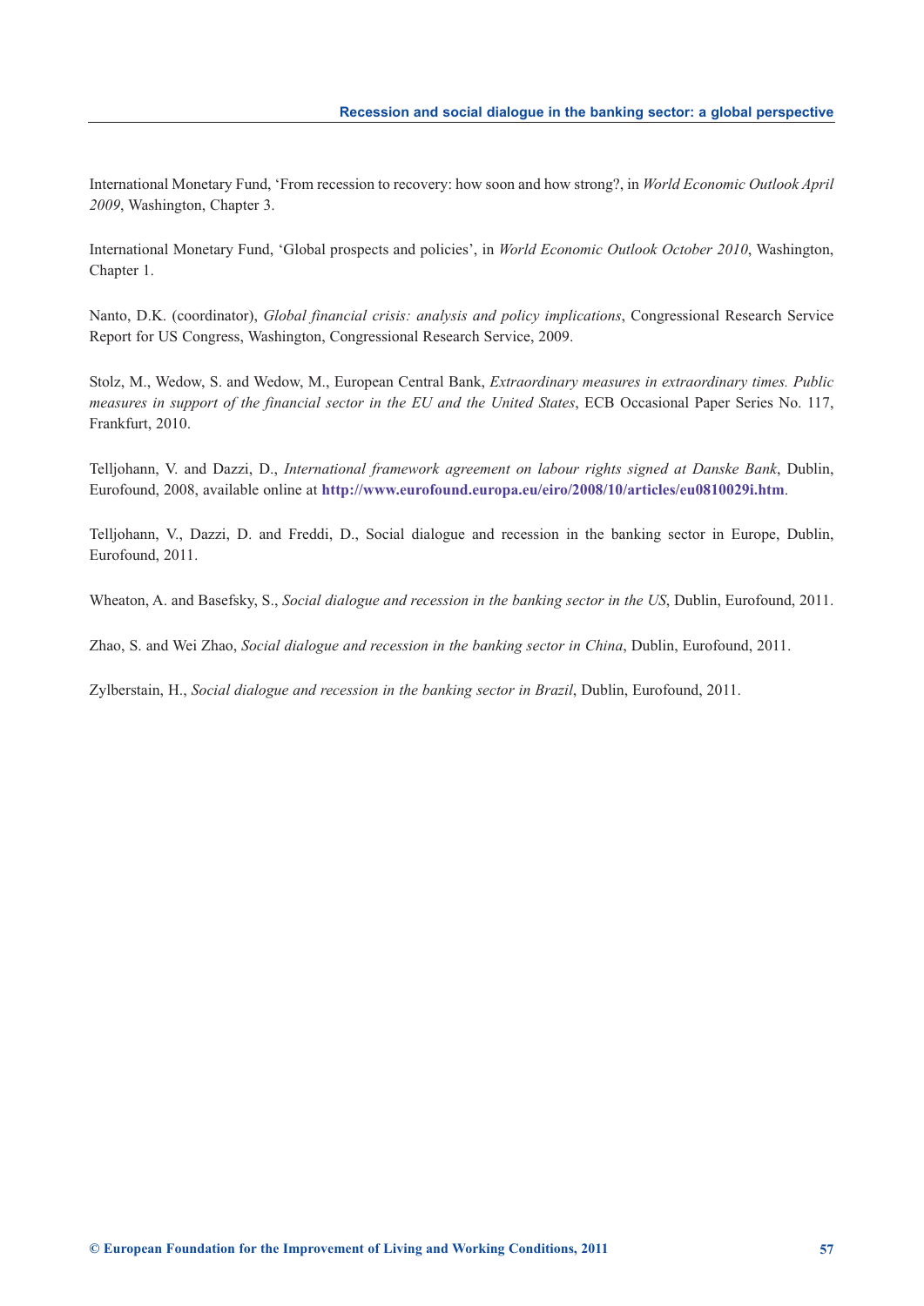International Monetary Fund, 'From recession to recovery: how soon and how strong?, in *World Economic Outlook April 2009*, Washington, Chapter 3.

International Monetary Fund, 'Global prospects and policies', in *World Economic Outlook October 2010*, Washington, Chapter 1.

Nanto, D.K. (coordinator), *Global financial crisis: analysis and policy implications*, Congressional Research Service Report for US Congress, Washington, Congressional Research Service, 2009.

Stolz, M., Wedow, S. and Wedow, M., European Central Bank, *Extraordinary measures in extraordinary times. Public measures in support of the financial sector in the EU and the United States*, ECB Occasional Paper Series No. 117, Frankfurt, 2010.

Telljohann, V. and Dazzi, D., *International framework agreement on labour rights signed at Danske Bank*, Dublin, Eurofound, 2008, available online at **http://www.eurofound.europa.eu/eiro/2008/10/articles/eu0810029i.htm**.

Telljohann, V., Dazzi, D. and Freddi, D., Social dialogue and recession in the banking sector in Europe, Dublin, Eurofound, 2011.

Wheaton, A. and Basefsky, S., *Social dialogue and recession in the banking sector in the US*, Dublin, Eurofound, 2011.

Zhao, S. and Wei Zhao, *Social dialogue and recession in the banking sector in China*, Dublin, Eurofound, 2011.

Zylberstain, H., *Social dialogue and recession in the banking sector in Brazil*, Dublin, Eurofound, 2011.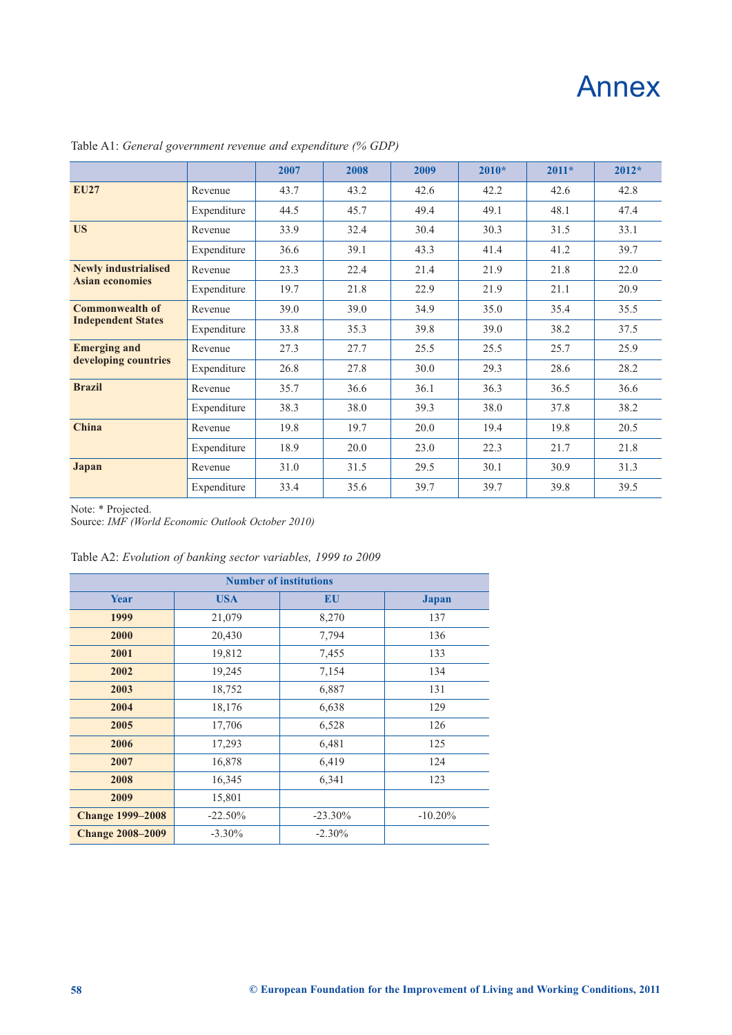# Annex

Table A1: *General government revenue and expenditure (% GDP)*

| | | 2007 | 2008 | 2009 | 2010* | 2011* | 2012* |
|---|---|---|---|---|---|---|---|
| **EU27** | Revenue | 43.7 | 43.2 | 42.6 | 42.2 | 42.6 | 42.8 |
| | Expenditure | 44.5 | 45.7 | 49.4 | 49.1 | 48.1 | 47.4 |
| **US** | Revenue | 33.9 | 32.4 | 30.4 | 30.3 | 31.5 | 33.1 |
| | Expenditure | 36.6 | 39.1 | 43.3 | 41.4 | 41.2 | 39.7 |
| **Newly industrialised Asian economies** | Revenue | 23.3 | 22.4 | 21.4 | 21.9 | 21.8 | 22.0 |
| | Expenditure | 19.7 | 21.8 | 22.9 | 21.9 | 21.1 | 20.9 |
| **Commonwealth of Independent States** | Revenue | 39.0 | 39.0 | 34.9 | 35.0 | 35.4 | 35.5 |
| | Expenditure | 33.8 | 35.3 | 39.8 | 39.0 | 38.2 | 37.5 |
| **Emerging and developing countries** | Revenue | 27.3 | 27.7 | 25.5 | 25.5 | 25.7 | 25.9 |
| | Expenditure | 26.8 | 27.8 | 30.0 | 29.3 | 28.6 | 28.2 |
| **Brazil** | Revenue | 35.7 | 36.6 | 36.1 | 36.3 | 36.5 | 36.6 |
| | Expenditure | 38.3 | 38.0 | 39.3 | 38.0 | 37.8 | 38.2 |
| **China** | Revenue | 19.8 | 19.7 | 20.0 | 19.4 | 19.8 | 20.5 |
| | Expenditure | 18.9 | 20.0 | 23.0 | 22.3 | 21.7 | 21.8 |
| **Japan** | Revenue | 31.0 | 31.5 | 29.5 | 30.1 | 30.9 | 31.3 |
| | Expenditure | 33.4 | 35.6 | 39.7 | 39.7 | 39.8 | 39.5 |

Note: * Projected.
Source: *IMF (World Economic Outlook October 2010)*

Table A2: *Evolution of banking sector variables, 1999 to 2009*

| Number of institutions | | | |
|---|---|---|---|
| **Year** | **USA** | **EU** | **Japan** |
| **1999** | 21,079 | 8,270 | 137 |
| **2000** | 20,430 | 7,794 | 136 |
| **2001** | 19,812 | 7,455 | 133 |
| **2002** | 19,245 | 7,154 | 134 |
| **2003** | 18,752 | 6,887 | 131 |
| **2004** | 18,176 | 6,638 | 129 |
| **2005** | 17,706 | 6,528 | 126 |
| **2006** | 17,293 | 6,481 | 125 |
| **2007** | 16,878 | 6,419 | 124 |
| **2008** | 16,345 | 6,341 | 123 |
| **2009** | 15,801 | | |
| **Change 1999–2008** | -22.50% | -23.30% | -10.20% |
| **Change 2008–2009** | -3.30% | -2.30% | |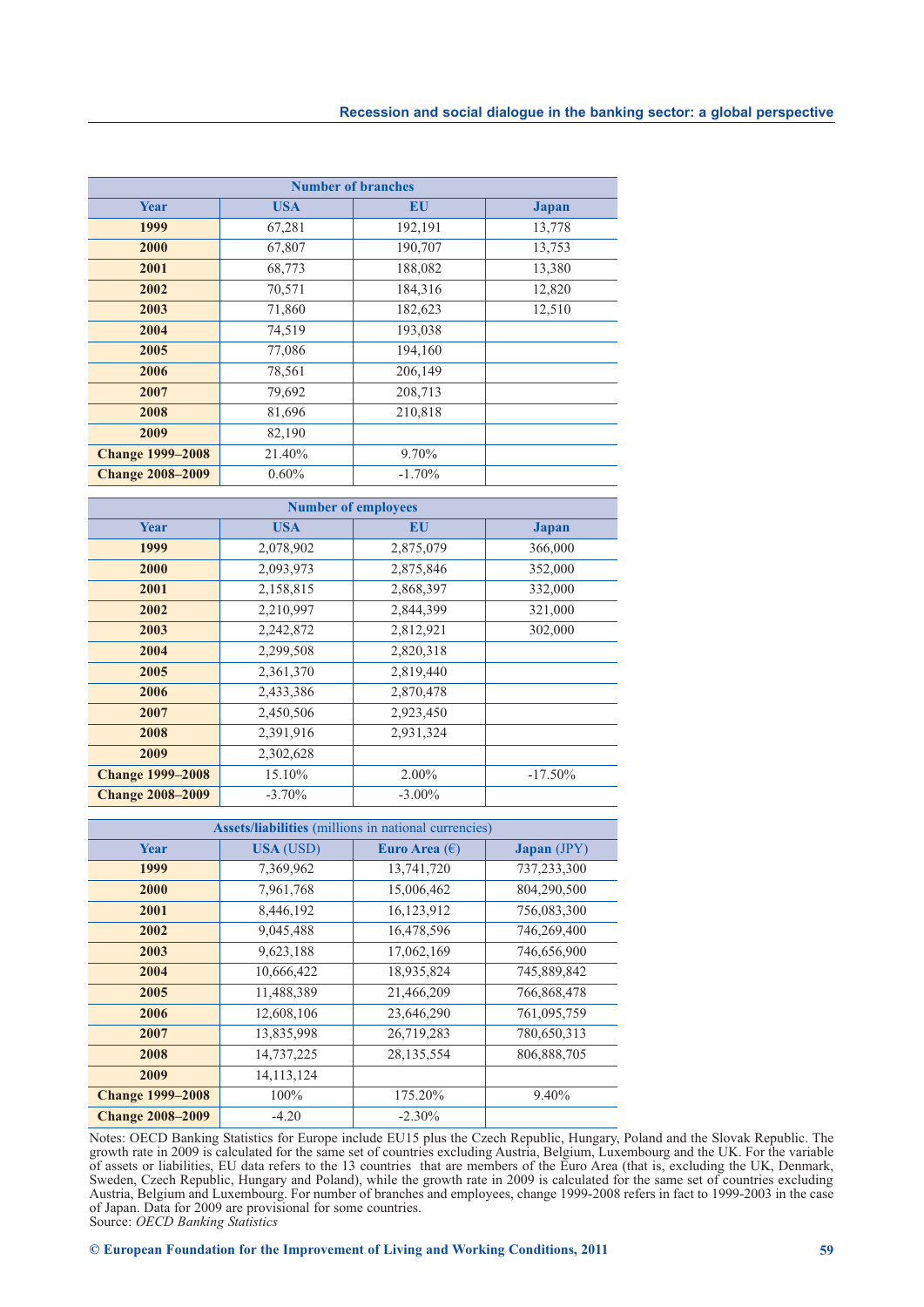| Number of branches | | | |
|---|---|---|---|
| **Year** | **USA** | **EU** | **Japan** |
| **1999** | 67,281 | 192,191 | 13,778 |
| **2000** | 67,807 | 190,707 | 13,753 |
| **2001** | 68,773 | 188,082 | 13,380 |
| **2002** | 70,571 | 184,316 | 12,820 |
| **2003** | 71,860 | 182,623 | 12,510 |
| **2004** | 74,519 | 193,038 | |
| **2005** | 77,086 | 194,160 | |
| **2006** | 78,561 | 206,149 | |
| **2007** | 79,692 | 208,713 | |
| **2008** | 81,696 | 210,818 | |
| **2009** | 82,190 | | |
| **Change 1999–2008** | 21.40% | 9.70% | |
| **Change 2008–2009** | 0.60% | -1.70% | |

| Number of employees | | | |
|---|---|---|---|
| **Year** | **USA** | **EU** | **Japan** |
| **1999** | 2,078,902 | 2,875,079 | 366,000 |
| **2000** | 2,093,973 | 2,875,846 | 352,000 |
| **2001** | 2,158,815 | 2,868,397 | 332,000 |
| **2002** | 2,210,997 | 2,844,399 | 321,000 |
| **2003** | 2,242,872 | 2,812,921 | 302,000 |
| **2004** | 2,299,508 | 2,820,318 | |
| **2005** | 2,361,370 | 2,819,440 | |
| **2006** | 2,433,386 | 2,870,478 | |
| **2007** | 2,450,506 | 2,923,450 | |
| **2008** | 2,391,916 | 2,931,324 | |
| **2009** | 2,302,628 | | |
| **Change 1999–2008** | 15.10% | 2.00% | -17.50% |
| **Change 2008–2009** | -3.70% | -3.00% | |

| **Assets/liabilities** (millions in national currencies) | | | |
|---|---|---|---|
| **Year** | **USA** (USD) | **Euro Area** (€) | **Japan** (JPY) |
| **1999** | 7,369,962 | 13,741,720 | 737,233,300 |
| **2000** | 7,961,768 | 15,006,462 | 804,290,500 |
| **2001** | 8,446,192 | 16,123,912 | 756,083,300 |
| **2002** | 9,045,488 | 16,478,596 | 746,269,400 |
| **2003** | 9,623,188 | 17,062,169 | 746,656,900 |
| **2004** | 10,666,422 | 18,935,824 | 745,889,842 |
| **2005** | 11,488,389 | 21,466,209 | 766,868,478 |
| **2006** | 12,608,106 | 23,646,290 | 761,095,759 |
| **2007** | 13,835,998 | 26,719,283 | 780,650,313 |
| **2008** | 14,737,225 | 28,135,554 | 806,888,705 |
| **2009** | 14,113,124 | | |
| **Change 1999–2008** | 100% | 175.20% | 9.40% |
| **Change 2008–2009** | -4.20 | -2.30% | |

Notes: OECD Banking Statistics for Europe include EU15 plus the Czech Republic, Hungary, Poland and the Slovak Republic. The growth rate in 2009 is calculated for the same set of countries excluding Austria, Belgium, Luxembourg and the UK. For the variable of assets or liabilities, EU data refers to the 13 countries that are members of the Euro Area (that is, excluding the UK, Denmark, Sweden, Czech Republic, Hungary and Poland), while the growth rate in 2009 is calculated for the same set of countries excluding Austria, Belgium and Luxembourg. For number of branches and employees, change 1999-2008 refers in fact to 1999-2003 in the case of Japan. Data for 2009 are provisional for some countries.
Source: *OECD Banking Statistics*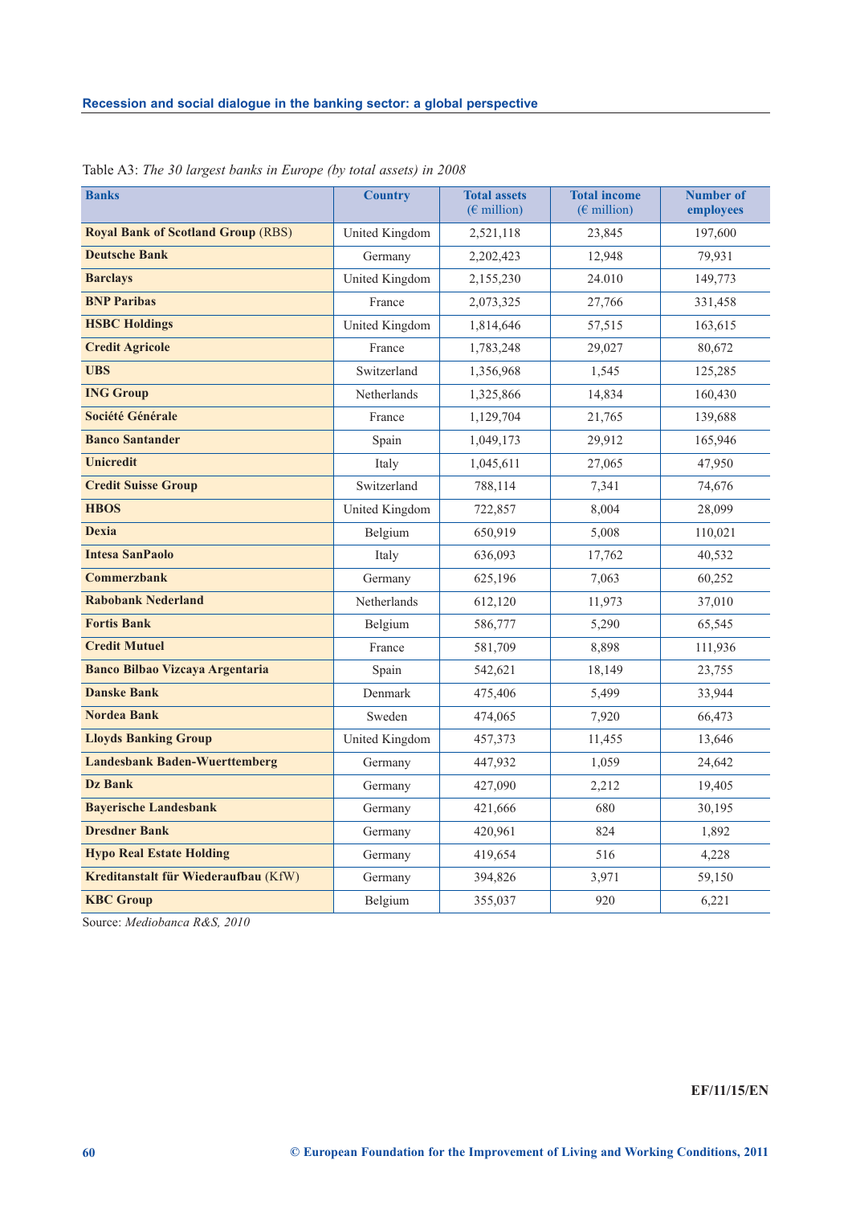Table A3: *The 30 largest banks in Europe (by total assets) in 2008*

| Banks | Country | Total assets (€ million) | Total income (€ million) | Number of employees |
|---|---|---|---|---|
| **Royal Bank of Scotland Group** (RBS) | United Kingdom | 2,521,118 | 23,845 | 197,600 |
| **Deutsche Bank** | Germany | 2,202,423 | 12,948 | 79,931 |
| **Barclays** | United Kingdom | 2,155,230 | 24.010 | 149,773 |
| **BNP Paribas** | France | 2,073,325 | 27,766 | 331,458 |
| **HSBC Holdings** | United Kingdom | 1,814,646 | 57,515 | 163,615 |
| **Credit Agricole** | France | 1,783,248 | 29,027 | 80,672 |
| **UBS** | Switzerland | 1,356,968 | 1,545 | 125,285 |
| **ING Group** | Netherlands | 1,325,866 | 14,834 | 160,430 |
| **Société Générale** | France | 1,129,704 | 21,765 | 139,688 |
| **Banco Santander** | Spain | 1,049,173 | 29,912 | 165,946 |
| **Unicredit** | Italy | 1,045,611 | 27,065 | 47,950 |
| **Credit Suisse Group** | Switzerland | 788,114 | 7,341 | 74,676 |
| **HBOS** | United Kingdom | 722,857 | 8,004 | 28,099 |
| **Dexia** | Belgium | 650,919 | 5,008 | 110,021 |
| **Intesa SanPaolo** | Italy | 636,093 | 17,762 | 40,532 |
| **Commerzbank** | Germany | 625,196 | 7,063 | 60,252 |
| **Rabobank Nederland** | Netherlands | 612,120 | 11,973 | 37,010 |
| **Fortis Bank** | Belgium | 586,777 | 5,290 | 65,545 |
| **Credit Mutuel** | France | 581,709 | 8,898 | 111,936 |
| **Banco Bilbao Vizcaya Argentaria** | Spain | 542,621 | 18,149 | 23,755 |
| **Danske Bank** | Denmark | 475,406 | 5,499 | 33,944 |
| **Nordea Bank** | Sweden | 474,065 | 7,920 | 66,473 |
| **Lloyds Banking Group** | United Kingdom | 457,373 | 11,455 | 13,646 |
| **Landesbank Baden-Wuerttemberg** | Germany | 447,932 | 1,059 | 24,642 |
| **Dz Bank** | Germany | 427,090 | 2,212 | 19,405 |
| **Bayerische Landesbank** | Germany | 421,666 | 680 | 30,195 |
| **Dresdner Bank** | Germany | 420,961 | 824 | 1,892 |
| **Hypo Real Estate Holding** | Germany | 419,654 | 516 | 4,228 |
| **Kreditanstalt für Wiederaufbau** (KfW) | Germany | 394,826 | 3,971 | 59,150 |
| **KBC Group** | Belgium | 355,037 | 920 | 6,221 |

Source: *Mediobanca R&S, 2010*

**EF/11/15/EN**